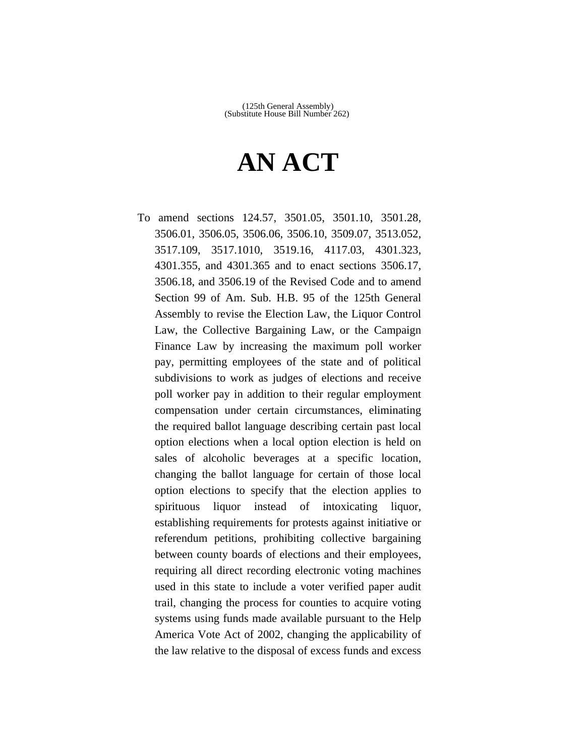(125th General Assembly)
(Substitute House Bill Number 262)

# AN ACT

To amend sections 124.57, 3501.05, 3501.10, 3501.28, 3506.01, 3506.05, 3506.06, 3506.10, 3509.07, 3513.052, 3517.109, 3517.1010, 3519.16, 4117.03, 4301.323, 4301.355, and 4301.365 and to enact sections 3506.17, 3506.18, and 3506.19 of the Revised Code and to amend Section 99 of Am. Sub. H.B. 95 of the 125th General Assembly to revise the Election Law, the Liquor Control Law, the Collective Bargaining Law, or the Campaign Finance Law by increasing the maximum poll worker pay, permitting employees of the state and of political subdivisions to work as judges of elections and receive poll worker pay in addition to their regular employment compensation under certain circumstances, eliminating the required ballot language describing certain past local option elections when a local option election is held on sales of alcoholic beverages at a specific location, changing the ballot language for certain of those local option elections to specify that the election applies to spirituous liquor instead of intoxicating liquor, establishing requirements for protests against initiative or referendum petitions, prohibiting collective bargaining between county boards of elections and their employees, requiring all direct recording electronic voting machines used in this state to include a voter verified paper audit trail, changing the process for counties to acquire voting systems using funds made available pursuant to the Help America Vote Act of 2002, changing the applicability of the law relative to the disposal of excess funds and excess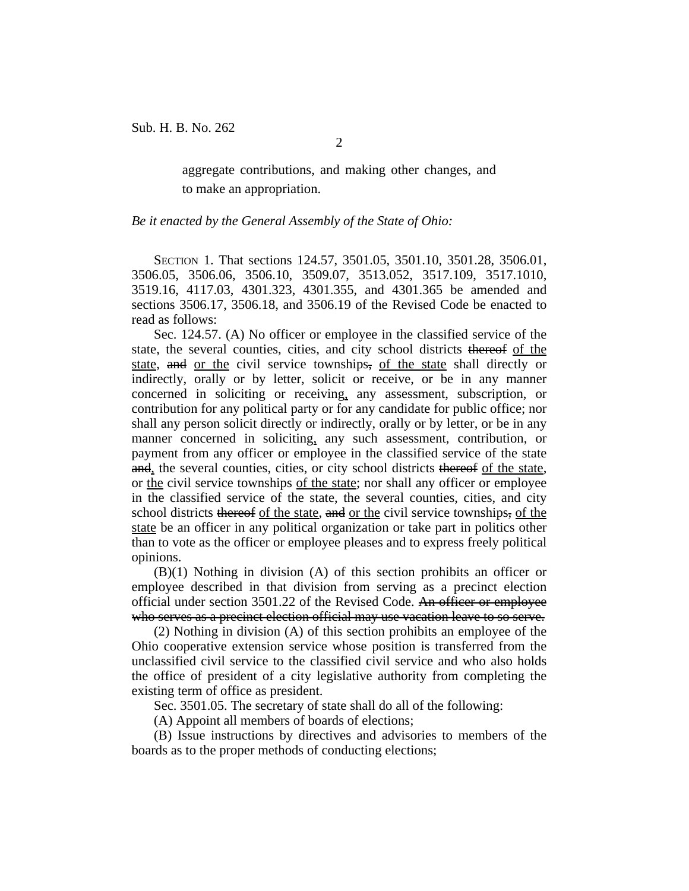aggregate contributions, and making other changes, and to make an appropriation.

*Be it enacted by the General Assembly of the State of Ohio:*

SECTION 1. That sections 124.57, 3501.05, 3501.10, 3501.28, 3506.01, 3506.05, 3506.06, 3506.10, 3509.07, 3513.052, 3517.109, 3517.1010, 3519.16, 4117.03, 4301.323, 4301.355, and 4301.365 be amended and sections 3506.17, 3506.18, and 3506.19 of the Revised Code be enacted to read as follows:

Sec. 124.57. (A) No officer or employee in the classified service of the state, the several counties, cities, and city school districts ~~thereof~~ <u>of the state</u>, ~~and~~ <u>or the</u> civil service townships~~,~~ <u>of the state</u> shall directly or indirectly, orally or by letter, solicit or receive, or be in any manner concerned in soliciting or receiving<u>,</u> any assessment, subscription, or contribution for any political party or for any candidate for public office; nor shall any person solicit directly or indirectly, orally or by letter, or be in any manner concerned in soliciting<u>,</u> any such assessment, contribution, or payment from any officer or employee in the classified service of the state ~~and~~<u>,</u> the several counties, cities, or city school districts ~~thereof~~ <u>of the state</u>, or <u>the</u> civil service townships <u>of the state</u>; nor shall any officer or employee in the classified service of the state, the several counties, cities, and city school districts ~~thereof~~ <u>of the state</u>, ~~and~~ <u>or the</u> civil service townships~~,~~ <u>of the state</u> be an officer in any political organization or take part in politics other than to vote as the officer or employee pleases and to express freely political opinions.

(B)(1) Nothing in division (A) of this section prohibits an officer or employee described in that division from serving as a precinct election official under section 3501.22 of the Revised Code. ~~An officer or employee who serves as a precinct election official may use vacation leave to so serve.~~

(2) Nothing in division (A) of this section prohibits an employee of the Ohio cooperative extension service whose position is transferred from the unclassified civil service to the classified civil service and who also holds the office of president of a city legislative authority from completing the existing term of office as president.

Sec. 3501.05. The secretary of state shall do all of the following:

(A) Appoint all members of boards of elections;

(B) Issue instructions by directives and advisories to members of the boards as to the proper methods of conducting elections;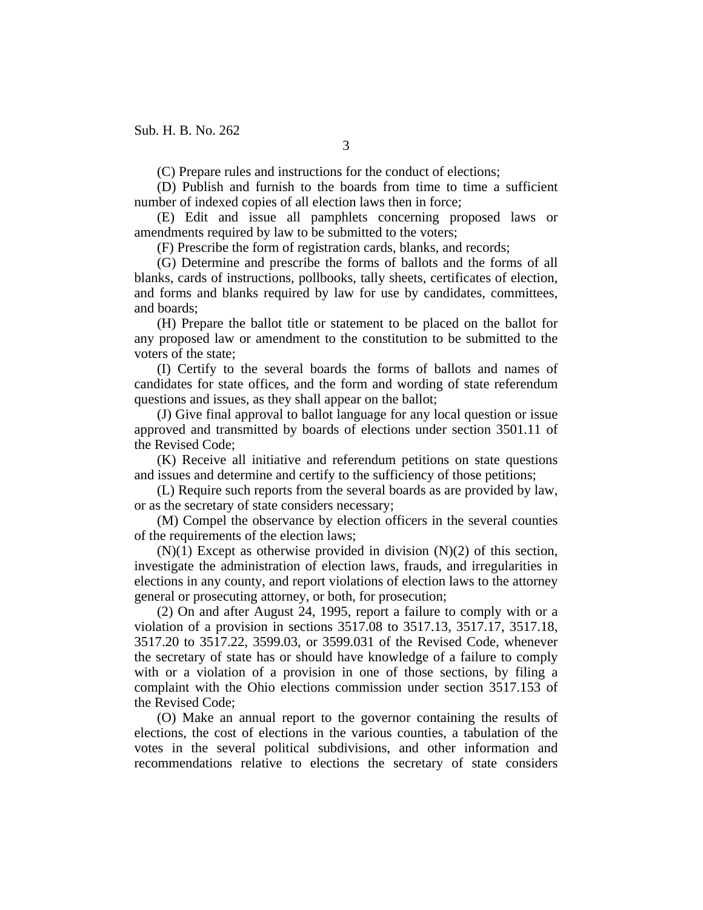(C) Prepare rules and instructions for the conduct of elections;

(D) Publish and furnish to the boards from time to time a sufficient number of indexed copies of all election laws then in force;

(E) Edit and issue all pamphlets concerning proposed laws or amendments required by law to be submitted to the voters;

(F) Prescribe the form of registration cards, blanks, and records;

(G) Determine and prescribe the forms of ballots and the forms of all blanks, cards of instructions, pollbooks, tally sheets, certificates of election, and forms and blanks required by law for use by candidates, committees, and boards;

(H) Prepare the ballot title or statement to be placed on the ballot for any proposed law or amendment to the constitution to be submitted to the voters of the state;

(I) Certify to the several boards the forms of ballots and names of candidates for state offices, and the form and wording of state referendum questions and issues, as they shall appear on the ballot;

(J) Give final approval to ballot language for any local question or issue approved and transmitted by boards of elections under section 3501.11 of the Revised Code;

(K) Receive all initiative and referendum petitions on state questions and issues and determine and certify to the sufficiency of those petitions;

(L) Require such reports from the several boards as are provided by law, or as the secretary of state considers necessary;

(M) Compel the observance by election officers in the several counties of the requirements of the election laws;

(N)(1) Except as otherwise provided in division (N)(2) of this section, investigate the administration of election laws, frauds, and irregularities in elections in any county, and report violations of election laws to the attorney general or prosecuting attorney, or both, for prosecution;

(2) On and after August 24, 1995, report a failure to comply with or a violation of a provision in sections 3517.08 to 3517.13, 3517.17, 3517.18, 3517.20 to 3517.22, 3599.03, or 3599.031 of the Revised Code, whenever the secretary of state has or should have knowledge of a failure to comply with or a violation of a provision in one of those sections, by filing a complaint with the Ohio elections commission under section 3517.153 of the Revised Code;

(O) Make an annual report to the governor containing the results of elections, the cost of elections in the various counties, a tabulation of the votes in the several political subdivisions, and other information and recommendations relative to elections the secretary of state considers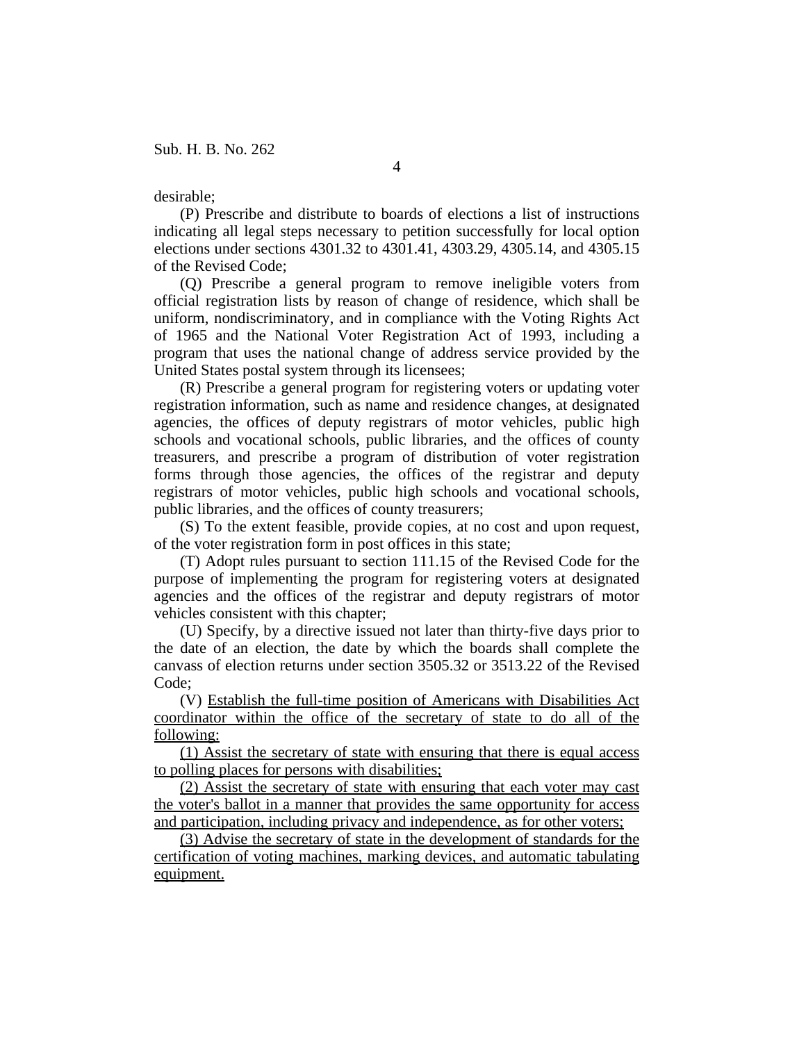desirable;

(P) Prescribe and distribute to boards of elections a list of instructions indicating all legal steps necessary to petition successfully for local option elections under sections 4301.32 to 4301.41, 4303.29, 4305.14, and 4305.15 of the Revised Code;

(Q) Prescribe a general program to remove ineligible voters from official registration lists by reason of change of residence, which shall be uniform, nondiscriminatory, and in compliance with the Voting Rights Act of 1965 and the National Voter Registration Act of 1993, including a program that uses the national change of address service provided by the United States postal system through its licensees;

(R) Prescribe a general program for registering voters or updating voter registration information, such as name and residence changes, at designated agencies, the offices of deputy registrars of motor vehicles, public high schools and vocational schools, public libraries, and the offices of county treasurers, and prescribe a program of distribution of voter registration forms through those agencies, the offices of the registrar and deputy registrars of motor vehicles, public high schools and vocational schools, public libraries, and the offices of county treasurers;

(S) To the extent feasible, provide copies, at no cost and upon request, of the voter registration form in post offices in this state;

(T) Adopt rules pursuant to section 111.15 of the Revised Code for the purpose of implementing the program for registering voters at designated agencies and the offices of the registrar and deputy registrars of motor vehicles consistent with this chapter;

(U) Specify, by a directive issued not later than thirty-five days prior to the date of an election, the date by which the boards shall complete the canvass of election returns under section 3505.32 or 3513.22 of the Revised Code;

(V) <u>Establish the full-time position of Americans with Disabilities Act coordinator within the office of the secretary of state to do all of the following:</u>

<u>(1) Assist the secretary of state with ensuring that there is equal access to polling places for persons with disabilities;</u>

<u>(2) Assist the secretary of state with ensuring that each voter may cast the voter's ballot in a manner that provides the same opportunity for access and participation, including privacy and independence, as for other voters;</u>

<u>(3) Advise the secretary of state in the development of standards for the certification of voting machines, marking devices, and automatic tabulating equipment.</u>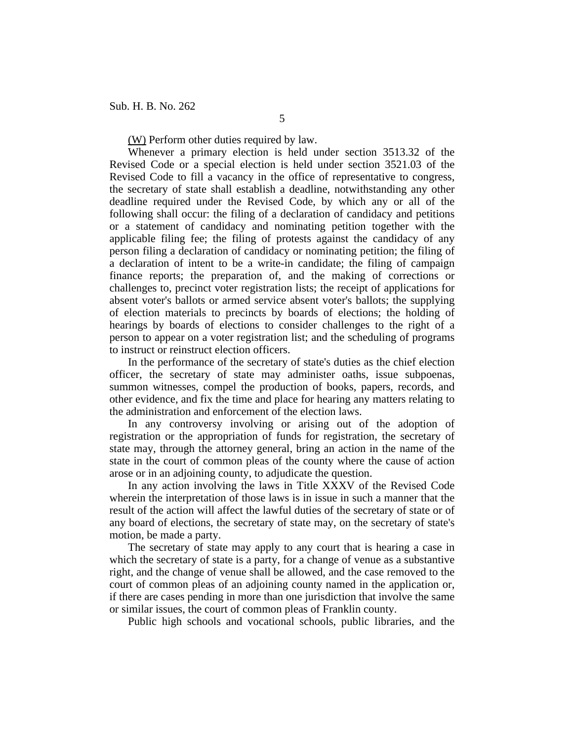(W) Perform other duties required by law.

Whenever a primary election is held under section 3513.32 of the Revised Code or a special election is held under section 3521.03 of the Revised Code to fill a vacancy in the office of representative to congress, the secretary of state shall establish a deadline, notwithstanding any other deadline required under the Revised Code, by which any or all of the following shall occur: the filing of a declaration of candidacy and petitions or a statement of candidacy and nominating petition together with the applicable filing fee; the filing of protests against the candidacy of any person filing a declaration of candidacy or nominating petition; the filing of a declaration of intent to be a write-in candidate; the filing of campaign finance reports; the preparation of, and the making of corrections or challenges to, precinct voter registration lists; the receipt of applications for absent voter's ballots or armed service absent voter's ballots; the supplying of election materials to precincts by boards of elections; the holding of hearings by boards of elections to consider challenges to the right of a person to appear on a voter registration list; and the scheduling of programs to instruct or reinstruct election officers.

In the performance of the secretary of state's duties as the chief election officer, the secretary of state may administer oaths, issue subpoenas, summon witnesses, compel the production of books, papers, records, and other evidence, and fix the time and place for hearing any matters relating to the administration and enforcement of the election laws.

In any controversy involving or arising out of the adoption of registration or the appropriation of funds for registration, the secretary of state may, through the attorney general, bring an action in the name of the state in the court of common pleas of the county where the cause of action arose or in an adjoining county, to adjudicate the question.

In any action involving the laws in Title XXXV of the Revised Code wherein the interpretation of those laws is in issue in such a manner that the result of the action will affect the lawful duties of the secretary of state or of any board of elections, the secretary of state may, on the secretary of state's motion, be made a party.

The secretary of state may apply to any court that is hearing a case in which the secretary of state is a party, for a change of venue as a substantive right, and the change of venue shall be allowed, and the case removed to the court of common pleas of an adjoining county named in the application or, if there are cases pending in more than one jurisdiction that involve the same or similar issues, the court of common pleas of Franklin county.

Public high schools and vocational schools, public libraries, and the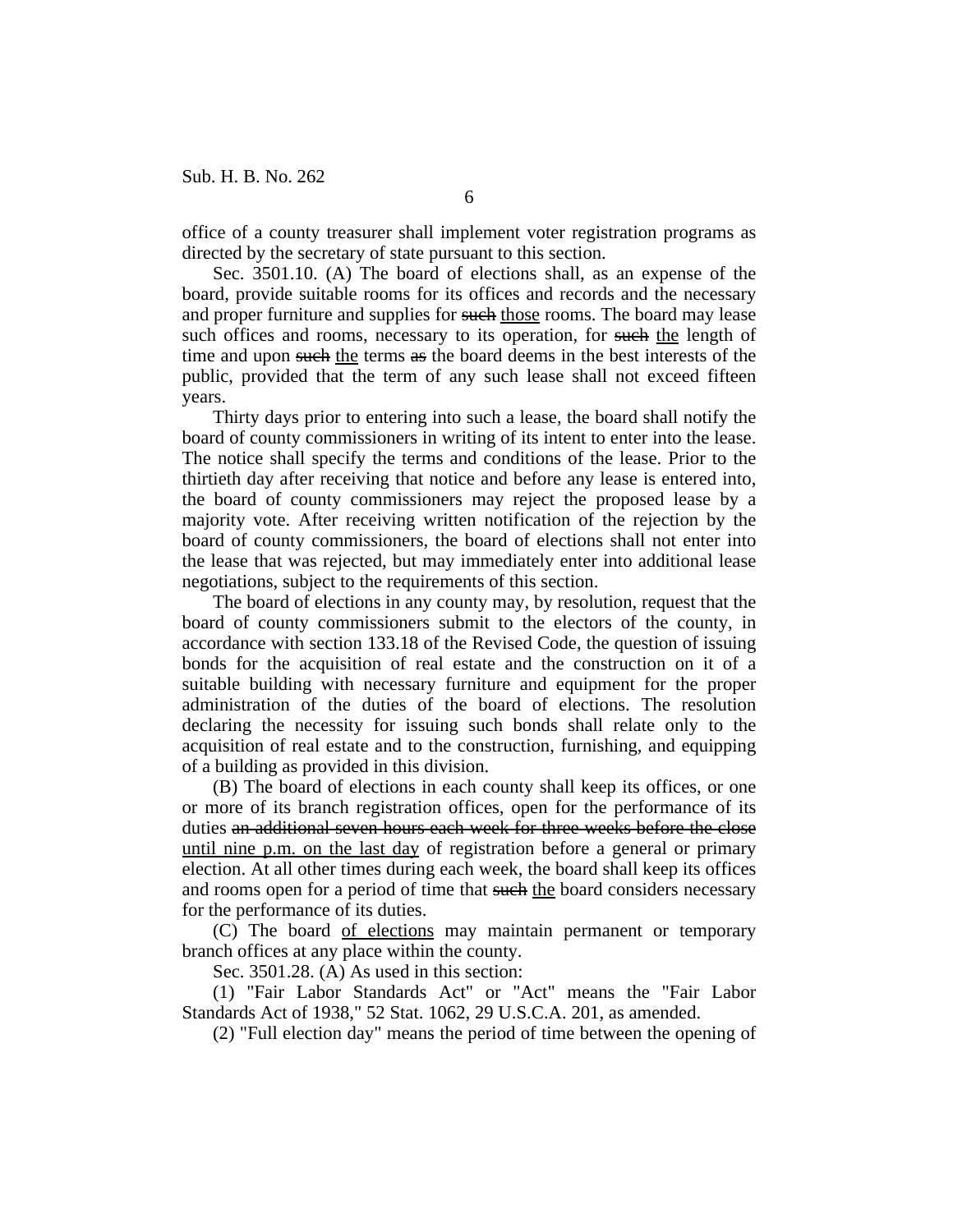office of a county treasurer shall implement voter registration programs as directed by the secretary of state pursuant to this section.

Sec. 3501.10. (A) The board of elections shall, as an expense of the board, provide suitable rooms for its offices and records and the necessary and proper furniture and supplies for ~~such~~ <u>those</u> rooms. The board may lease such offices and rooms, necessary to its operation, for ~~such~~ <u>the</u> length of time and upon ~~such~~ <u>the</u> terms ~~as~~ the board deems in the best interests of the public, provided that the term of any such lease shall not exceed fifteen years.

Thirty days prior to entering into such a lease, the board shall notify the board of county commissioners in writing of its intent to enter into the lease. The notice shall specify the terms and conditions of the lease. Prior to the thirtieth day after receiving that notice and before any lease is entered into, the board of county commissioners may reject the proposed lease by a majority vote. After receiving written notification of the rejection by the board of county commissioners, the board of elections shall not enter into the lease that was rejected, but may immediately enter into additional lease negotiations, subject to the requirements of this section.

The board of elections in any county may, by resolution, request that the board of county commissioners submit to the electors of the county, in accordance with section 133.18 of the Revised Code, the question of issuing bonds for the acquisition of real estate and the construction on it of a suitable building with necessary furniture and equipment for the proper administration of the duties of the board of elections. The resolution declaring the necessity for issuing such bonds shall relate only to the acquisition of real estate and to the construction, furnishing, and equipping of a building as provided in this division.

(B) The board of elections in each county shall keep its offices, or one or more of its branch registration offices, open for the performance of its duties ~~an additional seven hours each week for three weeks before the close~~ <u>until nine p.m. on the last day</u> of registration before a general or primary election. At all other times during each week, the board shall keep its offices and rooms open for a period of time that ~~such~~ <u>the</u> board considers necessary for the performance of its duties.

(C) The board <u>of elections</u> may maintain permanent or temporary branch offices at any place within the county.

Sec. 3501.28. (A) As used in this section:

(1) "Fair Labor Standards Act" or "Act" means the "Fair Labor Standards Act of 1938," 52 Stat. 1062, 29 U.S.C.A. 201, as amended.

(2) "Full election day" means the period of time between the opening of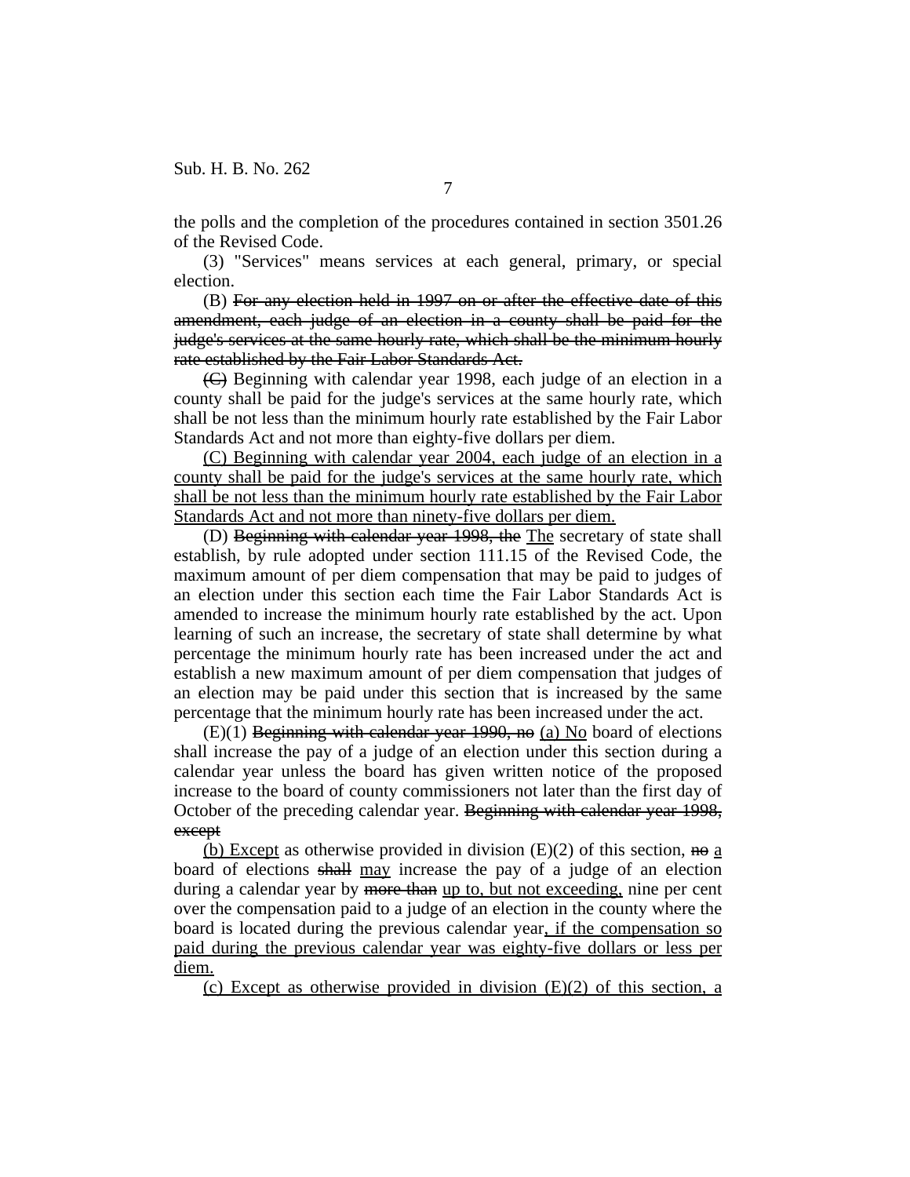the polls and the completion of the procedures contained in section 3501.26 of the Revised Code.

(3) "Services" means services at each general, primary, or special election.

(B) ~~For any election held in 1997 on or after the effective date of this amendment, each judge of an election in a county shall be paid for the judge's services at the same hourly rate, which shall be the minimum hourly rate established by the Fair Labor Standards Act.~~

~~(C)~~ Beginning with calendar year 1998, each judge of an election in a county shall be paid for the judge's services at the same hourly rate, which shall be not less than the minimum hourly rate established by the Fair Labor Standards Act and not more than eighty-five dollars per diem.

<u>(C) Beginning with calendar year 2004, each judge of an election in a county shall be paid for the judge's services at the same hourly rate, which shall be not less than the minimum hourly rate established by the Fair Labor Standards Act and not more than ninety-five dollars per diem.</u>

(D) ~~Beginning with calendar year 1998, the~~ <u>The</u> secretary of state shall establish, by rule adopted under section 111.15 of the Revised Code, the maximum amount of per diem compensation that may be paid to judges of an election under this section each time the Fair Labor Standards Act is amended to increase the minimum hourly rate established by the act. Upon learning of such an increase, the secretary of state shall determine by what percentage the minimum hourly rate has been increased under the act and establish a new maximum amount of per diem compensation that judges of an election may be paid under this section that is increased by the same percentage that the minimum hourly rate has been increased under the act.

(E)(1) ~~Beginning with calendar year 1990, no~~ <u>(a) No</u> board of elections shall increase the pay of a judge of an election under this section during a calendar year unless the board has given written notice of the proposed increase to the board of county commissioners not later than the first day of October of the preceding calendar year. ~~Beginning with calendar year 1998, except~~

<u>(b) Except</u> as otherwise provided in division (E)(2) of this section, ~~no~~ <u>a</u> board of elections ~~shall~~ <u>may</u> increase the pay of a judge of an election during a calendar year by ~~more than~~ <u>up to, but not exceeding,</u> nine per cent over the compensation paid to a judge of an election in the county where the board is located during the previous calendar year<u>, if the compensation so paid during the previous calendar year was eighty-five dollars or less per diem.</u>

<u>(c) Except as otherwise provided in division (E)(2) of this section, a</u>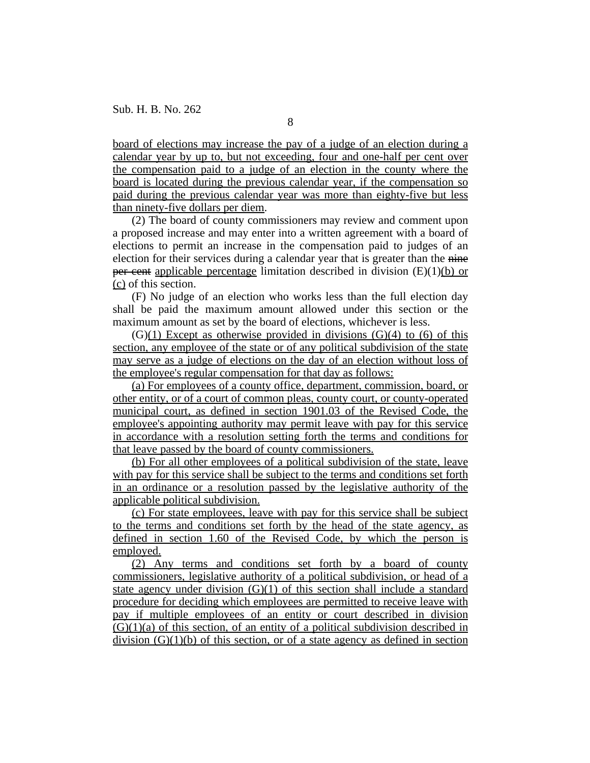board of elections may increase the pay of a judge of an election during a calendar year by up to, but not exceeding, four and one-half per cent over the compensation paid to a judge of an election in the county where the board is located during the previous calendar year, if the compensation so paid during the previous calendar year was more than eighty-five but less than ninety-five dollars per diem.

(2) The board of county commissioners may review and comment upon a proposed increase and may enter into a written agreement with a board of elections to permit an increase in the compensation paid to judges of an election for their services during a calendar year that is greater than the ~~nine per cent~~ applicable percentage limitation described in division (E)(1)(b) or (c) of this section.

(F) No judge of an election who works less than the full election day shall be paid the maximum amount allowed under this section or the maximum amount as set by the board of elections, whichever is less.

(G)(1) Except as otherwise provided in divisions (G)(4) to (6) of this section, any employee of the state or of any political subdivision of the state may serve as a judge of elections on the day of an election without loss of the employee's regular compensation for that day as follows:

(a) For employees of a county office, department, commission, board, or other entity, or of a court of common pleas, county court, or county-operated municipal court, as defined in section 1901.03 of the Revised Code, the employee's appointing authority may permit leave with pay for this service in accordance with a resolution setting forth the terms and conditions for that leave passed by the board of county commissioners.

(b) For all other employees of a political subdivision of the state, leave with pay for this service shall be subject to the terms and conditions set forth in an ordinance or a resolution passed by the legislative authority of the applicable political subdivision.

(c) For state employees, leave with pay for this service shall be subject to the terms and conditions set forth by the head of the state agency, as defined in section 1.60 of the Revised Code, by which the person is employed.

(2) Any terms and conditions set forth by a board of county commissioners, legislative authority of a political subdivision, or head of a state agency under division (G)(1) of this section shall include a standard procedure for deciding which employees are permitted to receive leave with pay if multiple employees of an entity or court described in division (G)(1)(a) of this section, of an entity of a political subdivision described in division (G)(1)(b) of this section, or of a state agency as defined in section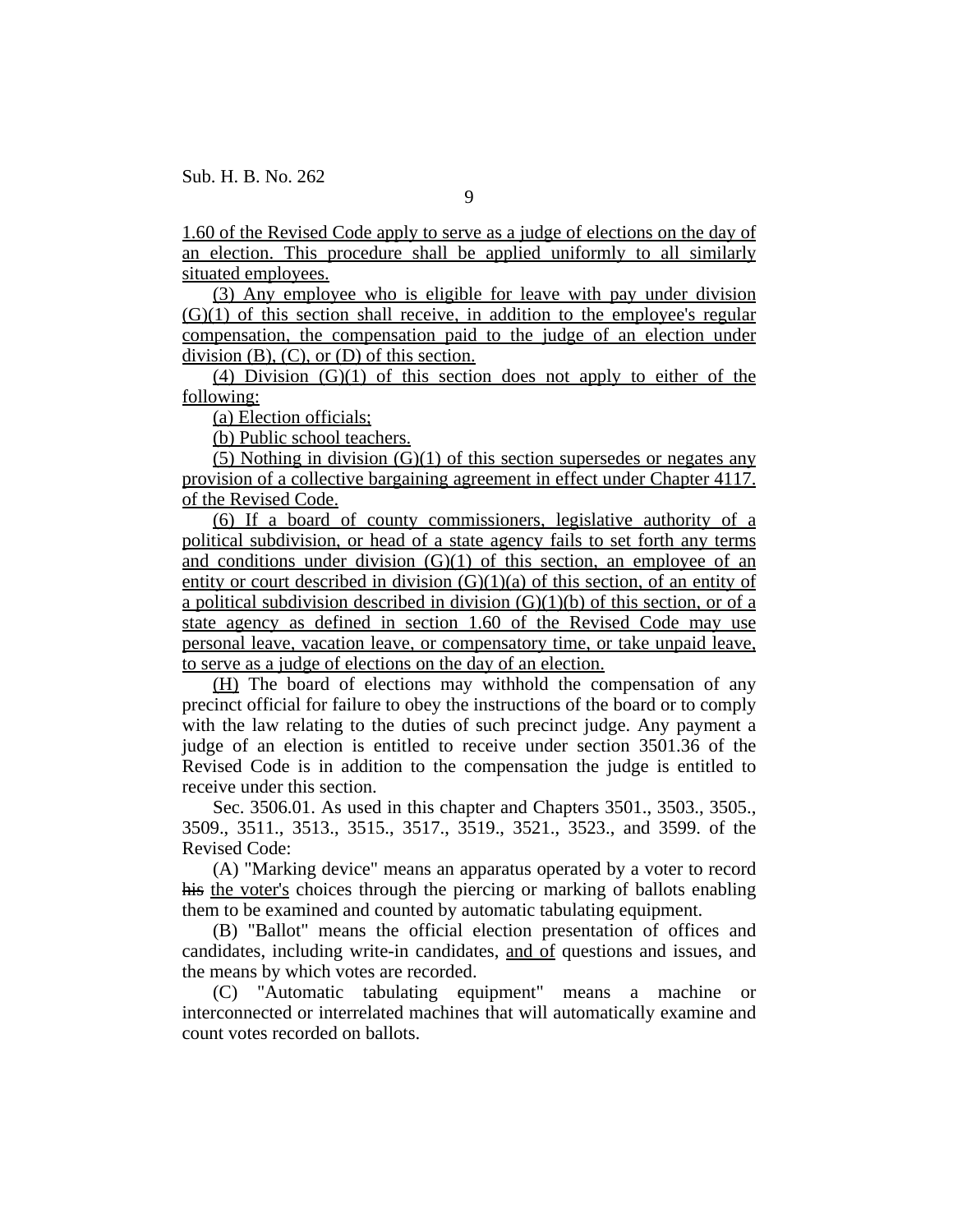1.60 of the Revised Code apply to serve as a judge of elections on the day of an election. This procedure shall be applied uniformly to all similarly situated employees.

(3) Any employee who is eligible for leave with pay under division (G)(1) of this section shall receive, in addition to the employee's regular compensation, the compensation paid to the judge of an election under division (B), (C), or (D) of this section.

(4) Division (G)(1) of this section does not apply to either of the following:

(a) Election officials;

(b) Public school teachers.

(5) Nothing in division (G)(1) of this section supersedes or negates any provision of a collective bargaining agreement in effect under Chapter 4117. of the Revised Code.

(6) If a board of county commissioners, legislative authority of a political subdivision, or head of a state agency fails to set forth any terms and conditions under division (G)(1) of this section, an employee of an entity or court described in division (G)(1)(a) of this section, of an entity of a political subdivision described in division (G)(1)(b) of this section, or of a state agency as defined in section 1.60 of the Revised Code may use personal leave, vacation leave, or compensatory time, or take unpaid leave, to serve as a judge of elections on the day of an election.

(H) The board of elections may withhold the compensation of any precinct official for failure to obey the instructions of the board or to comply with the law relating to the duties of such precinct judge. Any payment a judge of an election is entitled to receive under section 3501.36 of the Revised Code is in addition to the compensation the judge is entitled to receive under this section.

Sec. 3506.01. As used in this chapter and Chapters 3501., 3503., 3505., 3509., 3511., 3513., 3515., 3517., 3519., 3521., 3523., and 3599. of the Revised Code:

(A) "Marking device" means an apparatus operated by a voter to record ~~his~~ the voter's choices through the piercing or marking of ballots enabling them to be examined and counted by automatic tabulating equipment.

(B) "Ballot" means the official election presentation of offices and candidates, including write-in candidates, and of questions and issues, and the means by which votes are recorded.

(C) "Automatic tabulating equipment" means a machine or interconnected or interrelated machines that will automatically examine and count votes recorded on ballots.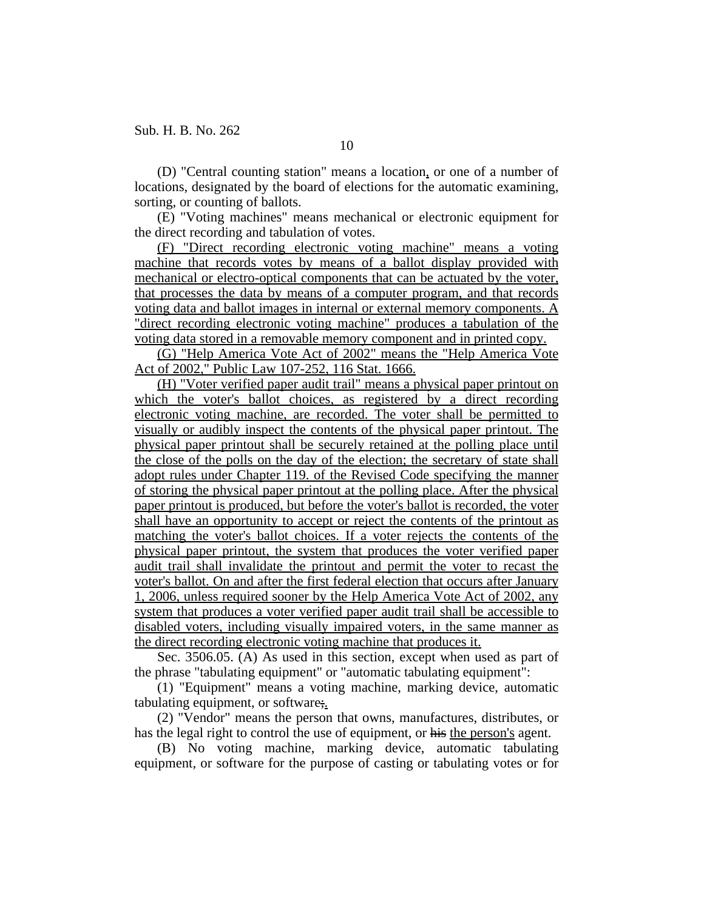(D) "Central counting station" means a location, or one of a number of locations, designated by the board of elections for the automatic examining, sorting, or counting of ballots.

(E) "Voting machines" means mechanical or electronic equipment for the direct recording and tabulation of votes.

<u>(F) "Direct recording electronic voting machine" means a voting machine that records votes by means of a ballot display provided with mechanical or electro-optical components that can be actuated by the voter, that processes the data by means of a computer program, and that records voting data and ballot images in internal or external memory components. A "direct recording electronic voting machine" produces a tabulation of the voting data stored in a removable memory component and in printed copy.</u>

<u>(G) "Help America Vote Act of 2002" means the "Help America Vote Act of 2002," Public Law 107-252, 116 Stat. 1666.</u>

<u>(H) "Voter verified paper audit trail" means a physical paper printout on which the voter's ballot choices, as registered by a direct recording electronic voting machine, are recorded. The voter shall be permitted to visually or audibly inspect the contents of the physical paper printout. The physical paper printout shall be securely retained at the polling place until the close of the polls on the day of the election; the secretary of state shall adopt rules under Chapter 119. of the Revised Code specifying the manner of storing the physical paper printout at the polling place. After the physical paper printout is produced, but before the voter's ballot is recorded, the voter shall have an opportunity to accept or reject the contents of the printout as matching the voter's ballot choices. If a voter rejects the contents of the physical paper printout, the system that produces the voter verified paper audit trail shall invalidate the printout and permit the voter to recast the voter's ballot. On and after the first federal election that occurs after January 1, 2006, unless required sooner by the Help America Vote Act of 2002, any system that produces a voter verified paper audit trail shall be accessible to disabled voters, including visually impaired voters, in the same manner as the direct recording electronic voting machine that produces it.</u>

Sec. 3506.05. (A) As used in this section, except when used as part of the phrase "tabulating equipment" or "automatic tabulating equipment":

(1) "Equipment" means a voting machine, marking device, automatic tabulating equipment, or software~~;~~<u>.</u>

(2) "Vendor" means the person that owns, manufactures, distributes, or has the legal right to control the use of equipment, or ~~his~~ <u>the person's</u> agent.

(B) No voting machine, marking device, automatic tabulating equipment, or software for the purpose of casting or tabulating votes or for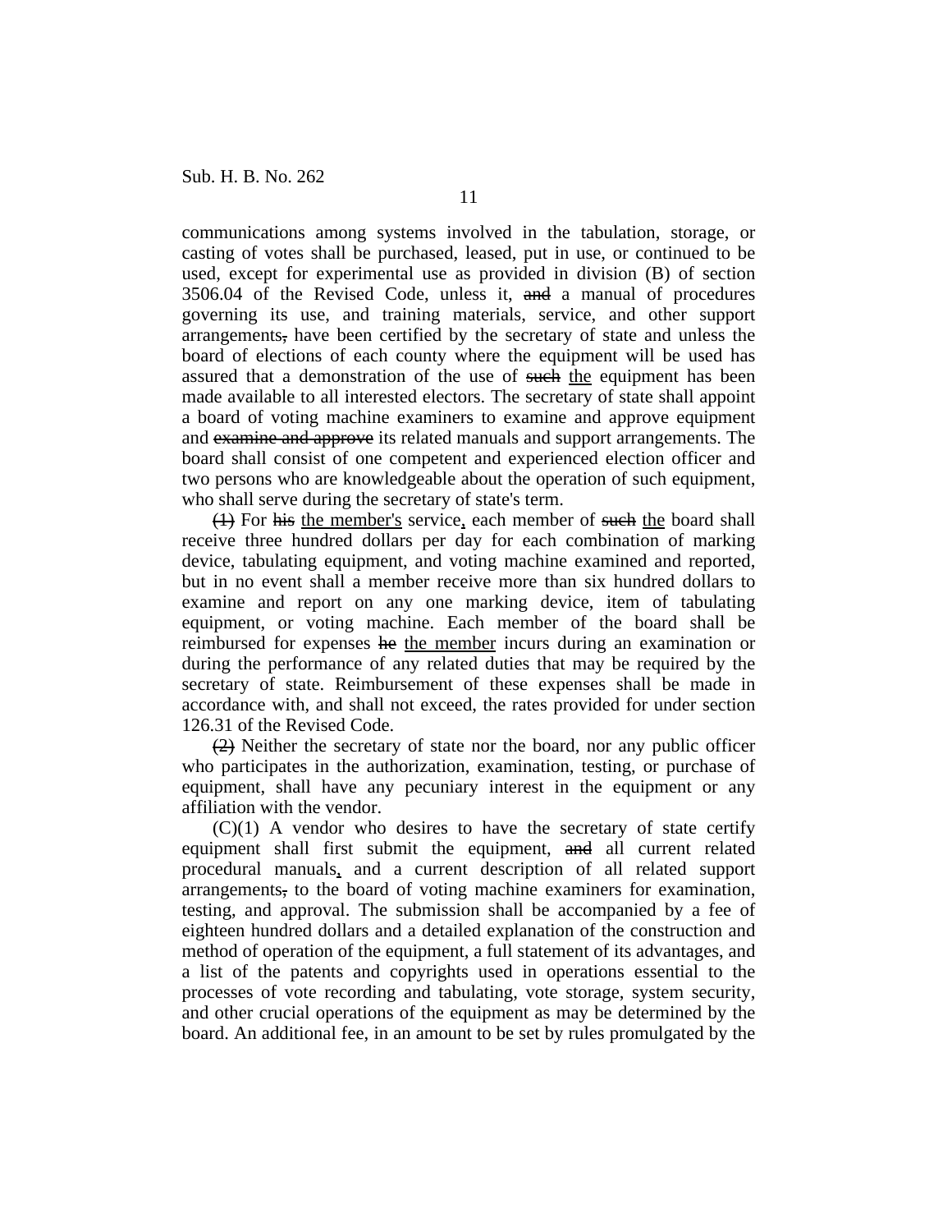communications among systems involved in the tabulation, storage, or casting of votes shall be purchased, leased, put in use, or continued to be used, except for experimental use as provided in division (B) of section 3506.04 of the Revised Code, unless it, ~~and~~ a manual of procedures governing its use, and training materials, service, and other support arrangements~~,~~ have been certified by the secretary of state and unless the board of elections of each county where the equipment will be used has assured that a demonstration of the use of ~~such~~ the equipment has been made available to all interested electors. The secretary of state shall appoint a board of voting machine examiners to examine and approve equipment and ~~examine and approve~~ its related manuals and support arrangements. The board shall consist of one competent and experienced election officer and two persons who are knowledgeable about the operation of such equipment, who shall serve during the secretary of state's term.

~~(1)~~ For ~~his~~ the member's service, each member of ~~such~~ the board shall receive three hundred dollars per day for each combination of marking device, tabulating equipment, and voting machine examined and reported, but in no event shall a member receive more than six hundred dollars to examine and report on any one marking device, item of tabulating equipment, or voting machine. Each member of the board shall be reimbursed for expenses ~~he~~ the member incurs during an examination or during the performance of any related duties that may be required by the secretary of state. Reimbursement of these expenses shall be made in accordance with, and shall not exceed, the rates provided for under section 126.31 of the Revised Code.

~~(2)~~ Neither the secretary of state nor the board, nor any public officer who participates in the authorization, examination, testing, or purchase of equipment, shall have any pecuniary interest in the equipment or any affiliation with the vendor.

(C)(1) A vendor who desires to have the secretary of state certify equipment shall first submit the equipment, ~~and~~ all current related procedural manuals, and a current description of all related support arrangements~~,~~ to the board of voting machine examiners for examination, testing, and approval. The submission shall be accompanied by a fee of eighteen hundred dollars and a detailed explanation of the construction and method of operation of the equipment, a full statement of its advantages, and a list of the patents and copyrights used in operations essential to the processes of vote recording and tabulating, vote storage, system security, and other crucial operations of the equipment as may be determined by the board. An additional fee, in an amount to be set by rules promulgated by the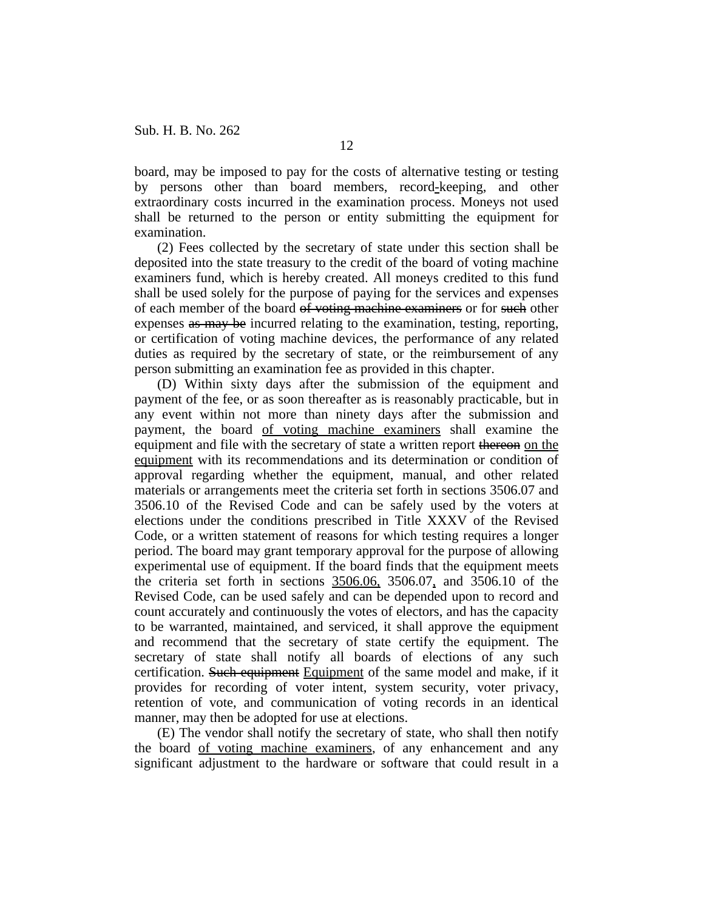board, may be imposed to pay for the costs of alternative testing or testing by persons other than board members, record-keeping, and other extraordinary costs incurred in the examination process. Moneys not used shall be returned to the person or entity submitting the equipment for examination.

(2) Fees collected by the secretary of state under this section shall be deposited into the state treasury to the credit of the board of voting machine examiners fund, which is hereby created. All moneys credited to this fund shall be used solely for the purpose of paying for the services and expenses of each member of the board ~~of voting machine examiners~~ or for ~~such~~ other expenses ~~as may be~~ incurred relating to the examination, testing, reporting, or certification of voting machine devices, the performance of any related duties as required by the secretary of state, or the reimbursement of any person submitting an examination fee as provided in this chapter.

(D) Within sixty days after the submission of the equipment and payment of the fee, or as soon thereafter as is reasonably practicable, but in any event within not more than ninety days after the submission and payment, the board of voting machine examiners shall examine the equipment and file with the secretary of state a written report ~~thereon~~ on the equipment with its recommendations and its determination or condition of approval regarding whether the equipment, manual, and other related materials or arrangements meet the criteria set forth in sections 3506.07 and 3506.10 of the Revised Code and can be safely used by the voters at elections under the conditions prescribed in Title XXXV of the Revised Code, or a written statement of reasons for which testing requires a longer period. The board may grant temporary approval for the purpose of allowing experimental use of equipment. If the board finds that the equipment meets the criteria set forth in sections 3506.06, 3506.07, and 3506.10 of the Revised Code, can be used safely and can be depended upon to record and count accurately and continuously the votes of electors, and has the capacity to be warranted, maintained, and serviced, it shall approve the equipment and recommend that the secretary of state certify the equipment. The secretary of state shall notify all boards of elections of any such certification. ~~Such equipment~~ Equipment of the same model and make, if it provides for recording of voter intent, system security, voter privacy, retention of vote, and communication of voting records in an identical manner, may then be adopted for use at elections.

(E) The vendor shall notify the secretary of state, who shall then notify the board of voting machine examiners, of any enhancement and any significant adjustment to the hardware or software that could result in a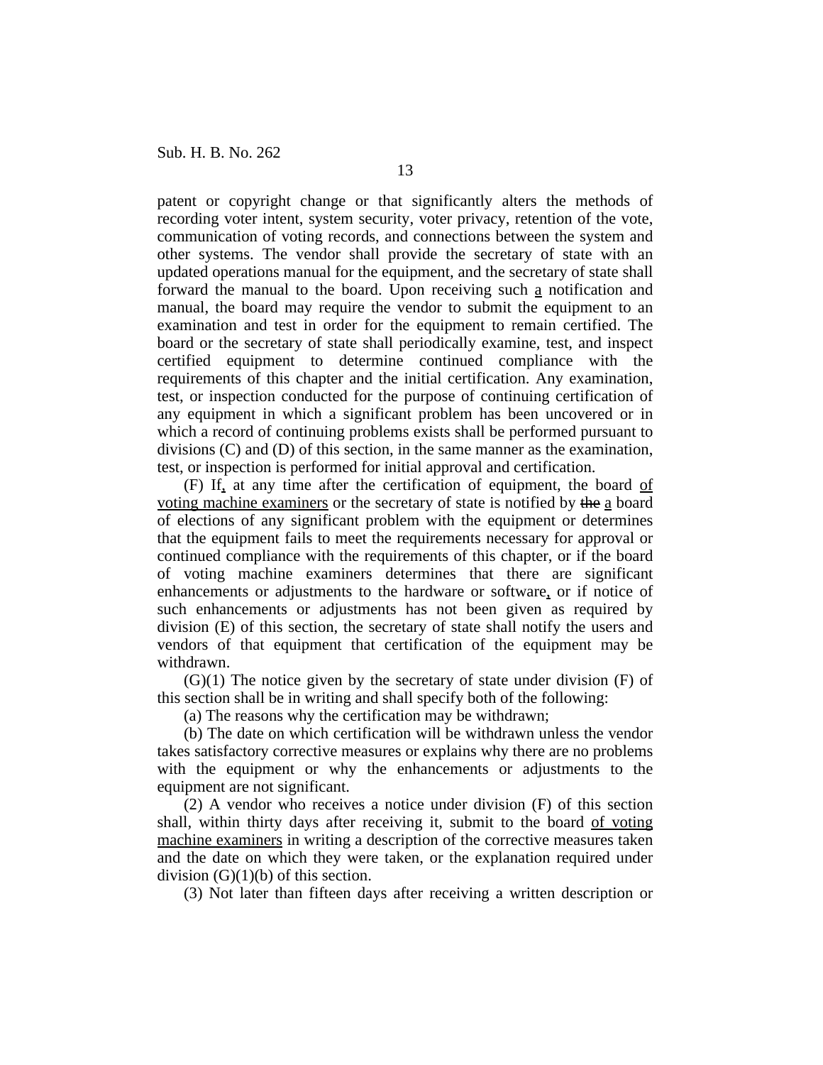patent or copyright change or that significantly alters the methods of recording voter intent, system security, voter privacy, retention of the vote, communication of voting records, and connections between the system and other systems. The vendor shall provide the secretary of state with an updated operations manual for the equipment, and the secretary of state shall forward the manual to the board. Upon receiving such a notification and manual, the board may require the vendor to submit the equipment to an examination and test in order for the equipment to remain certified. The board or the secretary of state shall periodically examine, test, and inspect certified equipment to determine continued compliance with the requirements of this chapter and the initial certification. Any examination, test, or inspection conducted for the purpose of continuing certification of any equipment in which a significant problem has been uncovered or in which a record of continuing problems exists shall be performed pursuant to divisions (C) and (D) of this section, in the same manner as the examination, test, or inspection is performed for initial approval and certification.

(F) If, at any time after the certification of equipment, the board of voting machine examiners or the secretary of state is notified by ~~the~~ a board of elections of any significant problem with the equipment or determines that the equipment fails to meet the requirements necessary for approval or continued compliance with the requirements of this chapter, or if the board of voting machine examiners determines that there are significant enhancements or adjustments to the hardware or software, or if notice of such enhancements or adjustments has not been given as required by division (E) of this section, the secretary of state shall notify the users and vendors of that equipment that certification of the equipment may be withdrawn.

(G)(1) The notice given by the secretary of state under division (F) of this section shall be in writing and shall specify both of the following:

(a) The reasons why the certification may be withdrawn;

(b) The date on which certification will be withdrawn unless the vendor takes satisfactory corrective measures or explains why there are no problems with the equipment or why the enhancements or adjustments to the equipment are not significant.

(2) A vendor who receives a notice under division (F) of this section shall, within thirty days after receiving it, submit to the board of voting machine examiners in writing a description of the corrective measures taken and the date on which they were taken, or the explanation required under division (G)(1)(b) of this section.

(3) Not later than fifteen days after receiving a written description or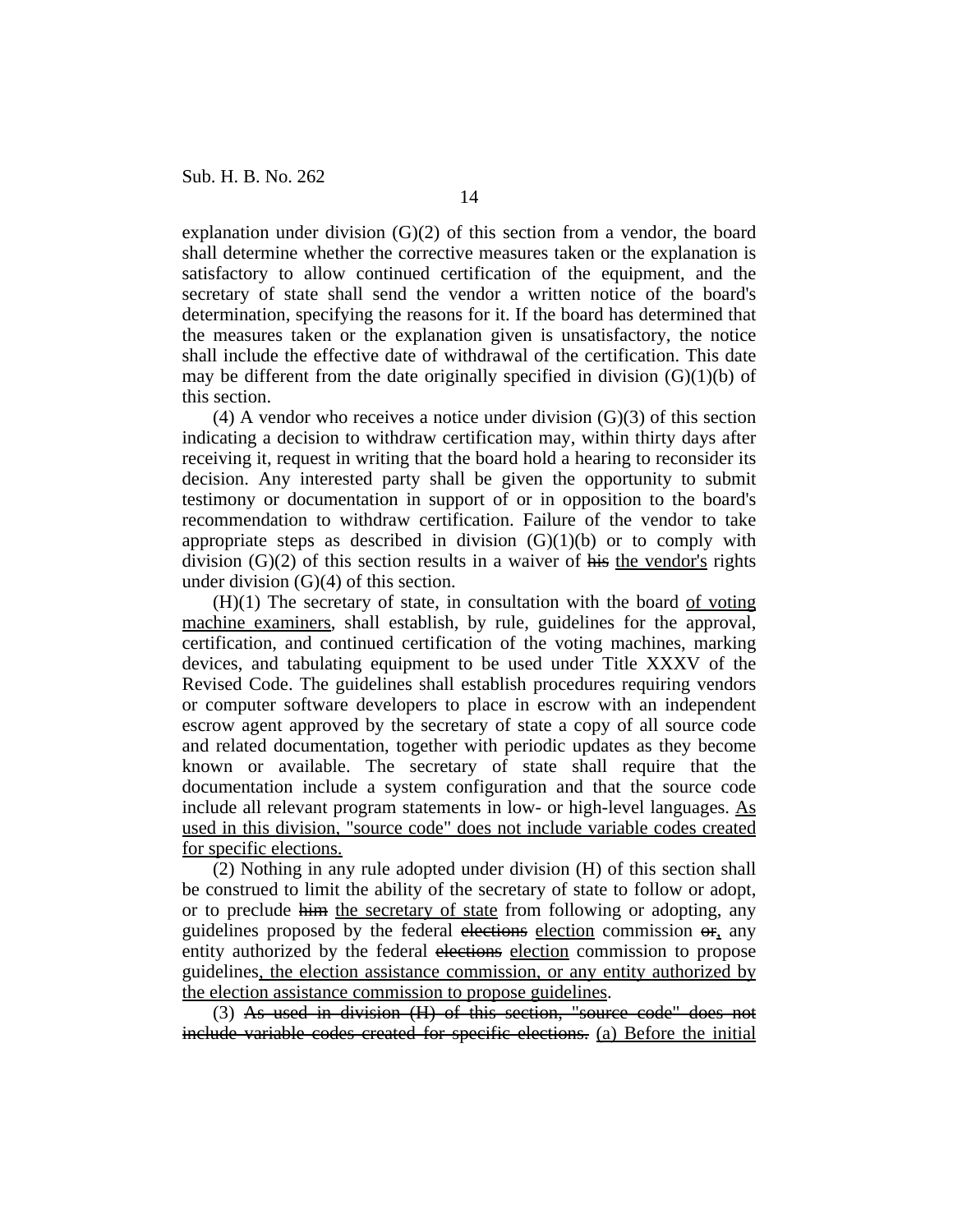explanation under division (G)(2) of this section from a vendor, the board shall determine whether the corrective measures taken or the explanation is satisfactory to allow continued certification of the equipment, and the secretary of state shall send the vendor a written notice of the board's determination, specifying the reasons for it. If the board has determined that the measures taken or the explanation given is unsatisfactory, the notice shall include the effective date of withdrawal of the certification. This date may be different from the date originally specified in division (G)(1)(b) of this section.

(4) A vendor who receives a notice under division (G)(3) of this section indicating a decision to withdraw certification may, within thirty days after receiving it, request in writing that the board hold a hearing to reconsider its decision. Any interested party shall be given the opportunity to submit testimony or documentation in support of or in opposition to the board's recommendation to withdraw certification. Failure of the vendor to take appropriate steps as described in division (G)(1)(b) or to comply with division (G)(2) of this section results in a waiver of ~~his~~ <u>the vendor's</u> rights under division (G)(4) of this section.

(H)(1) The secretary of state, in consultation with the board <u>of voting machine examiners</u>, shall establish, by rule, guidelines for the approval, certification, and continued certification of the voting machines, marking devices, and tabulating equipment to be used under Title XXXV of the Revised Code. The guidelines shall establish procedures requiring vendors or computer software developers to place in escrow with an independent escrow agent approved by the secretary of state a copy of all source code and related documentation, together with periodic updates as they become known or available. The secretary of state shall require that the documentation include a system configuration and that the source code include all relevant program statements in low- or high-level languages. <u>As used in this division, "source code" does not include variable codes created for specific elections.</u>

(2) Nothing in any rule adopted under division (H) of this section shall be construed to limit the ability of the secretary of state to follow or adopt, or to preclude ~~him~~ <u>the secretary of state</u> from following or adopting, any guidelines proposed by the federal ~~elections~~ <u>election</u> commission ~~or~~<u>,</u> any entity authorized by the federal ~~elections~~ <u>election</u> commission to propose guidelines<u>, the election assistance commission, or any entity authorized by the election assistance commission to propose guidelines</u>.

(3) ~~As used in division (H) of this section, "source code" does not include variable codes created for specific elections.~~ <u>(a) Before the initial</u>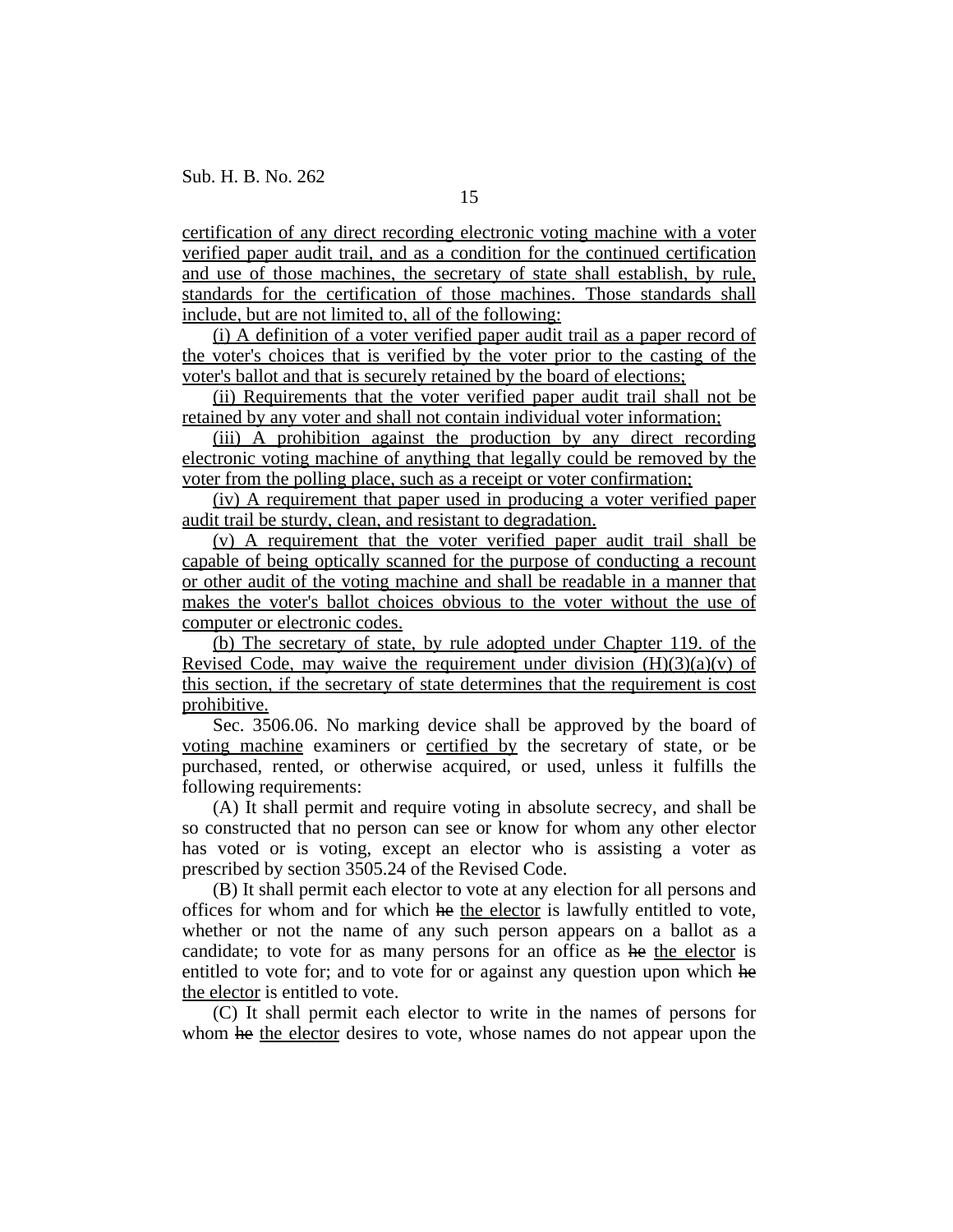certification of any direct recording electronic voting machine with a voter verified paper audit trail, and as a condition for the continued certification and use of those machines, the secretary of state shall establish, by rule, standards for the certification of those machines. Those standards shall include, but are not limited to, all of the following:

(i) A definition of a voter verified paper audit trail as a paper record of the voter's choices that is verified by the voter prior to the casting of the voter's ballot and that is securely retained by the board of elections;

(ii) Requirements that the voter verified paper audit trail shall not be retained by any voter and shall not contain individual voter information;

(iii) A prohibition against the production by any direct recording electronic voting machine of anything that legally could be removed by the voter from the polling place, such as a receipt or voter confirmation;

(iv) A requirement that paper used in producing a voter verified paper audit trail be sturdy, clean, and resistant to degradation.

(v) A requirement that the voter verified paper audit trail shall be capable of being optically scanned for the purpose of conducting a recount or other audit of the voting machine and shall be readable in a manner that makes the voter's ballot choices obvious to the voter without the use of computer or electronic codes.

(b) The secretary of state, by rule adopted under Chapter 119. of the Revised Code, may waive the requirement under division (H)(3)(a)(v) of this section, if the secretary of state determines that the requirement is cost prohibitive.

Sec. 3506.06. No marking device shall be approved by the board of voting machine examiners or certified by the secretary of state, or be purchased, rented, or otherwise acquired, or used, unless it fulfills the following requirements:

(A) It shall permit and require voting in absolute secrecy, and shall be so constructed that no person can see or know for whom any other elector has voted or is voting, except an elector who is assisting a voter as prescribed by section 3505.24 of the Revised Code.

(B) It shall permit each elector to vote at any election for all persons and offices for whom and for which ~~he~~ the elector is lawfully entitled to vote, whether or not the name of any such person appears on a ballot as a candidate; to vote for as many persons for an office as ~~he~~ the elector is entitled to vote for; and to vote for or against any question upon which ~~he~~ the elector is entitled to vote.

(C) It shall permit each elector to write in the names of persons for whom ~~he~~ the elector desires to vote, whose names do not appear upon the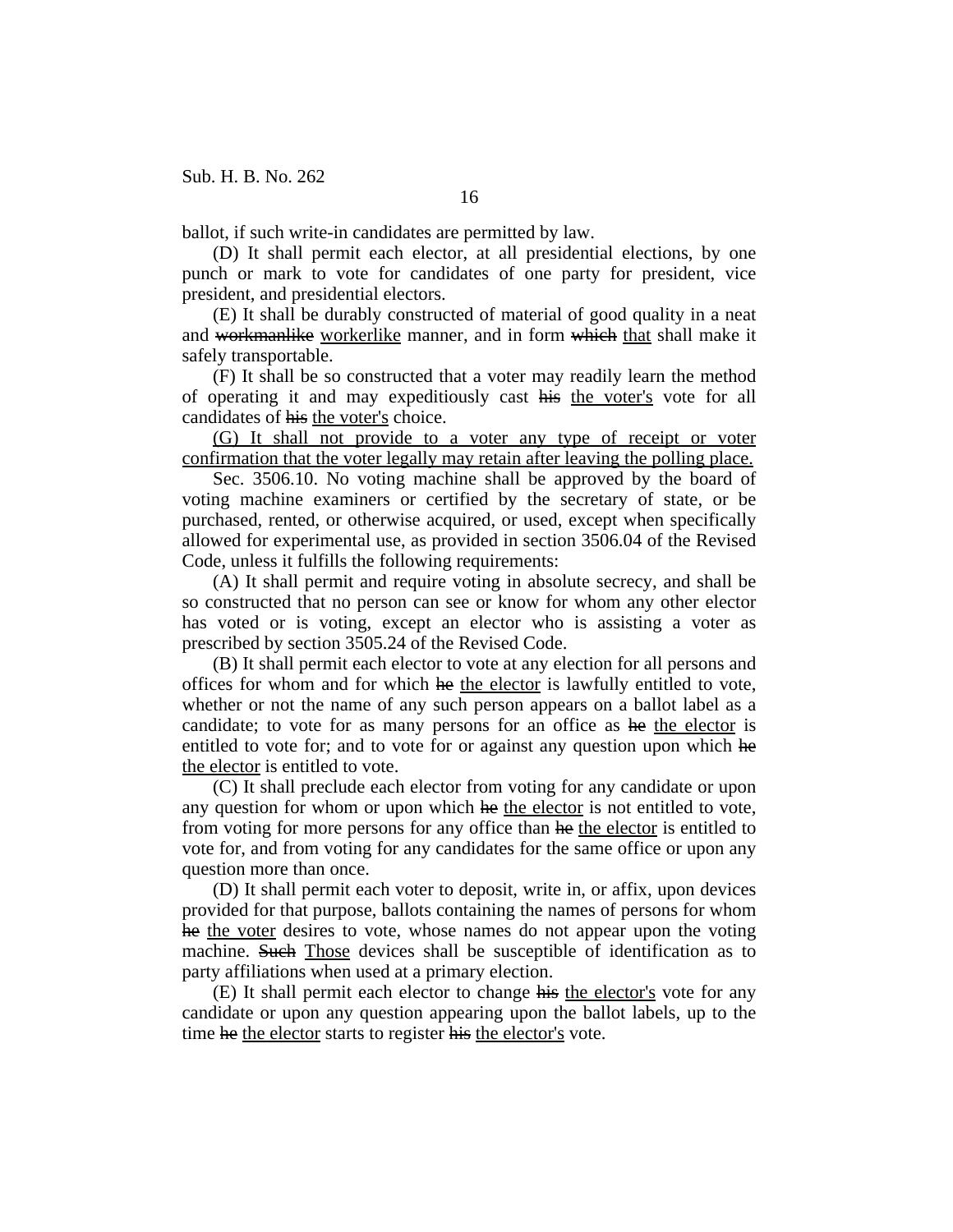ballot, if such write-in candidates are permitted by law.

(D) It shall permit each elector, at all presidential elections, by one punch or mark to vote for candidates of one party for president, vice president, and presidential electors.

(E) It shall be durably constructed of material of good quality in a neat and ~~workmanlike~~ <u>workerlike</u> manner, and in form ~~which~~ <u>that</u> shall make it safely transportable.

(F) It shall be so constructed that a voter may readily learn the method of operating it and may expeditiously cast ~~his~~ <u>the voter's</u> vote for all candidates of ~~his~~ <u>the voter's</u> choice.

<u>(G) It shall not provide to a voter any type of receipt or voter confirmation that the voter legally may retain after leaving the polling place.</u>

Sec. 3506.10. No voting machine shall be approved by the board of voting machine examiners or certified by the secretary of state, or be purchased, rented, or otherwise acquired, or used, except when specifically allowed for experimental use, as provided in section 3506.04 of the Revised Code, unless it fulfills the following requirements:

(A) It shall permit and require voting in absolute secrecy, and shall be so constructed that no person can see or know for whom any other elector has voted or is voting, except an elector who is assisting a voter as prescribed by section 3505.24 of the Revised Code.

(B) It shall permit each elector to vote at any election for all persons and offices for whom and for which ~~he~~ <u>the elector</u> is lawfully entitled to vote, whether or not the name of any such person appears on a ballot label as a candidate; to vote for as many persons for an office as ~~he~~ <u>the elector</u> is entitled to vote for; and to vote for or against any question upon which ~~he~~ <u>the elector</u> is entitled to vote.

(C) It shall preclude each elector from voting for any candidate or upon any question for whom or upon which ~~he~~ <u>the elector</u> is not entitled to vote, from voting for more persons for any office than ~~he~~ <u>the elector</u> is entitled to vote for, and from voting for any candidates for the same office or upon any question more than once.

(D) It shall permit each voter to deposit, write in, or affix, upon devices provided for that purpose, ballots containing the names of persons for whom ~~he~~ <u>the voter</u> desires to vote, whose names do not appear upon the voting machine. ~~Such~~ <u>Those</u> devices shall be susceptible of identification as to party affiliations when used at a primary election.

(E) It shall permit each elector to change ~~his~~ <u>the elector's</u> vote for any candidate or upon any question appearing upon the ballot labels, up to the time ~~he~~ <u>the elector</u> starts to register ~~his~~ <u>the elector's</u> vote.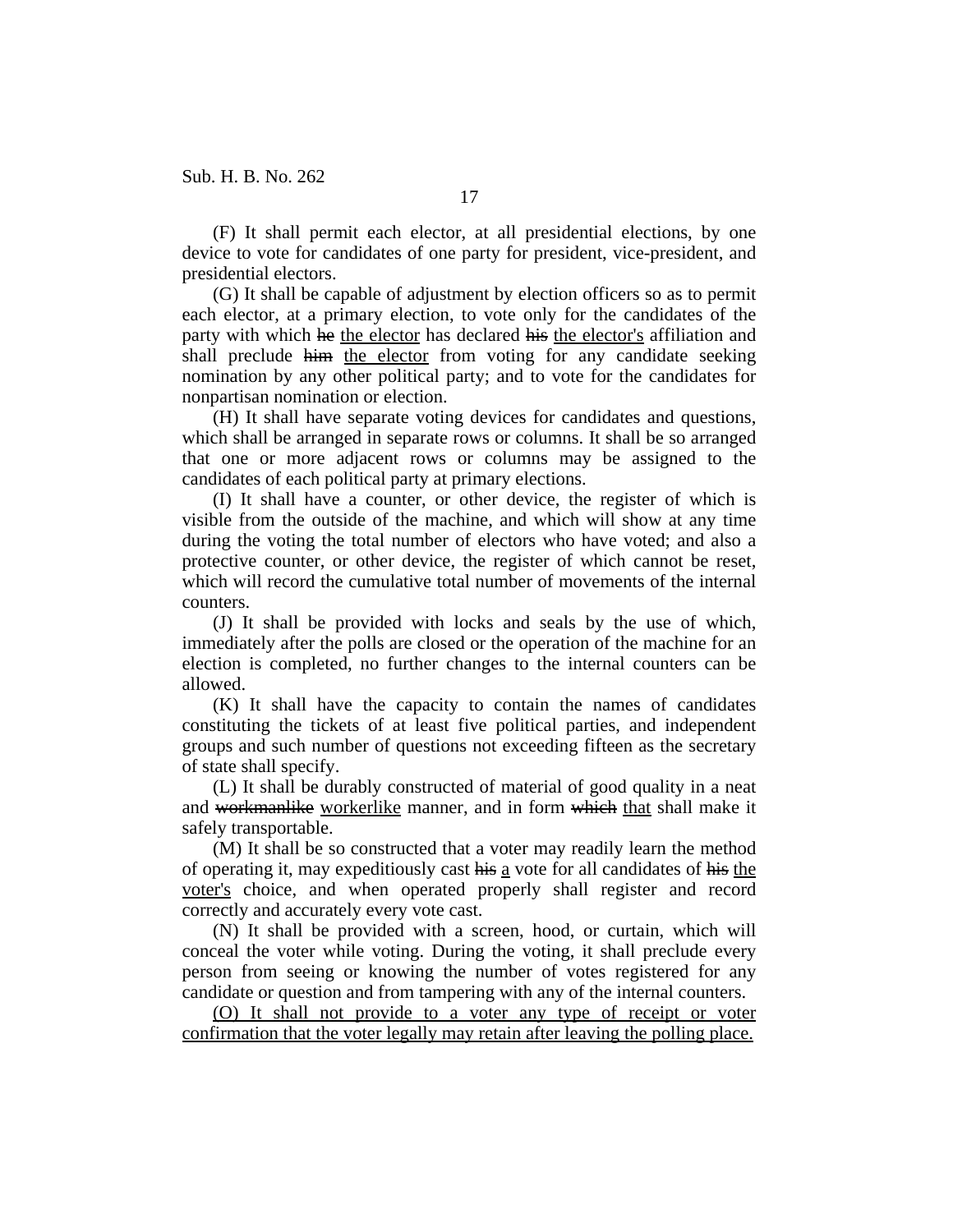(F) It shall permit each elector, at all presidential elections, by one device to vote for candidates of one party for president, vice-president, and presidential electors.

(G) It shall be capable of adjustment by election officers so as to permit each elector, at a primary election, to vote only for the candidates of the party with which ~~he~~ <u>the elector</u> has declared ~~his~~ <u>the elector's</u> affiliation and shall preclude ~~him~~ <u>the elector</u> from voting for any candidate seeking nomination by any other political party; and to vote for the candidates for nonpartisan nomination or election.

(H) It shall have separate voting devices for candidates and questions, which shall be arranged in separate rows or columns. It shall be so arranged that one or more adjacent rows or columns may be assigned to the candidates of each political party at primary elections.

(I) It shall have a counter, or other device, the register of which is visible from the outside of the machine, and which will show at any time during the voting the total number of electors who have voted; and also a protective counter, or other device, the register of which cannot be reset, which will record the cumulative total number of movements of the internal counters.

(J) It shall be provided with locks and seals by the use of which, immediately after the polls are closed or the operation of the machine for an election is completed, no further changes to the internal counters can be allowed.

(K) It shall have the capacity to contain the names of candidates constituting the tickets of at least five political parties, and independent groups and such number of questions not exceeding fifteen as the secretary of state shall specify.

(L) It shall be durably constructed of material of good quality in a neat and ~~workmanlike~~ <u>workerlike</u> manner, and in form ~~which~~ <u>that</u> shall make it safely transportable.

(M) It shall be so constructed that a voter may readily learn the method of operating it, may expeditiously cast ~~his~~ <u>a</u> vote for all candidates of ~~his~~ <u>the voter's</u> choice, and when operated properly shall register and record correctly and accurately every vote cast.

(N) It shall be provided with a screen, hood, or curtain, which will conceal the voter while voting. During the voting, it shall preclude every person from seeing or knowing the number of votes registered for any candidate or question and from tampering with any of the internal counters.

<u>(O) It shall not provide to a voter any type of receipt or voter confirmation that the voter legally may retain after leaving the polling place.</u>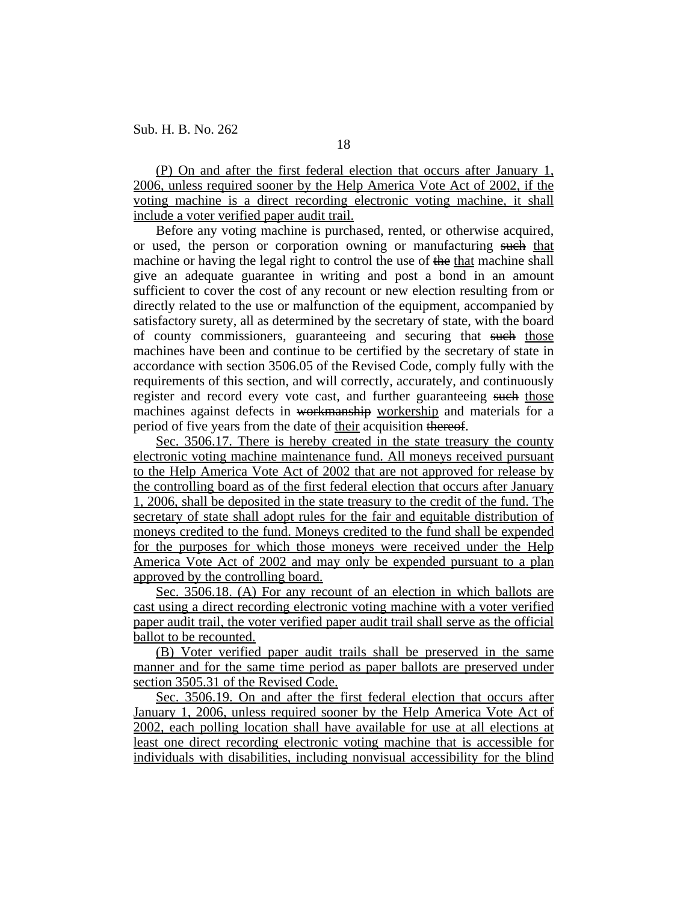(P) On and after the first federal election that occurs after January 1, 2006, unless required sooner by the Help America Vote Act of 2002, if the voting machine is a direct recording electronic voting machine, it shall include a voter verified paper audit trail.

Before any voting machine is purchased, rented, or otherwise acquired, or used, the person or corporation owning or manufacturing ~~such~~ that machine or having the legal right to control the use of ~~the~~ that machine shall give an adequate guarantee in writing and post a bond in an amount sufficient to cover the cost of any recount or new election resulting from or directly related to the use or malfunction of the equipment, accompanied by satisfactory surety, all as determined by the secretary of state, with the board of county commissioners, guaranteeing and securing that ~~such~~ those machines have been and continue to be certified by the secretary of state in accordance with section 3506.05 of the Revised Code, comply fully with the requirements of this section, and will correctly, accurately, and continuously register and record every vote cast, and further guaranteeing ~~such~~ those machines against defects in ~~workmanship~~ workership and materials for a period of five years from the date of their acquisition ~~thereof~~.

Sec. 3506.17. There is hereby created in the state treasury the county electronic voting machine maintenance fund. All moneys received pursuant to the Help America Vote Act of 2002 that are not approved for release by the controlling board as of the first federal election that occurs after January 1, 2006, shall be deposited in the state treasury to the credit of the fund. The secretary of state shall adopt rules for the fair and equitable distribution of moneys credited to the fund. Moneys credited to the fund shall be expended for the purposes for which those moneys were received under the Help America Vote Act of 2002 and may only be expended pursuant to a plan approved by the controlling board.

Sec. 3506.18. (A) For any recount of an election in which ballots are cast using a direct recording electronic voting machine with a voter verified paper audit trail, the voter verified paper audit trail shall serve as the official ballot to be recounted.

(B) Voter verified paper audit trails shall be preserved in the same manner and for the same time period as paper ballots are preserved under section 3505.31 of the Revised Code.

Sec. 3506.19. On and after the first federal election that occurs after January 1, 2006, unless required sooner by the Help America Vote Act of 2002, each polling location shall have available for use at all elections at least one direct recording electronic voting machine that is accessible for individuals with disabilities, including nonvisual accessibility for the blind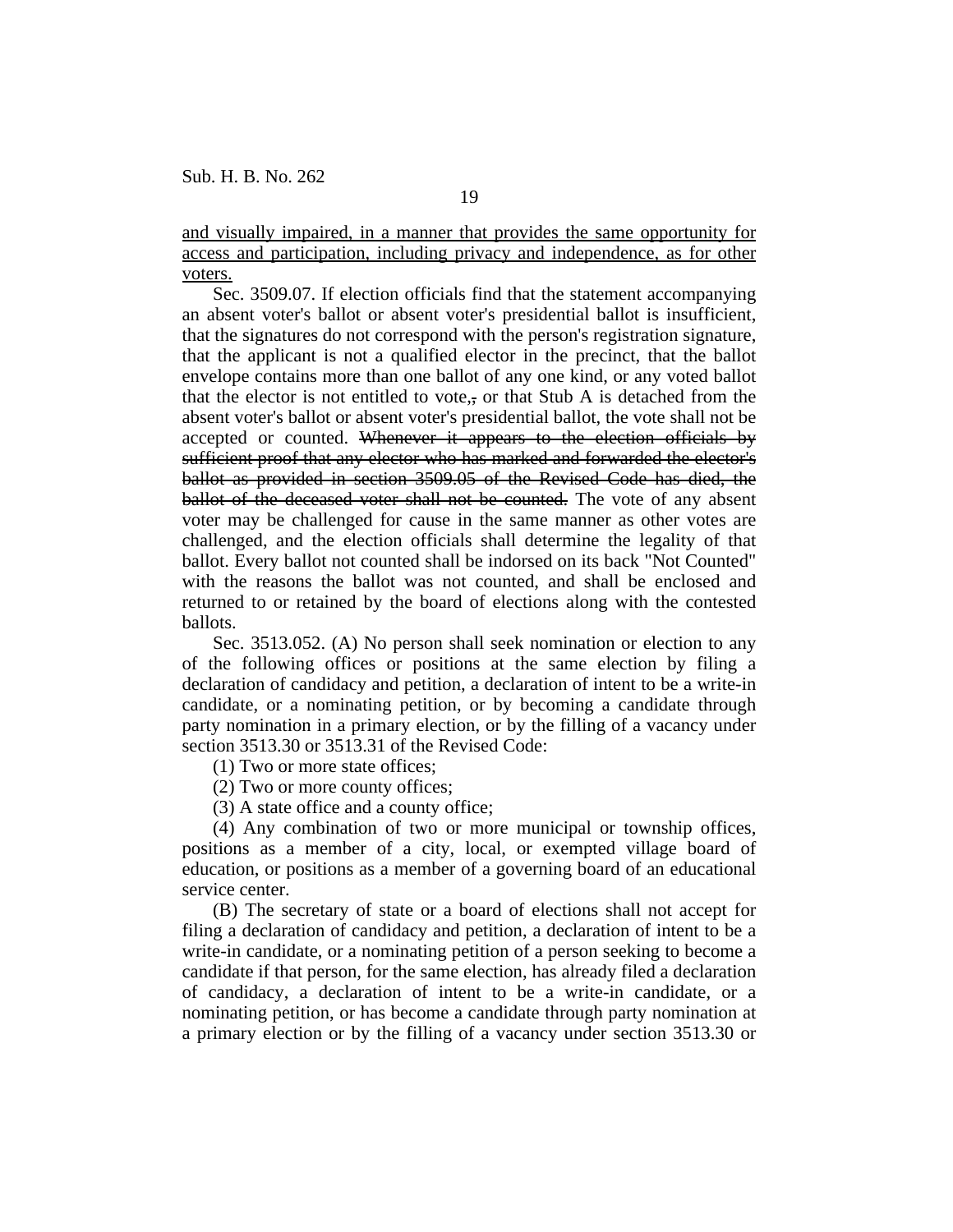and visually impaired, in a manner that provides the same opportunity for access and participation, including privacy and independence, as for other voters.

Sec. 3509.07. If election officials find that the statement accompanying an absent voter's ballot or absent voter's presidential ballot is insufficient, that the signatures do not correspond with the person's registration signature, that the applicant is not a qualified elector in the precinct, that the ballot envelope contains more than one ballot of any one kind, or any voted ballot that the elector is not entitled to vote,~~,~~ or that Stub A is detached from the absent voter's ballot or absent voter's presidential ballot, the vote shall not be accepted or counted. ~~Whenever it appears to the election officials by sufficient proof that any elector who has marked and forwarded the elector's ballot as provided in section 3509.05 of the Revised Code has died, the ballot of the deceased voter shall not be counted.~~ The vote of any absent voter may be challenged for cause in the same manner as other votes are challenged, and the election officials shall determine the legality of that ballot. Every ballot not counted shall be indorsed on its back "Not Counted" with the reasons the ballot was not counted, and shall be enclosed and returned to or retained by the board of elections along with the contested ballots.

Sec. 3513.052. (A) No person shall seek nomination or election to any of the following offices or positions at the same election by filing a declaration of candidacy and petition, a declaration of intent to be a write-in candidate, or a nominating petition, or by becoming a candidate through party nomination in a primary election, or by the filling of a vacancy under section 3513.30 or 3513.31 of the Revised Code:

(1) Two or more state offices;

(2) Two or more county offices;

(3) A state office and a county office;

(4) Any combination of two or more municipal or township offices, positions as a member of a city, local, or exempted village board of education, or positions as a member of a governing board of an educational service center.

(B) The secretary of state or a board of elections shall not accept for filing a declaration of candidacy and petition, a declaration of intent to be a write-in candidate, or a nominating petition of a person seeking to become a candidate if that person, for the same election, has already filed a declaration of candidacy, a declaration of intent to be a write-in candidate, or a nominating petition, or has become a candidate through party nomination at a primary election or by the filling of a vacancy under section 3513.30 or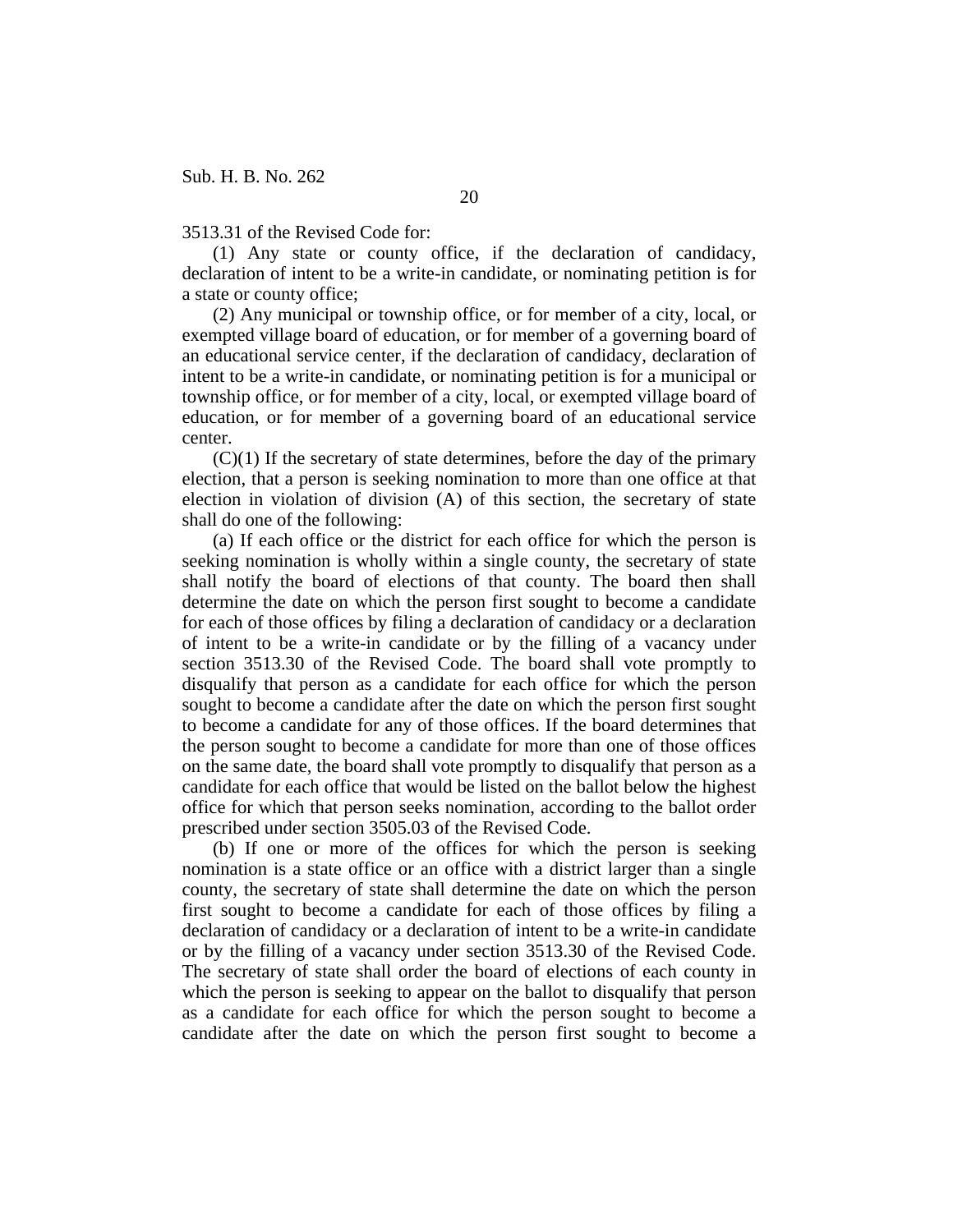3513.31 of the Revised Code for:

(1) Any state or county office, if the declaration of candidacy, declaration of intent to be a write-in candidate, or nominating petition is for a state or county office;

(2) Any municipal or township office, or for member of a city, local, or exempted village board of education, or for member of a governing board of an educational service center, if the declaration of candidacy, declaration of intent to be a write-in candidate, or nominating petition is for a municipal or township office, or for member of a city, local, or exempted village board of education, or for member of a governing board of an educational service center.

(C)(1) If the secretary of state determines, before the day of the primary election, that a person is seeking nomination to more than one office at that election in violation of division (A) of this section, the secretary of state shall do one of the following:

(a) If each office or the district for each office for which the person is seeking nomination is wholly within a single county, the secretary of state shall notify the board of elections of that county. The board then shall determine the date on which the person first sought to become a candidate for each of those offices by filing a declaration of candidacy or a declaration of intent to be a write-in candidate or by the filling of a vacancy under section 3513.30 of the Revised Code. The board shall vote promptly to disqualify that person as a candidate for each office for which the person sought to become a candidate after the date on which the person first sought to become a candidate for any of those offices. If the board determines that the person sought to become a candidate for more than one of those offices on the same date, the board shall vote promptly to disqualify that person as a candidate for each office that would be listed on the ballot below the highest office for which that person seeks nomination, according to the ballot order prescribed under section 3505.03 of the Revised Code.

(b) If one or more of the offices for which the person is seeking nomination is a state office or an office with a district larger than a single county, the secretary of state shall determine the date on which the person first sought to become a candidate for each of those offices by filing a declaration of candidacy or a declaration of intent to be a write-in candidate or by the filling of a vacancy under section 3513.30 of the Revised Code. The secretary of state shall order the board of elections of each county in which the person is seeking to appear on the ballot to disqualify that person as a candidate for each office for which the person sought to become a candidate after the date on which the person first sought to become a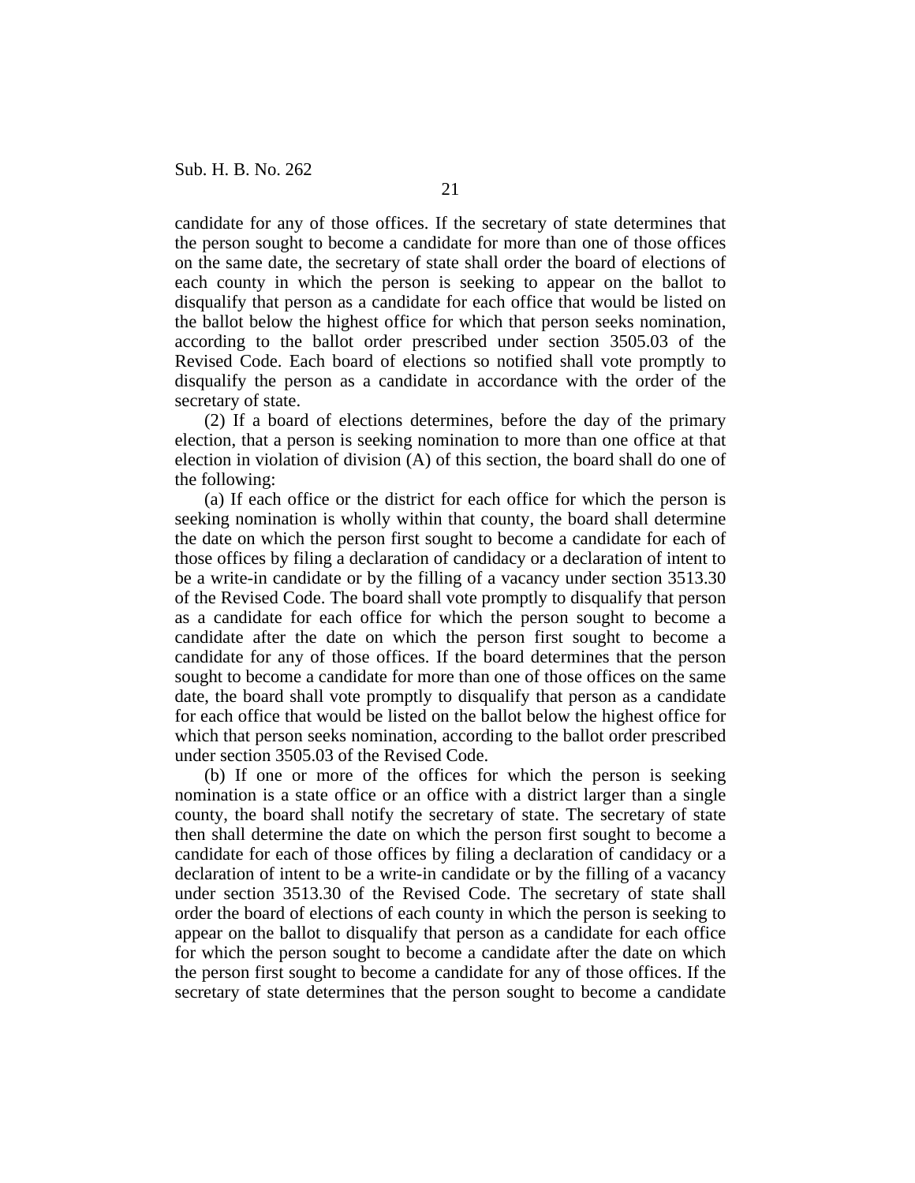candidate for any of those offices. If the secretary of state determines that the person sought to become a candidate for more than one of those offices on the same date, the secretary of state shall order the board of elections of each county in which the person is seeking to appear on the ballot to disqualify that person as a candidate for each office that would be listed on the ballot below the highest office for which that person seeks nomination, according to the ballot order prescribed under section 3505.03 of the Revised Code. Each board of elections so notified shall vote promptly to disqualify the person as a candidate in accordance with the order of the secretary of state.

(2) If a board of elections determines, before the day of the primary election, that a person is seeking nomination to more than one office at that election in violation of division (A) of this section, the board shall do one of the following:

(a) If each office or the district for each office for which the person is seeking nomination is wholly within that county, the board shall determine the date on which the person first sought to become a candidate for each of those offices by filing a declaration of candidacy or a declaration of intent to be a write-in candidate or by the filling of a vacancy under section 3513.30 of the Revised Code. The board shall vote promptly to disqualify that person as a candidate for each office for which the person sought to become a candidate after the date on which the person first sought to become a candidate for any of those offices. If the board determines that the person sought to become a candidate for more than one of those offices on the same date, the board shall vote promptly to disqualify that person as a candidate for each office that would be listed on the ballot below the highest office for which that person seeks nomination, according to the ballot order prescribed under section 3505.03 of the Revised Code.

(b) If one or more of the offices for which the person is seeking nomination is a state office or an office with a district larger than a single county, the board shall notify the secretary of state. The secretary of state then shall determine the date on which the person first sought to become a candidate for each of those offices by filing a declaration of candidacy or a declaration of intent to be a write-in candidate or by the filling of a vacancy under section 3513.30 of the Revised Code. The secretary of state shall order the board of elections of each county in which the person is seeking to appear on the ballot to disqualify that person as a candidate for each office for which the person sought to become a candidate after the date on which the person first sought to become a candidate for any of those offices. If the secretary of state determines that the person sought to become a candidate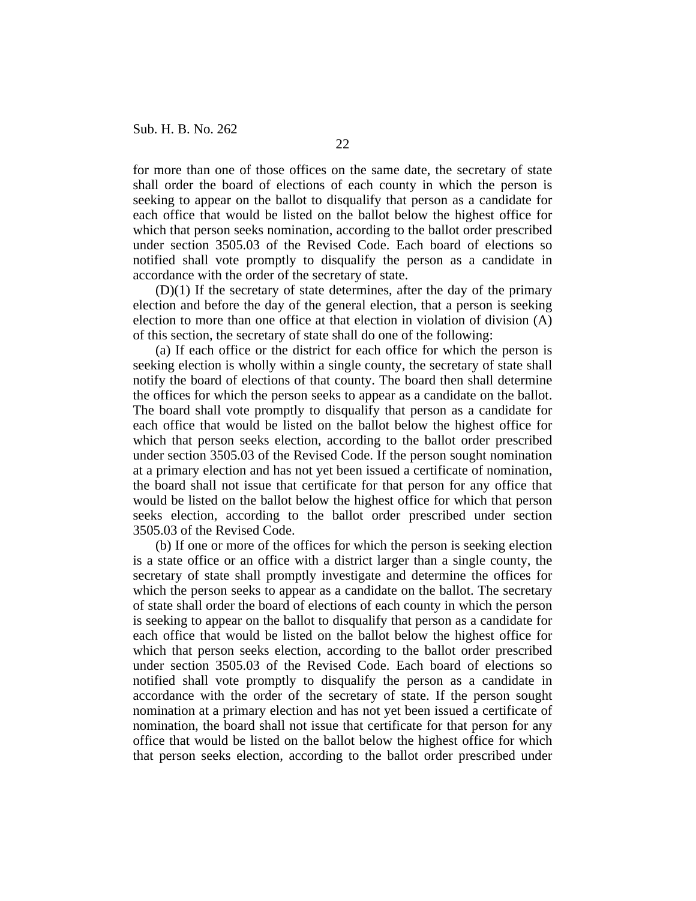for more than one of those offices on the same date, the secretary of state shall order the board of elections of each county in which the person is seeking to appear on the ballot to disqualify that person as a candidate for each office that would be listed on the ballot below the highest office for which that person seeks nomination, according to the ballot order prescribed under section 3505.03 of the Revised Code. Each board of elections so notified shall vote promptly to disqualify the person as a candidate in accordance with the order of the secretary of state.

(D)(1) If the secretary of state determines, after the day of the primary election and before the day of the general election, that a person is seeking election to more than one office at that election in violation of division (A) of this section, the secretary of state shall do one of the following:

(a) If each office or the district for each office for which the person is seeking election is wholly within a single county, the secretary of state shall notify the board of elections of that county. The board then shall determine the offices for which the person seeks to appear as a candidate on the ballot. The board shall vote promptly to disqualify that person as a candidate for each office that would be listed on the ballot below the highest office for which that person seeks election, according to the ballot order prescribed under section 3505.03 of the Revised Code. If the person sought nomination at a primary election and has not yet been issued a certificate of nomination, the board shall not issue that certificate for that person for any office that would be listed on the ballot below the highest office for which that person seeks election, according to the ballot order prescribed under section 3505.03 of the Revised Code.

(b) If one or more of the offices for which the person is seeking election is a state office or an office with a district larger than a single county, the secretary of state shall promptly investigate and determine the offices for which the person seeks to appear as a candidate on the ballot. The secretary of state shall order the board of elections of each county in which the person is seeking to appear on the ballot to disqualify that person as a candidate for each office that would be listed on the ballot below the highest office for which that person seeks election, according to the ballot order prescribed under section 3505.03 of the Revised Code. Each board of elections so notified shall vote promptly to disqualify the person as a candidate in accordance with the order of the secretary of state. If the person sought nomination at a primary election and has not yet been issued a certificate of nomination, the board shall not issue that certificate for that person for any office that would be listed on the ballot below the highest office for which that person seeks election, according to the ballot order prescribed under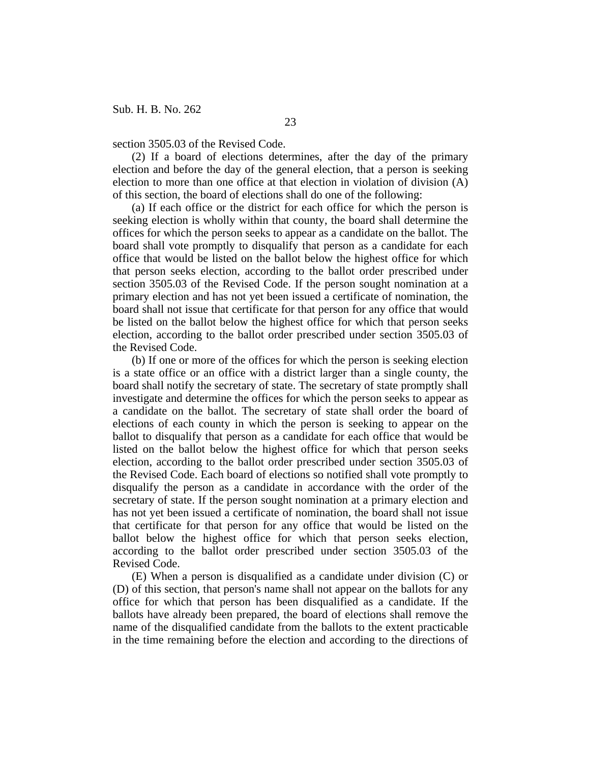section 3505.03 of the Revised Code.

(2) If a board of elections determines, after the day of the primary election and before the day of the general election, that a person is seeking election to more than one office at that election in violation of division (A) of this section, the board of elections shall do one of the following:

(a) If each office or the district for each office for which the person is seeking election is wholly within that county, the board shall determine the offices for which the person seeks to appear as a candidate on the ballot. The board shall vote promptly to disqualify that person as a candidate for each office that would be listed on the ballot below the highest office for which that person seeks election, according to the ballot order prescribed under section 3505.03 of the Revised Code. If the person sought nomination at a primary election and has not yet been issued a certificate of nomination, the board shall not issue that certificate for that person for any office that would be listed on the ballot below the highest office for which that person seeks election, according to the ballot order prescribed under section 3505.03 of the Revised Code.

(b) If one or more of the offices for which the person is seeking election is a state office or an office with a district larger than a single county, the board shall notify the secretary of state. The secretary of state promptly shall investigate and determine the offices for which the person seeks to appear as a candidate on the ballot. The secretary of state shall order the board of elections of each county in which the person is seeking to appear on the ballot to disqualify that person as a candidate for each office that would be listed on the ballot below the highest office for which that person seeks election, according to the ballot order prescribed under section 3505.03 of the Revised Code. Each board of elections so notified shall vote promptly to disqualify the person as a candidate in accordance with the order of the secretary of state. If the person sought nomination at a primary election and has not yet been issued a certificate of nomination, the board shall not issue that certificate for that person for any office that would be listed on the ballot below the highest office for which that person seeks election, according to the ballot order prescribed under section 3505.03 of the Revised Code.

(E) When a person is disqualified as a candidate under division (C) or (D) of this section, that person's name shall not appear on the ballots for any office for which that person has been disqualified as a candidate. If the ballots have already been prepared, the board of elections shall remove the name of the disqualified candidate from the ballots to the extent practicable in the time remaining before the election and according to the directions of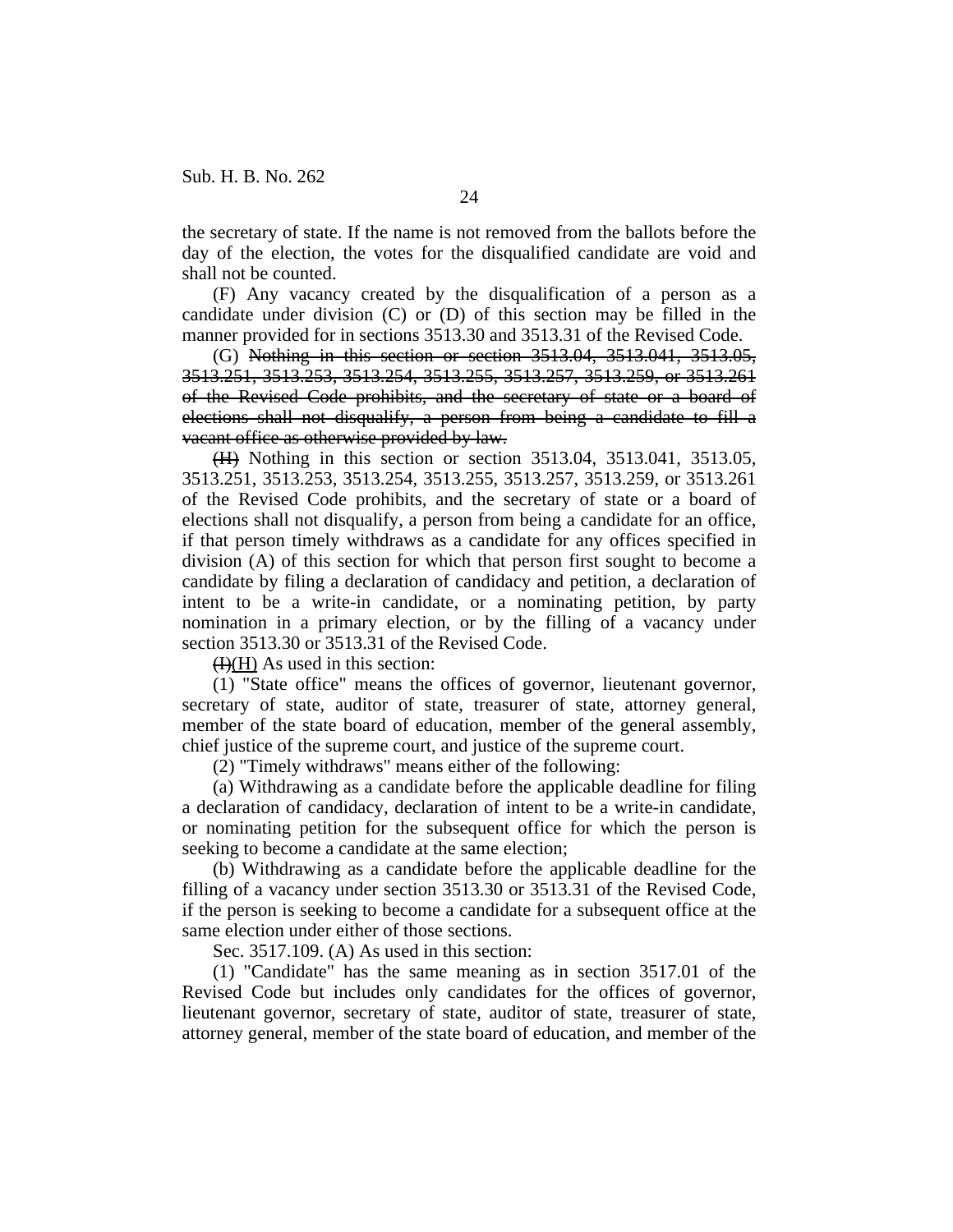the secretary of state. If the name is not removed from the ballots before the day of the election, the votes for the disqualified candidate are void and shall not be counted.

(F) Any vacancy created by the disqualification of a person as a candidate under division (C) or (D) of this section may be filled in the manner provided for in sections 3513.30 and 3513.31 of the Revised Code.

(G) ~~Nothing in this section or section 3513.04, 3513.041, 3513.05, 3513.251, 3513.253, 3513.254, 3513.255, 3513.257, 3513.259, or 3513.261 of the Revised Code prohibits, and the secretary of state or a board of elections shall not disqualify, a person from being a candidate to fill a vacant office as otherwise provided by law.~~

~~(H)~~ Nothing in this section or section 3513.04, 3513.041, 3513.05, 3513.251, 3513.253, 3513.254, 3513.255, 3513.257, 3513.259, or 3513.261 of the Revised Code prohibits, and the secretary of state or a board of elections shall not disqualify, a person from being a candidate for an office, if that person timely withdraws as a candidate for any offices specified in division (A) of this section for which that person first sought to become a candidate by filing a declaration of candidacy and petition, a declaration of intent to be a write-in candidate, or a nominating petition, by party nomination in a primary election, or by the filling of a vacancy under section 3513.30 or 3513.31 of the Revised Code.

~~(I)~~(H) As used in this section:

(1) "State office" means the offices of governor, lieutenant governor, secretary of state, auditor of state, treasurer of state, attorney general, member of the state board of education, member of the general assembly, chief justice of the supreme court, and justice of the supreme court.

(2) "Timely withdraws" means either of the following:

(a) Withdrawing as a candidate before the applicable deadline for filing a declaration of candidacy, declaration of intent to be a write-in candidate, or nominating petition for the subsequent office for which the person is seeking to become a candidate at the same election;

(b) Withdrawing as a candidate before the applicable deadline for the filling of a vacancy under section 3513.30 or 3513.31 of the Revised Code, if the person is seeking to become a candidate for a subsequent office at the same election under either of those sections.

Sec. 3517.109. (A) As used in this section:

(1) "Candidate" has the same meaning as in section 3517.01 of the Revised Code but includes only candidates for the offices of governor, lieutenant governor, secretary of state, auditor of state, treasurer of state, attorney general, member of the state board of education, and member of the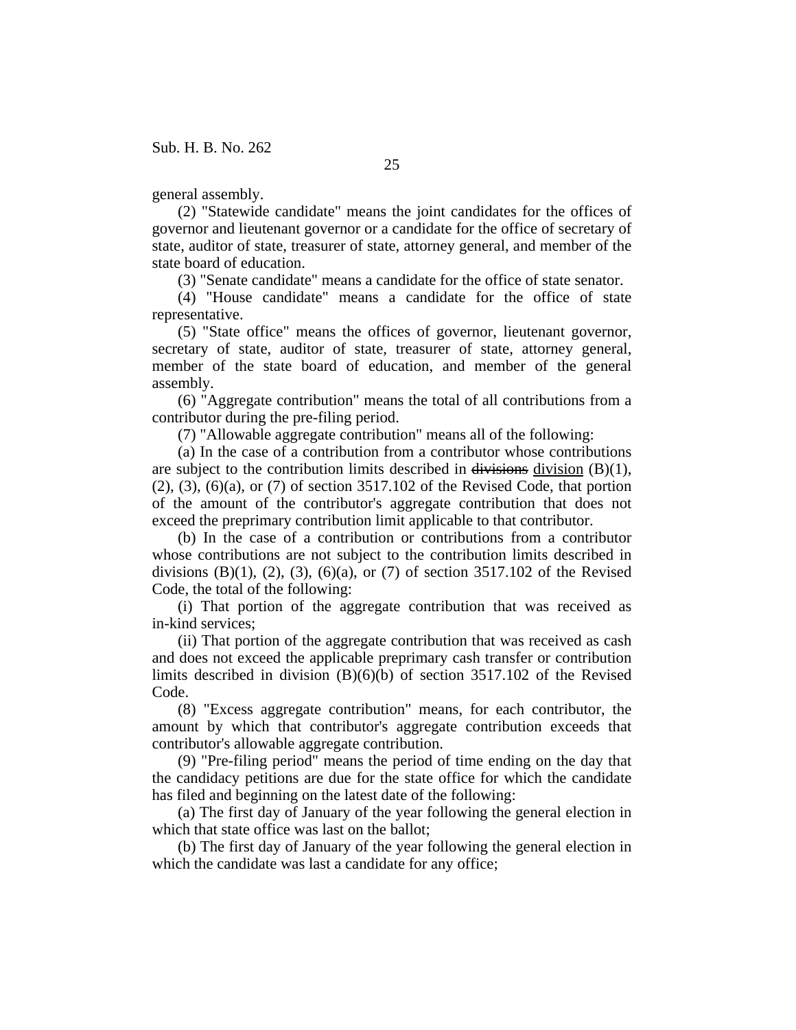general assembly.

(2) "Statewide candidate" means the joint candidates for the offices of governor and lieutenant governor or a candidate for the office of secretary of state, auditor of state, treasurer of state, attorney general, and member of the state board of education.

(3) "Senate candidate" means a candidate for the office of state senator.

(4) "House candidate" means a candidate for the office of state representative.

(5) "State office" means the offices of governor, lieutenant governor, secretary of state, auditor of state, treasurer of state, attorney general, member of the state board of education, and member of the general assembly.

(6) "Aggregate contribution" means the total of all contributions from a contributor during the pre-filing period.

(7) "Allowable aggregate contribution" means all of the following:

(a) In the case of a contribution from a contributor whose contributions are subject to the contribution limits described in ~~divisions~~ division (B)(1), (2), (3), (6)(a), or (7) of section 3517.102 of the Revised Code, that portion of the amount of the contributor's aggregate contribution that does not exceed the preprimary contribution limit applicable to that contributor.

(b) In the case of a contribution or contributions from a contributor whose contributions are not subject to the contribution limits described in divisions (B)(1), (2), (3), (6)(a), or (7) of section 3517.102 of the Revised Code, the total of the following:

(i) That portion of the aggregate contribution that was received as in-kind services;

(ii) That portion of the aggregate contribution that was received as cash and does not exceed the applicable preprimary cash transfer or contribution limits described in division (B)(6)(b) of section 3517.102 of the Revised Code.

(8) "Excess aggregate contribution" means, for each contributor, the amount by which that contributor's aggregate contribution exceeds that contributor's allowable aggregate contribution.

(9) "Pre-filing period" means the period of time ending on the day that the candidacy petitions are due for the state office for which the candidate has filed and beginning on the latest date of the following:

(a) The first day of January of the year following the general election in which that state office was last on the ballot;

(b) The first day of January of the year following the general election in which the candidate was last a candidate for any office;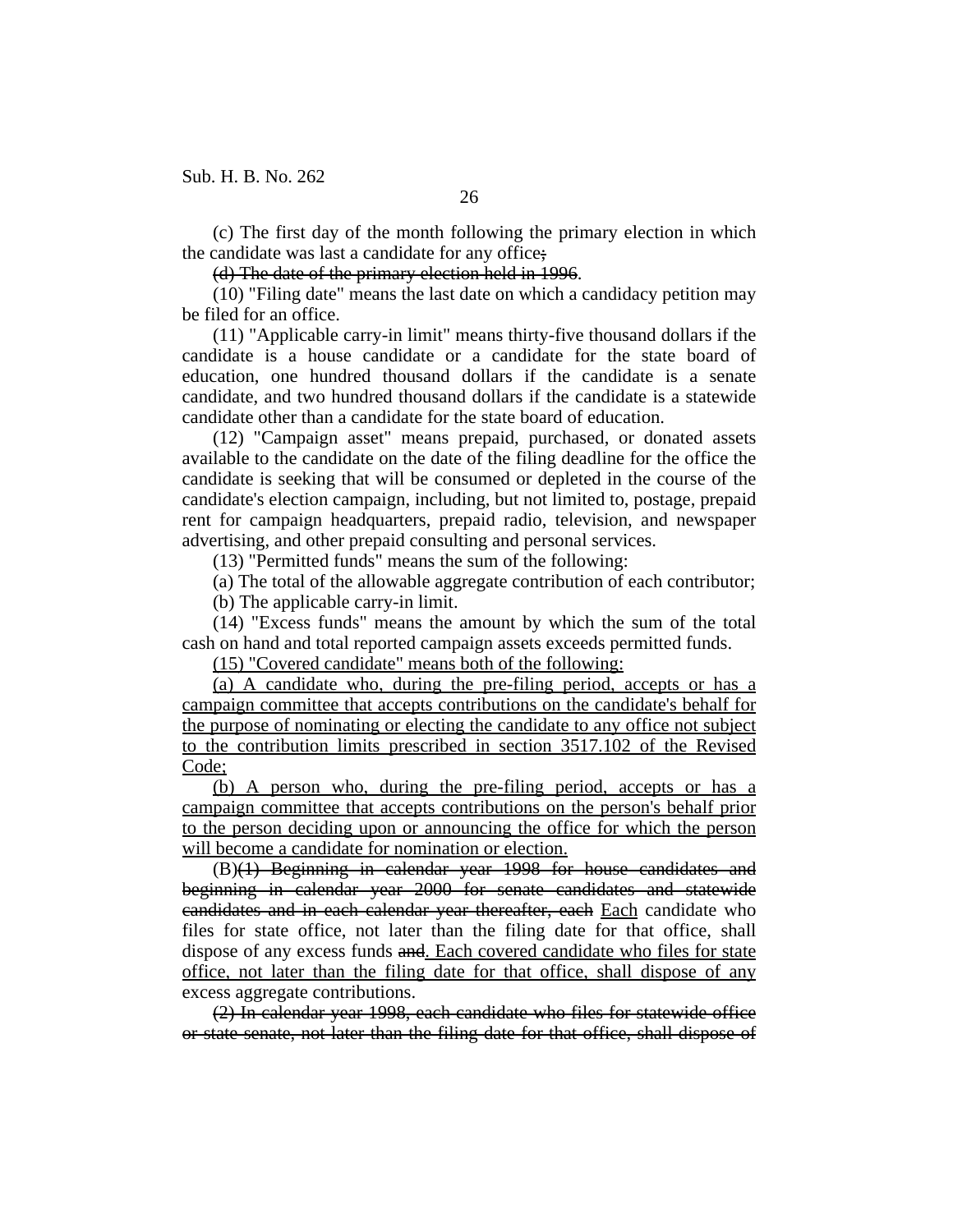(c) The first day of the month following the primary election in which the candidate was last a candidate for any office~~;~~

~~(d) The date of the primary election held in 1996~~.

(10) "Filing date" means the last date on which a candidacy petition may be filed for an office.

(11) "Applicable carry-in limit" means thirty-five thousand dollars if the candidate is a house candidate or a candidate for the state board of education, one hundred thousand dollars if the candidate is a senate candidate, and two hundred thousand dollars if the candidate is a statewide candidate other than a candidate for the state board of education.

(12) "Campaign asset" means prepaid, purchased, or donated assets available to the candidate on the date of the filing deadline for the office the candidate is seeking that will be consumed or depleted in the course of the candidate's election campaign, including, but not limited to, postage, prepaid rent for campaign headquarters, prepaid radio, television, and newspaper advertising, and other prepaid consulting and personal services.

(13) "Permitted funds" means the sum of the following:

(a) The total of the allowable aggregate contribution of each contributor;

(b) The applicable carry-in limit.

(14) "Excess funds" means the amount by which the sum of the total cash on hand and total reported campaign assets exceeds permitted funds.

<u>(15) "Covered candidate" means both of the following:</u>

<u>(a) A candidate who, during the pre-filing period, accepts or has a campaign committee that accepts contributions on the candidate's behalf for the purpose of nominating or electing the candidate to any office not subject to the contribution limits prescribed in section 3517.102 of the Revised Code;</u>

<u>(b) A person who, during the pre-filing period, accepts or has a campaign committee that accepts contributions on the person's behalf prior to the person deciding upon or announcing the office for which the person will become a candidate for nomination or election.</u>

(B)~~(1) Beginning in calendar year 1998 for house candidates and beginning in calendar year 2000 for senate candidates and statewide candidates and in each calendar year thereafter, each~~ <u>Each</u> candidate who files for state office, not later than the filing date for that office, shall dispose of any excess funds ~~and~~<u>. Each covered candidate who files for state office, not later than the filing date for that office, shall dispose of any</u> excess aggregate contributions.

~~(2) In calendar year 1998, each candidate who files for statewide office or state senate, not later than the filing date for that office, shall dispose of~~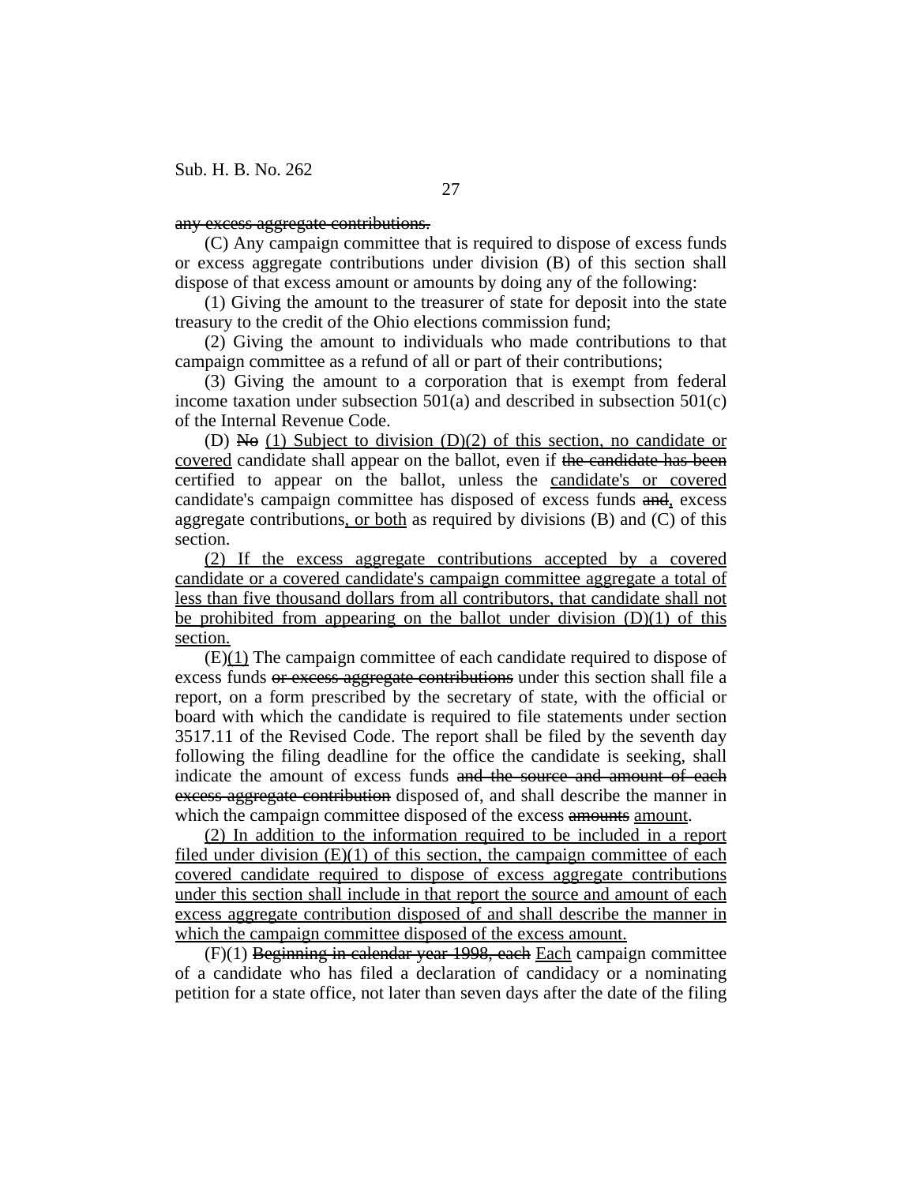~~any excess aggregate contributions.~~

(C) Any campaign committee that is required to dispose of excess funds or excess aggregate contributions under division (B) of this section shall dispose of that excess amount or amounts by doing any of the following:

(1) Giving the amount to the treasurer of state for deposit into the state treasury to the credit of the Ohio elections commission fund;

(2) Giving the amount to individuals who made contributions to that campaign committee as a refund of all or part of their contributions;

(3) Giving the amount to a corporation that is exempt from federal income taxation under subsection 501(a) and described in subsection 501(c) of the Internal Revenue Code.

(D) ~~No~~ <u>(1) Subject to division (D)(2) of this section, no candidate or covered</u> candidate shall appear on the ballot, even if ~~the candidate has been~~ certified to appear on the ballot, unless the <u>candidate's or covered</u> candidate's campaign committee has disposed of excess funds ~~and~~<u>,</u> excess aggregate contributions<u>, or both</u> as required by divisions (B) and (C) of this section.

<u>(2) If the excess aggregate contributions accepted by a covered candidate or a covered candidate's campaign committee aggregate a total of less than five thousand dollars from all contributors, that candidate shall not be prohibited from appearing on the ballot under division (D)(1) of this section.</u>

(E)<u>(1)</u> The campaign committee of each candidate required to dispose of excess funds ~~or excess aggregate contributions~~ under this section shall file a report, on a form prescribed by the secretary of state, with the official or board with which the candidate is required to file statements under section 3517.11 of the Revised Code. The report shall be filed by the seventh day following the filing deadline for the office the candidate is seeking, shall indicate the amount of excess funds ~~and the source and amount of each excess aggregate contribution~~ disposed of, and shall describe the manner in which the campaign committee disposed of the excess ~~amounts~~ <u>amount</u>.

<u>(2) In addition to the information required to be included in a report filed under division (E)(1) of this section, the campaign committee of each covered candidate required to dispose of excess aggregate contributions under this section shall include in that report the source and amount of each excess aggregate contribution disposed of and shall describe the manner in which the campaign committee disposed of the excess amount.</u>

(F)(1) ~~Beginning in calendar year 1998, each~~ <u>Each</u> campaign committee of a candidate who has filed a declaration of candidacy or a nominating petition for a state office, not later than seven days after the date of the filing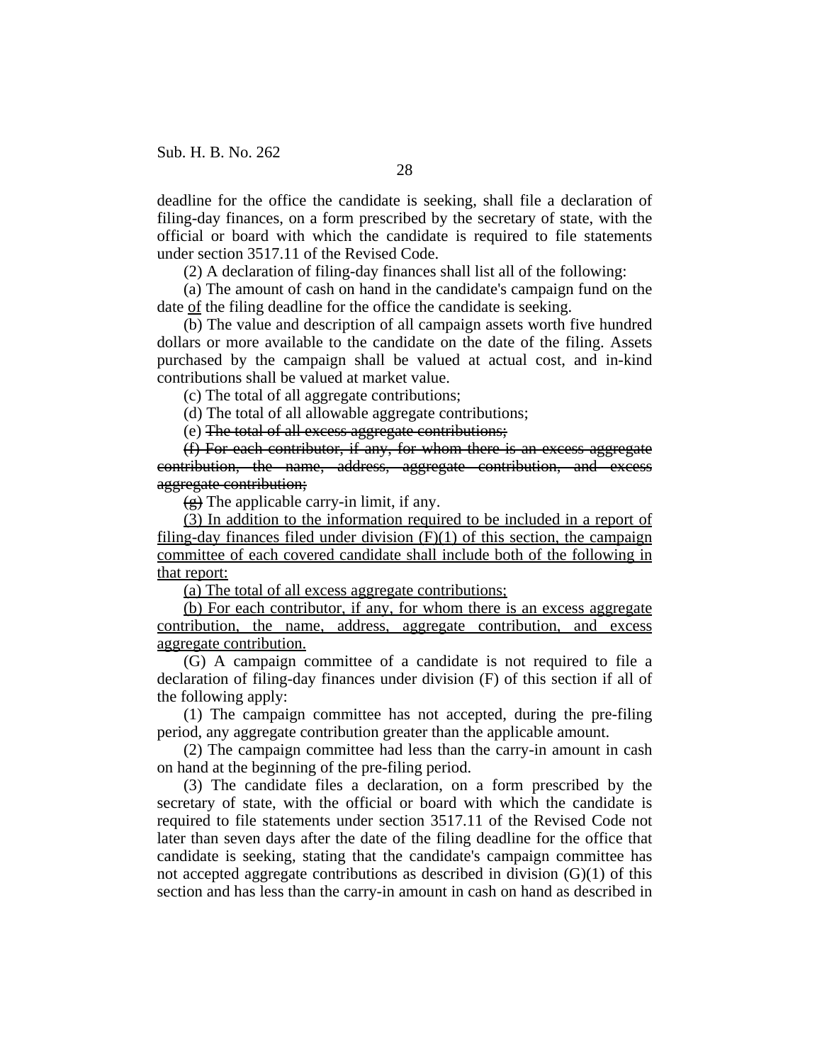deadline for the office the candidate is seeking, shall file a declaration of filing-day finances, on a form prescribed by the secretary of state, with the official or board with which the candidate is required to file statements under section 3517.11 of the Revised Code.

(2) A declaration of filing-day finances shall list all of the following:

(a) The amount of cash on hand in the candidate's campaign fund on the date <u>of</u> the filing deadline for the office the candidate is seeking.

(b) The value and description of all campaign assets worth five hundred dollars or more available to the candidate on the date of the filing. Assets purchased by the campaign shall be valued at actual cost, and in-kind contributions shall be valued at market value.

(c) The total of all aggregate contributions;

(d) The total of all allowable aggregate contributions;

(e) ~~The total of all excess aggregate contributions;~~

~~(f) For each contributor, if any, for whom there is an excess aggregate contribution, the name, address, aggregate contribution, and excess aggregate contribution;~~

~~(g)~~ The applicable carry-in limit, if any.

<u>(3) In addition to the information required to be included in a report of filing-day finances filed under division (F)(1) of this section, the campaign committee of each covered candidate shall include both of the following in that report:</u>

<u>(a) The total of all excess aggregate contributions;</u>

<u>(b) For each contributor, if any, for whom there is an excess aggregate contribution, the name, address, aggregate contribution, and excess aggregate contribution.</u>

(G) A campaign committee of a candidate is not required to file a declaration of filing-day finances under division (F) of this section if all of the following apply:

(1) The campaign committee has not accepted, during the pre-filing period, any aggregate contribution greater than the applicable amount.

(2) The campaign committee had less than the carry-in amount in cash on hand at the beginning of the pre-filing period.

(3) The candidate files a declaration, on a form prescribed by the secretary of state, with the official or board with which the candidate is required to file statements under section 3517.11 of the Revised Code not later than seven days after the date of the filing deadline for the office that candidate is seeking, stating that the candidate's campaign committee has not accepted aggregate contributions as described in division (G)(1) of this section and has less than the carry-in amount in cash on hand as described in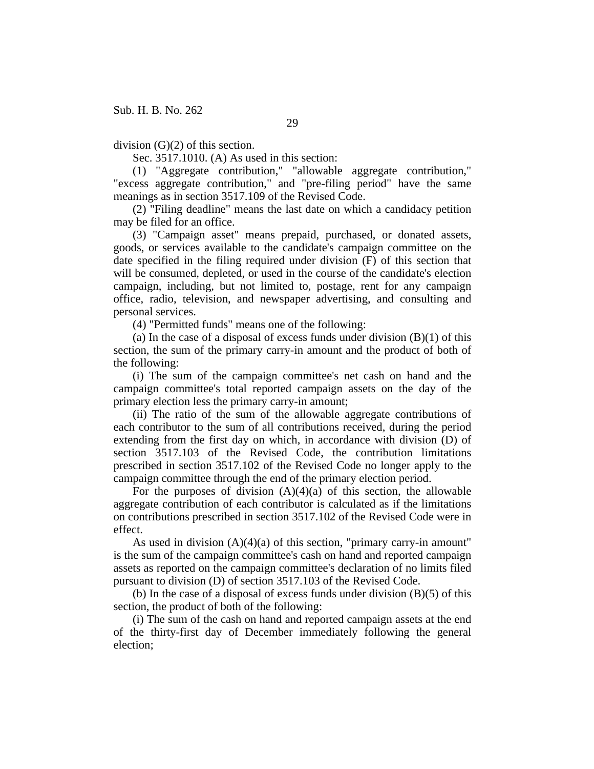division (G)(2) of this section.

Sec. 3517.1010. (A) As used in this section:

(1) "Aggregate contribution," "allowable aggregate contribution," "excess aggregate contribution," and "pre-filing period" have the same meanings as in section 3517.109 of the Revised Code.

(2) "Filing deadline" means the last date on which a candidacy petition may be filed for an office.

(3) "Campaign asset" means prepaid, purchased, or donated assets, goods, or services available to the candidate's campaign committee on the date specified in the filing required under division (F) of this section that will be consumed, depleted, or used in the course of the candidate's election campaign, including, but not limited to, postage, rent for any campaign office, radio, television, and newspaper advertising, and consulting and personal services.

(4) "Permitted funds" means one of the following:

(a) In the case of a disposal of excess funds under division (B)(1) of this section, the sum of the primary carry-in amount and the product of both of the following:

(i) The sum of the campaign committee's net cash on hand and the campaign committee's total reported campaign assets on the day of the primary election less the primary carry-in amount;

(ii) The ratio of the sum of the allowable aggregate contributions of each contributor to the sum of all contributions received, during the period extending from the first day on which, in accordance with division (D) of section 3517.103 of the Revised Code, the contribution limitations prescribed in section 3517.102 of the Revised Code no longer apply to the campaign committee through the end of the primary election period.

For the purposes of division (A)(4)(a) of this section, the allowable aggregate contribution of each contributor is calculated as if the limitations on contributions prescribed in section 3517.102 of the Revised Code were in effect.

As used in division (A)(4)(a) of this section, "primary carry-in amount" is the sum of the campaign committee's cash on hand and reported campaign assets as reported on the campaign committee's declaration of no limits filed pursuant to division (D) of section 3517.103 of the Revised Code.

(b) In the case of a disposal of excess funds under division (B)(5) of this section, the product of both of the following:

(i) The sum of the cash on hand and reported campaign assets at the end of the thirty-first day of December immediately following the general election;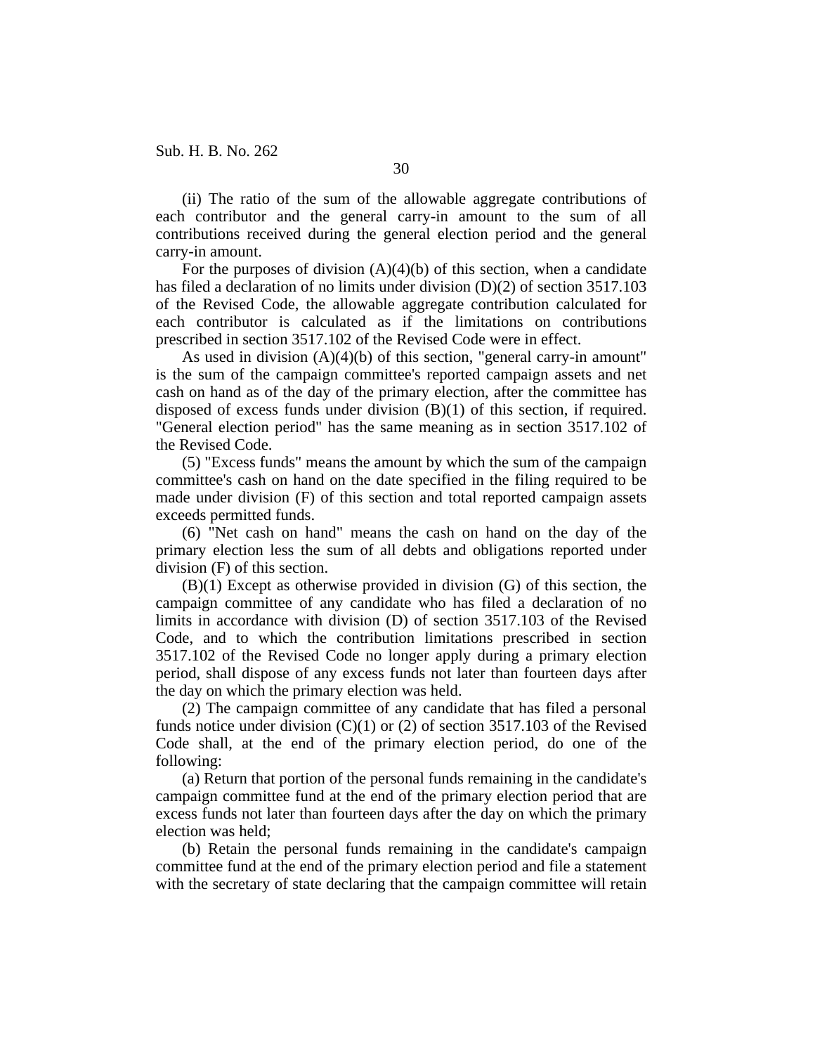(ii) The ratio of the sum of the allowable aggregate contributions of each contributor and the general carry-in amount to the sum of all contributions received during the general election period and the general carry-in amount.

For the purposes of division (A)(4)(b) of this section, when a candidate has filed a declaration of no limits under division (D)(2) of section 3517.103 of the Revised Code, the allowable aggregate contribution calculated for each contributor is calculated as if the limitations on contributions prescribed in section 3517.102 of the Revised Code were in effect.

As used in division (A)(4)(b) of this section, "general carry-in amount" is the sum of the campaign committee's reported campaign assets and net cash on hand as of the day of the primary election, after the committee has disposed of excess funds under division (B)(1) of this section, if required. "General election period" has the same meaning as in section 3517.102 of the Revised Code.

(5) "Excess funds" means the amount by which the sum of the campaign committee's cash on hand on the date specified in the filing required to be made under division (F) of this section and total reported campaign assets exceeds permitted funds.

(6) "Net cash on hand" means the cash on hand on the day of the primary election less the sum of all debts and obligations reported under division (F) of this section.

(B)(1) Except as otherwise provided in division (G) of this section, the campaign committee of any candidate who has filed a declaration of no limits in accordance with division (D) of section 3517.103 of the Revised Code, and to which the contribution limitations prescribed in section 3517.102 of the Revised Code no longer apply during a primary election period, shall dispose of any excess funds not later than fourteen days after the day on which the primary election was held.

(2) The campaign committee of any candidate that has filed a personal funds notice under division (C)(1) or (2) of section 3517.103 of the Revised Code shall, at the end of the primary election period, do one of the following:

(a) Return that portion of the personal funds remaining in the candidate's campaign committee fund at the end of the primary election period that are excess funds not later than fourteen days after the day on which the primary election was held;

(b) Retain the personal funds remaining in the candidate's campaign committee fund at the end of the primary election period and file a statement with the secretary of state declaring that the campaign committee will retain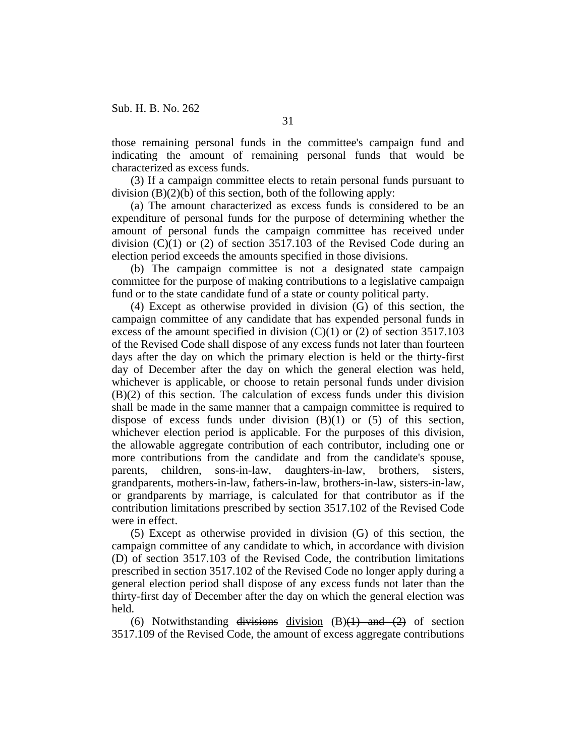those remaining personal funds in the committee's campaign fund and indicating the amount of remaining personal funds that would be characterized as excess funds.

(3) If a campaign committee elects to retain personal funds pursuant to division (B)(2)(b) of this section, both of the following apply:

(a) The amount characterized as excess funds is considered to be an expenditure of personal funds for the purpose of determining whether the amount of personal funds the campaign committee has received under division (C)(1) or (2) of section 3517.103 of the Revised Code during an election period exceeds the amounts specified in those divisions.

(b) The campaign committee is not a designated state campaign committee for the purpose of making contributions to a legislative campaign fund or to the state candidate fund of a state or county political party.

(4) Except as otherwise provided in division (G) of this section, the campaign committee of any candidate that has expended personal funds in excess of the amount specified in division (C)(1) or (2) of section 3517.103 of the Revised Code shall dispose of any excess funds not later than fourteen days after the day on which the primary election is held or the thirty-first day of December after the day on which the general election was held, whichever is applicable, or choose to retain personal funds under division (B)(2) of this section. The calculation of excess funds under this division shall be made in the same manner that a campaign committee is required to dispose of excess funds under division (B)(1) or (5) of this section, whichever election period is applicable. For the purposes of this division, the allowable aggregate contribution of each contributor, including one or more contributions from the candidate and from the candidate's spouse, parents, children, sons-in-law, daughters-in-law, brothers, sisters, grandparents, mothers-in-law, fathers-in-law, brothers-in-law, sisters-in-law, or grandparents by marriage, is calculated for that contributor as if the contribution limitations prescribed by section 3517.102 of the Revised Code were in effect.

(5) Except as otherwise provided in division (G) of this section, the campaign committee of any candidate to which, in accordance with division (D) of section 3517.103 of the Revised Code, the contribution limitations prescribed in section 3517.102 of the Revised Code no longer apply during a general election period shall dispose of any excess funds not later than the thirty-first day of December after the day on which the general election was held.

(6) Notwithstanding ~~divisions~~ division (B)~~(1) and (2)~~ of section 3517.109 of the Revised Code, the amount of excess aggregate contributions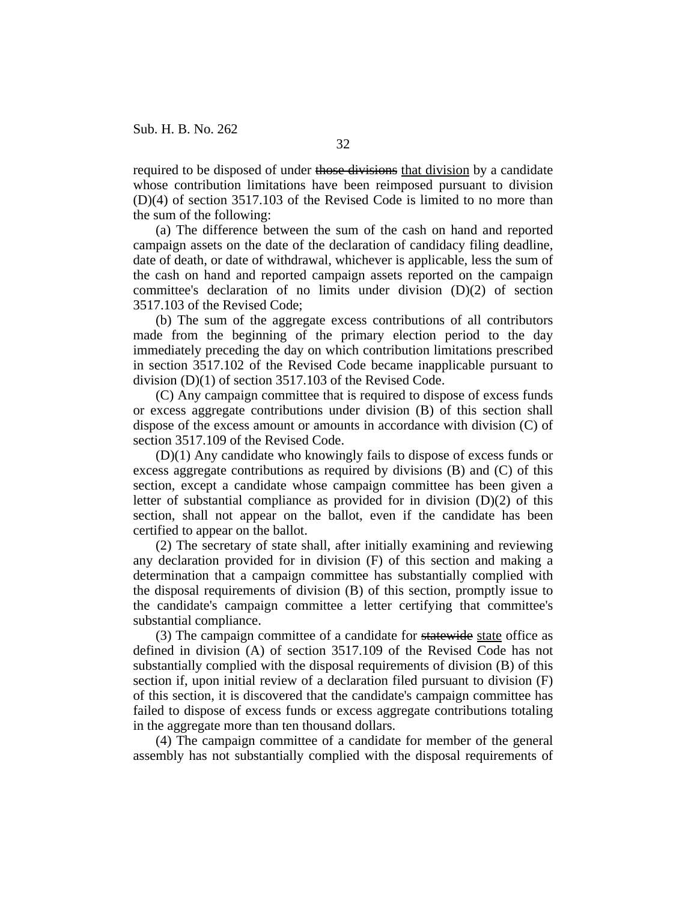required to be disposed of under ~~those divisions~~ that division by a candidate whose contribution limitations have been reimposed pursuant to division (D)(4) of section 3517.103 of the Revised Code is limited to no more than the sum of the following:

(a) The difference between the sum of the cash on hand and reported campaign assets on the date of the declaration of candidacy filing deadline, date of death, or date of withdrawal, whichever is applicable, less the sum of the cash on hand and reported campaign assets reported on the campaign committee's declaration of no limits under division (D)(2) of section 3517.103 of the Revised Code;

(b) The sum of the aggregate excess contributions of all contributors made from the beginning of the primary election period to the day immediately preceding the day on which contribution limitations prescribed in section 3517.102 of the Revised Code became inapplicable pursuant to division (D)(1) of section 3517.103 of the Revised Code.

(C) Any campaign committee that is required to dispose of excess funds or excess aggregate contributions under division (B) of this section shall dispose of the excess amount or amounts in accordance with division (C) of section 3517.109 of the Revised Code.

(D)(1) Any candidate who knowingly fails to dispose of excess funds or excess aggregate contributions as required by divisions (B) and (C) of this section, except a candidate whose campaign committee has been given a letter of substantial compliance as provided for in division (D)(2) of this section, shall not appear on the ballot, even if the candidate has been certified to appear on the ballot.

(2) The secretary of state shall, after initially examining and reviewing any declaration provided for in division (F) of this section and making a determination that a campaign committee has substantially complied with the disposal requirements of division (B) of this section, promptly issue to the candidate's campaign committee a letter certifying that committee's substantial compliance.

(3) The campaign committee of a candidate for ~~statewide~~ state office as defined in division (A) of section 3517.109 of the Revised Code has not substantially complied with the disposal requirements of division (B) of this section if, upon initial review of a declaration filed pursuant to division (F) of this section, it is discovered that the candidate's campaign committee has failed to dispose of excess funds or excess aggregate contributions totaling in the aggregate more than ten thousand dollars.

(4) The campaign committee of a candidate for member of the general assembly has not substantially complied with the disposal requirements of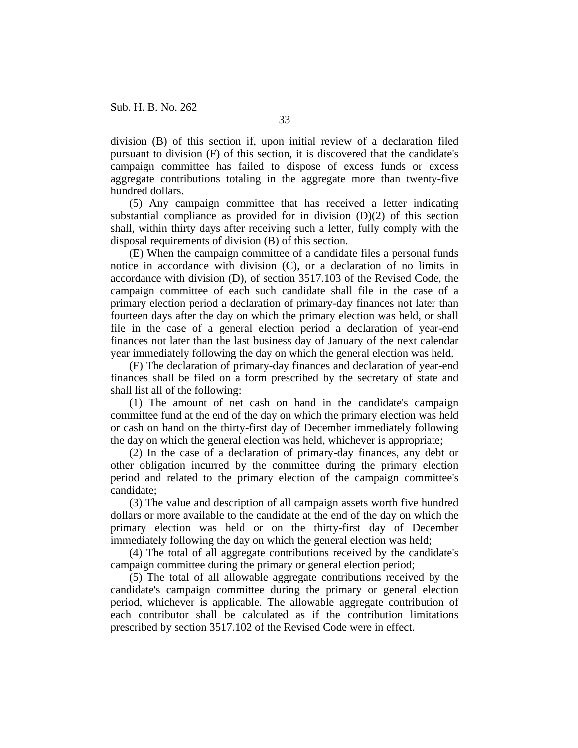division (B) of this section if, upon initial review of a declaration filed pursuant to division (F) of this section, it is discovered that the candidate's campaign committee has failed to dispose of excess funds or excess aggregate contributions totaling in the aggregate more than twenty-five hundred dollars.

(5) Any campaign committee that has received a letter indicating substantial compliance as provided for in division (D)(2) of this section shall, within thirty days after receiving such a letter, fully comply with the disposal requirements of division (B) of this section.

(E) When the campaign committee of a candidate files a personal funds notice in accordance with division (C), or a declaration of no limits in accordance with division (D), of section 3517.103 of the Revised Code, the campaign committee of each such candidate shall file in the case of a primary election period a declaration of primary-day finances not later than fourteen days after the day on which the primary election was held, or shall file in the case of a general election period a declaration of year-end finances not later than the last business day of January of the next calendar year immediately following the day on which the general election was held.

(F) The declaration of primary-day finances and declaration of year-end finances shall be filed on a form prescribed by the secretary of state and shall list all of the following:

(1) The amount of net cash on hand in the candidate's campaign committee fund at the end of the day on which the primary election was held or cash on hand on the thirty-first day of December immediately following the day on which the general election was held, whichever is appropriate;

(2) In the case of a declaration of primary-day finances, any debt or other obligation incurred by the committee during the primary election period and related to the primary election of the campaign committee's candidate;

(3) The value and description of all campaign assets worth five hundred dollars or more available to the candidate at the end of the day on which the primary election was held or on the thirty-first day of December immediately following the day on which the general election was held;

(4) The total of all aggregate contributions received by the candidate's campaign committee during the primary or general election period;

(5) The total of all allowable aggregate contributions received by the candidate's campaign committee during the primary or general election period, whichever is applicable. The allowable aggregate contribution of each contributor shall be calculated as if the contribution limitations prescribed by section 3517.102 of the Revised Code were in effect.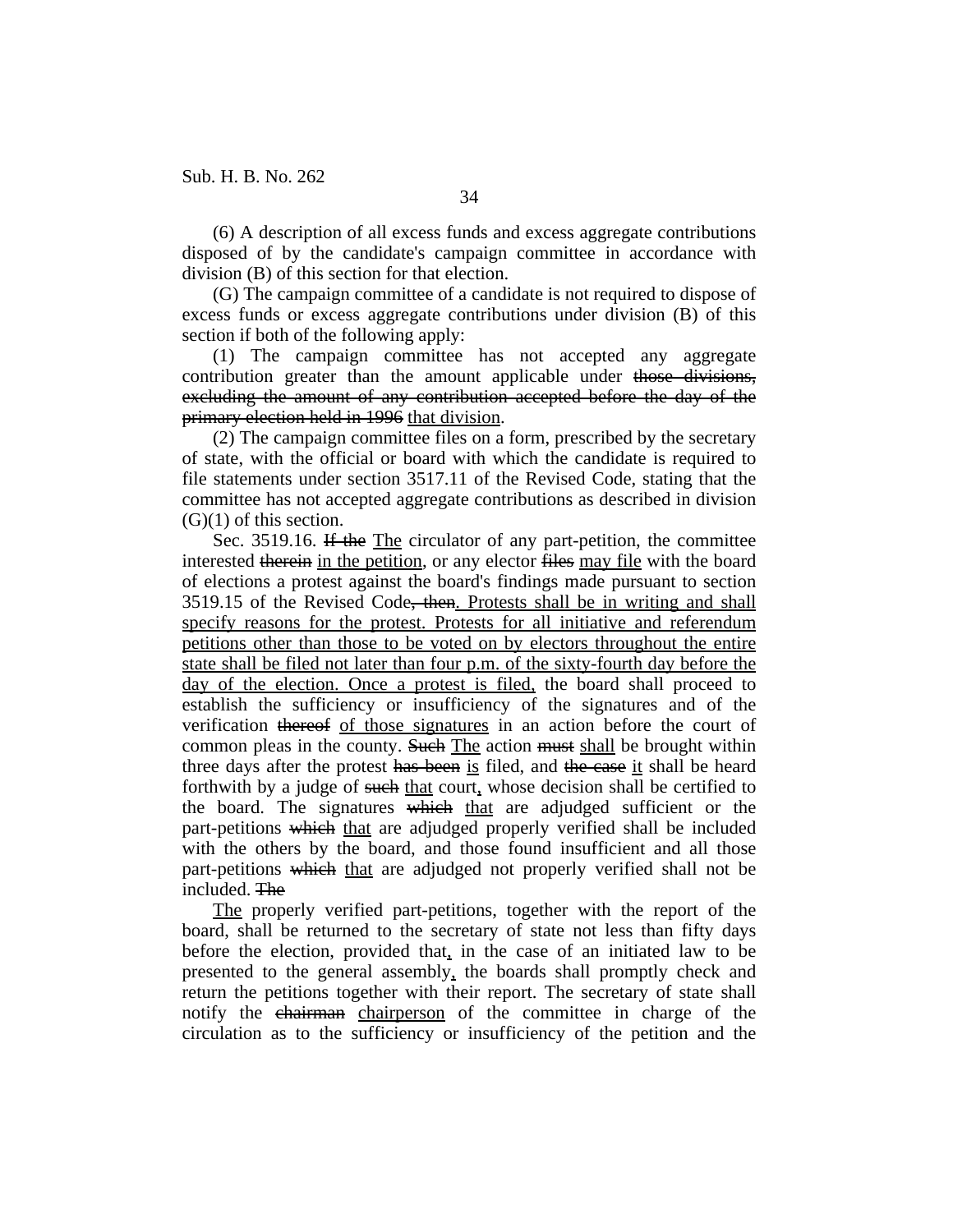(6) A description of all excess funds and excess aggregate contributions disposed of by the candidate's campaign committee in accordance with division (B) of this section for that election.

(G) The campaign committee of a candidate is not required to dispose of excess funds or excess aggregate contributions under division (B) of this section if both of the following apply:

(1) The campaign committee has not accepted any aggregate contribution greater than the amount applicable under ~~those divisions, excluding the amount of any contribution accepted before the day of the primary election held in 1996~~ <u>that division</u>.

(2) The campaign committee files on a form, prescribed by the secretary of state, with the official or board with which the candidate is required to file statements under section 3517.11 of the Revised Code, stating that the committee has not accepted aggregate contributions as described in division (G)(1) of this section.

Sec. 3519.16. ~~If the~~ <u>The</u> circulator of any part-petition, the committee interested ~~therein~~ <u>in the petition</u>, or any elector ~~files~~ <u>may file</u> with the board of elections a protest against the board's findings made pursuant to section 3519.15 of the Revised Code~~, then~~<u>. Protests shall be in writing and shall specify reasons for the protest. Protests for all initiative and referendum petitions other than those to be voted on by electors throughout the entire state shall be filed not later than four p.m. of the sixty-fourth day before the day of the election. Once a protest is filed,</u> the board shall proceed to establish the sufficiency or insufficiency of the signatures and of the verification ~~thereof~~ <u>of those signatures</u> in an action before the court of common pleas in the county. ~~Such~~ <u>The</u> action ~~must~~ <u>shall</u> be brought within three days after the protest ~~has been~~ <u>is</u> filed, and ~~the case~~ <u>it</u> shall be heard forthwith by a judge of ~~such~~ <u>that</u> court<u>,</u> whose decision shall be certified to the board. The signatures ~~which~~ <u>that</u> are adjudged sufficient or the part-petitions ~~which~~ <u>that</u> are adjudged properly verified shall be included with the others by the board, and those found insufficient and all those part-petitions ~~which~~ <u>that</u> are adjudged not properly verified shall not be included. ~~The~~

<u>The</u> properly verified part-petitions, together with the report of the board, shall be returned to the secretary of state not less than fifty days before the election, provided that<u>,</u> in the case of an initiated law to be presented to the general assembly<u>,</u> the boards shall promptly check and return the petitions together with their report. The secretary of state shall notify the ~~chairman~~ <u>chairperson</u> of the committee in charge of the circulation as to the sufficiency or insufficiency of the petition and the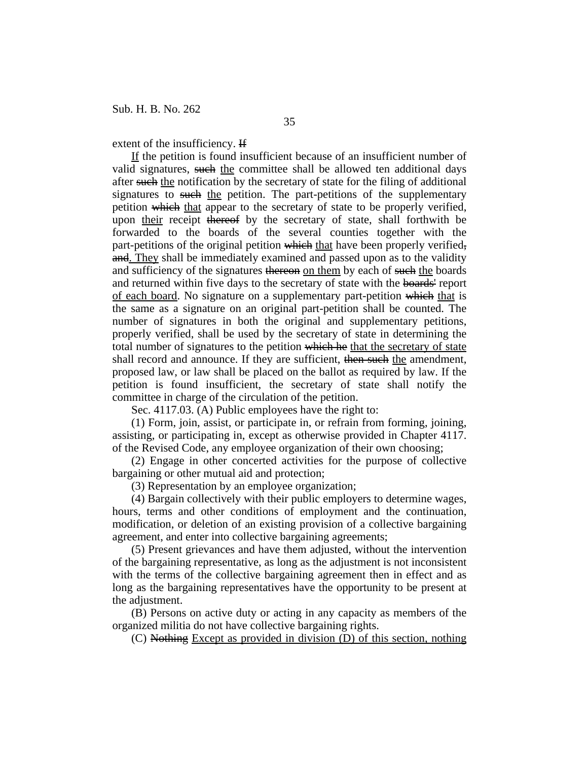extent of the insufficiency. ~~If~~

<u>If</u> the petition is found insufficient because of an insufficient number of valid signatures, ~~such~~ <u>the</u> committee shall be allowed ten additional days after ~~such~~ <u>the</u> notification by the secretary of state for the filing of additional signatures to ~~such~~ <u>the</u> petition. The part-petitions of the supplementary petition ~~which~~ <u>that</u> appear to the secretary of state to be properly verified, upon <u>their</u> receipt ~~thereof~~ by the secretary of state, shall forthwith be forwarded to the boards of the several counties together with the part-petitions of the original petition ~~which~~ <u>that</u> have been properly verified~~, and~~<u>. They</u> shall be immediately examined and passed upon as to the validity and sufficiency of the signatures ~~thereon~~ <u>on them</u> by each of ~~such~~ <u>the</u> boards and returned within five days to the secretary of state with the ~~boards'~~ report <u>of each board</u>. No signature on a supplementary part-petition ~~which~~ <u>that</u> is the same as a signature on an original part-petition shall be counted. The number of signatures in both the original and supplementary petitions, properly verified, shall be used by the secretary of state in determining the total number of signatures to the petition ~~which he~~ <u>that the secretary of state</u> shall record and announce. If they are sufficient, ~~then such~~ <u>the</u> amendment, proposed law, or law shall be placed on the ballot as required by law. If the petition is found insufficient, the secretary of state shall notify the committee in charge of the circulation of the petition.

Sec. 4117.03. (A) Public employees have the right to:

(1) Form, join, assist, or participate in, or refrain from forming, joining, assisting, or participating in, except as otherwise provided in Chapter 4117. of the Revised Code, any employee organization of their own choosing;

(2) Engage in other concerted activities for the purpose of collective bargaining or other mutual aid and protection;

(3) Representation by an employee organization;

(4) Bargain collectively with their public employers to determine wages, hours, terms and other conditions of employment and the continuation, modification, or deletion of an existing provision of a collective bargaining agreement, and enter into collective bargaining agreements;

(5) Present grievances and have them adjusted, without the intervention of the bargaining representative, as long as the adjustment is not inconsistent with the terms of the collective bargaining agreement then in effect and as long as the bargaining representatives have the opportunity to be present at the adjustment.

(B) Persons on active duty or acting in any capacity as members of the organized militia do not have collective bargaining rights.

(C) ~~Nothing~~ <u>Except as provided in division (D) of this section, nothing</u>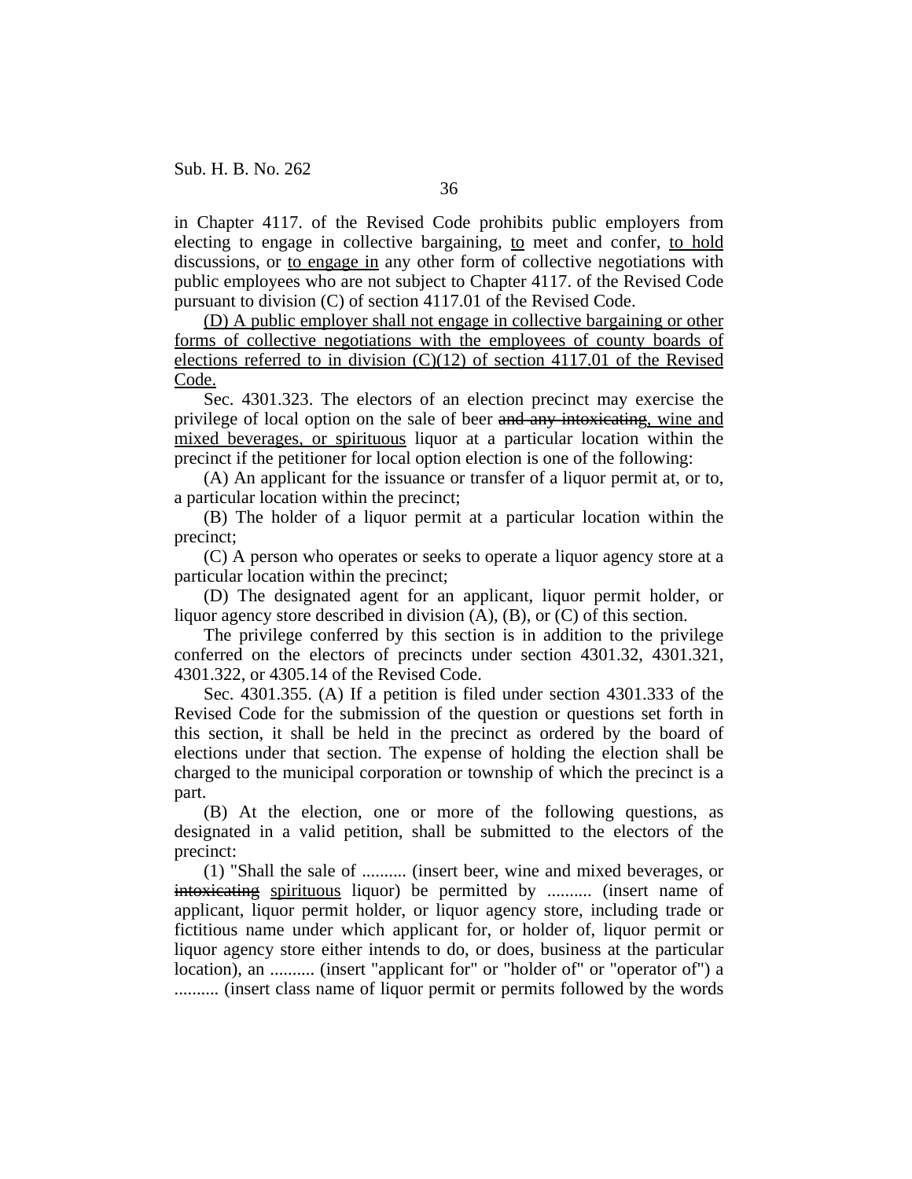in Chapter 4117. of the Revised Code prohibits public employers from electing to engage in collective bargaining, <u>to</u> meet and confer, <u>to hold</u> discussions, or <u>to engage in</u> any other form of collective negotiations with public employees who are not subject to Chapter 4117. of the Revised Code pursuant to division (C) of section 4117.01 of the Revised Code.

<u>(D) A public employer shall not engage in collective bargaining or other forms of collective negotiations with the employees of county boards of elections referred to in division (C)(12) of section 4117.01 of the Revised Code.</u>

Sec. 4301.323. The electors of an election precinct may exercise the privilege of local option on the sale of beer ~~and any intoxicating~~<u>, wine and mixed beverages, or spirituous</u> liquor at a particular location within the precinct if the petitioner for local option election is one of the following:

(A) An applicant for the issuance or transfer of a liquor permit at, or to, a particular location within the precinct;

(B) The holder of a liquor permit at a particular location within the precinct;

(C) A person who operates or seeks to operate a liquor agency store at a particular location within the precinct;

(D) The designated agent for an applicant, liquor permit holder, or liquor agency store described in division (A), (B), or (C) of this section.

The privilege conferred by this section is in addition to the privilege conferred on the electors of precincts under section 4301.32, 4301.321, 4301.322, or 4305.14 of the Revised Code.

Sec. 4301.355. (A) If a petition is filed under section 4301.333 of the Revised Code for the submission of the question or questions set forth in this section, it shall be held in the precinct as ordered by the board of elections under that section. The expense of holding the election shall be charged to the municipal corporation or township of which the precinct is a part.

(B) At the election, one or more of the following questions, as designated in a valid petition, shall be submitted to the electors of the precinct:

(1) "Shall the sale of .......... (insert beer, wine and mixed beverages, or ~~intoxicating~~ <u>spirituous</u> liquor) be permitted by .......... (insert name of applicant, liquor permit holder, or liquor agency store, including trade or fictitious name under which applicant for, or holder of, liquor permit or liquor agency store either intends to do, or does, business at the particular location), an .......... (insert "applicant for" or "holder of" or "operator of") a .......... (insert class name of liquor permit or permits followed by the words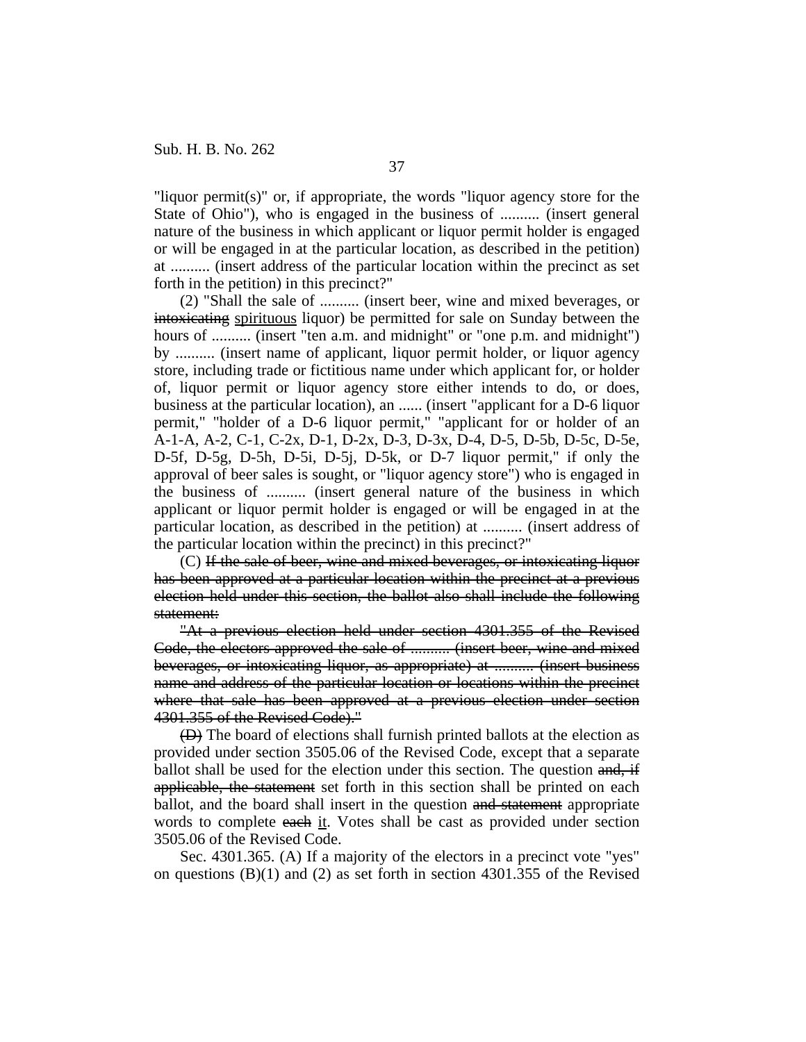"liquor permit(s)" or, if appropriate, the words "liquor agency store for the State of Ohio"), who is engaged in the business of .......... (insert general nature of the business in which applicant or liquor permit holder is engaged or will be engaged in at the particular location, as described in the petition) at .......... (insert address of the particular location within the precinct as set forth in the petition) in this precinct?"

(2) "Shall the sale of .......... (insert beer, wine and mixed beverages, or ~~intoxicating~~ spirituous liquor) be permitted for sale on Sunday between the hours of .......... (insert "ten a.m. and midnight" or "one p.m. and midnight") by .......... (insert name of applicant, liquor permit holder, or liquor agency store, including trade or fictitious name under which applicant for, or holder of, liquor permit or liquor agency store either intends to do, or does, business at the particular location), an ...... (insert "applicant for a D-6 liquor permit," "holder of a D-6 liquor permit," "applicant for or holder of an A-1-A, A-2, C-1, C-2x, D-1, D-2x, D-3, D-3x, D-4, D-5, D-5b, D-5c, D-5e, D-5f, D-5g, D-5h, D-5i, D-5j, D-5k, or D-7 liquor permit," if only the approval of beer sales is sought, or "liquor agency store") who is engaged in the business of .......... (insert general nature of the business in which applicant or liquor permit holder is engaged or will be engaged in at the particular location, as described in the petition) at .......... (insert address of the particular location within the precinct) in this precinct?"

(C) ~~If the sale of beer, wine and mixed beverages, or intoxicating liquor has been approved at a particular location within the precinct at a previous election held under this section, the ballot also shall include the following statement:~~

~~"At a previous election held under section 4301.355 of the Revised Code, the electors approved the sale of .......... (insert beer, wine and mixed beverages, or intoxicating liquor, as appropriate) at .......... (insert business name and address of the particular location or locations within the precinct where that sale has been approved at a previous election under section 4301.355 of the Revised Code)."~~

~~(D)~~ The board of elections shall furnish printed ballots at the election as provided under section 3505.06 of the Revised Code, except that a separate ballot shall be used for the election under this section. The question ~~and, if applicable, the statement~~ set forth in this section shall be printed on each ballot, and the board shall insert in the question ~~and statement~~ appropriate words to complete ~~each~~ it. Votes shall be cast as provided under section 3505.06 of the Revised Code.

Sec. 4301.365. (A) If a majority of the electors in a precinct vote "yes" on questions (B)(1) and (2) as set forth in section 4301.355 of the Revised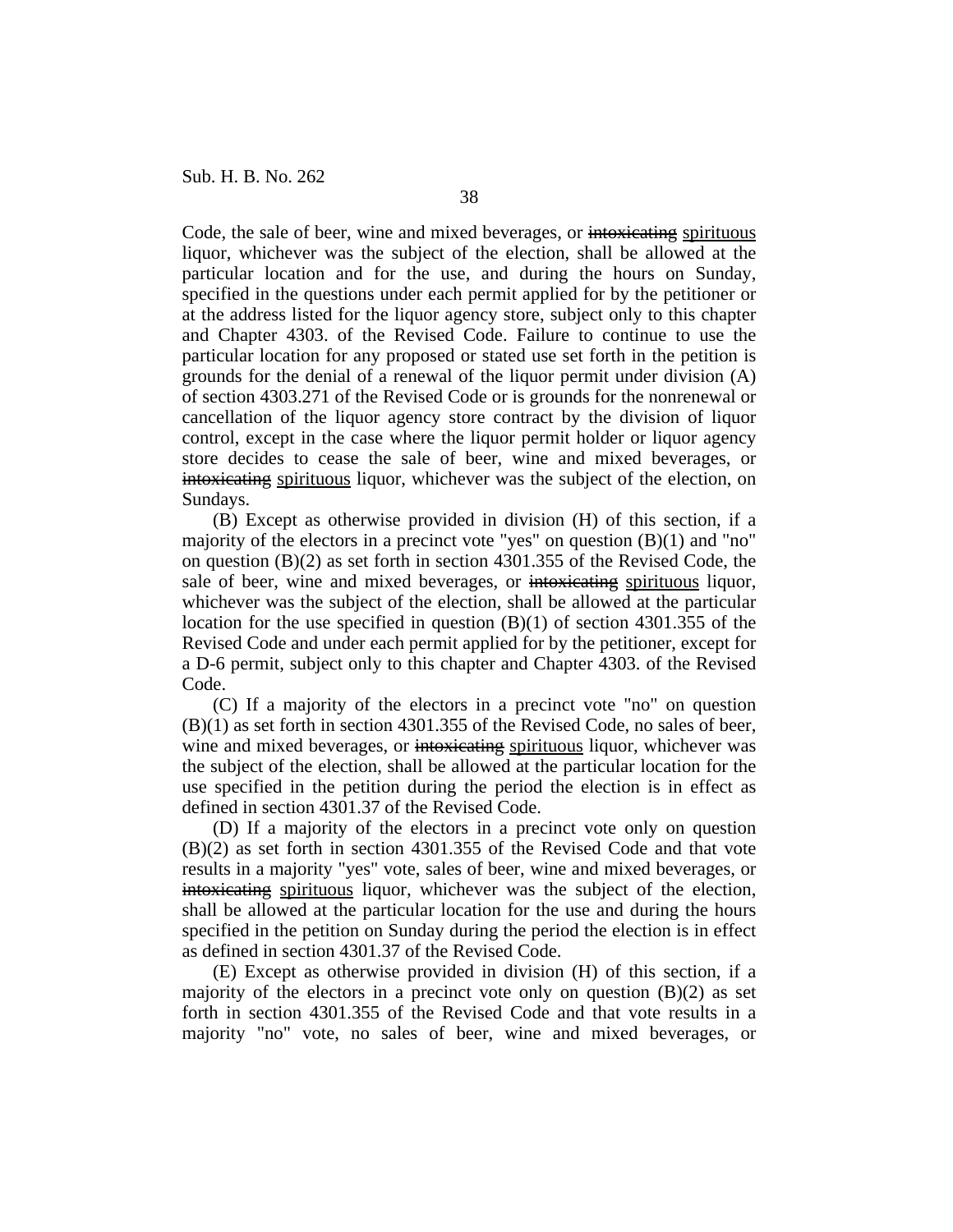Code, the sale of beer, wine and mixed beverages, or ~~intoxicating~~ <u>spirituous</u> liquor, whichever was the subject of the election, shall be allowed at the particular location and for the use, and during the hours on Sunday, specified in the questions under each permit applied for by the petitioner or at the address listed for the liquor agency store, subject only to this chapter and Chapter 4303. of the Revised Code. Failure to continue to use the particular location for any proposed or stated use set forth in the petition is grounds for the denial of a renewal of the liquor permit under division (A) of section 4303.271 of the Revised Code or is grounds for the nonrenewal or cancellation of the liquor agency store contract by the division of liquor control, except in the case where the liquor permit holder or liquor agency store decides to cease the sale of beer, wine and mixed beverages, or ~~intoxicating~~ <u>spirituous</u> liquor, whichever was the subject of the election, on Sundays.

(B) Except as otherwise provided in division (H) of this section, if a majority of the electors in a precinct vote "yes" on question (B)(1) and "no" on question (B)(2) as set forth in section 4301.355 of the Revised Code, the sale of beer, wine and mixed beverages, or ~~intoxicating~~ <u>spirituous</u> liquor, whichever was the subject of the election, shall be allowed at the particular location for the use specified in question (B)(1) of section 4301.355 of the Revised Code and under each permit applied for by the petitioner, except for a D-6 permit, subject only to this chapter and Chapter 4303. of the Revised Code.

(C) If a majority of the electors in a precinct vote "no" on question (B)(1) as set forth in section 4301.355 of the Revised Code, no sales of beer, wine and mixed beverages, or ~~intoxicating~~ <u>spirituous</u> liquor, whichever was the subject of the election, shall be allowed at the particular location for the use specified in the petition during the period the election is in effect as defined in section 4301.37 of the Revised Code.

(D) If a majority of the electors in a precinct vote only on question (B)(2) as set forth in section 4301.355 of the Revised Code and that vote results in a majority "yes" vote, sales of beer, wine and mixed beverages, or ~~intoxicating~~ <u>spirituous</u> liquor, whichever was the subject of the election, shall be allowed at the particular location for the use and during the hours specified in the petition on Sunday during the period the election is in effect as defined in section 4301.37 of the Revised Code.

(E) Except as otherwise provided in division (H) of this section, if a majority of the electors in a precinct vote only on question (B)(2) as set forth in section 4301.355 of the Revised Code and that vote results in a majority "no" vote, no sales of beer, wine and mixed beverages, or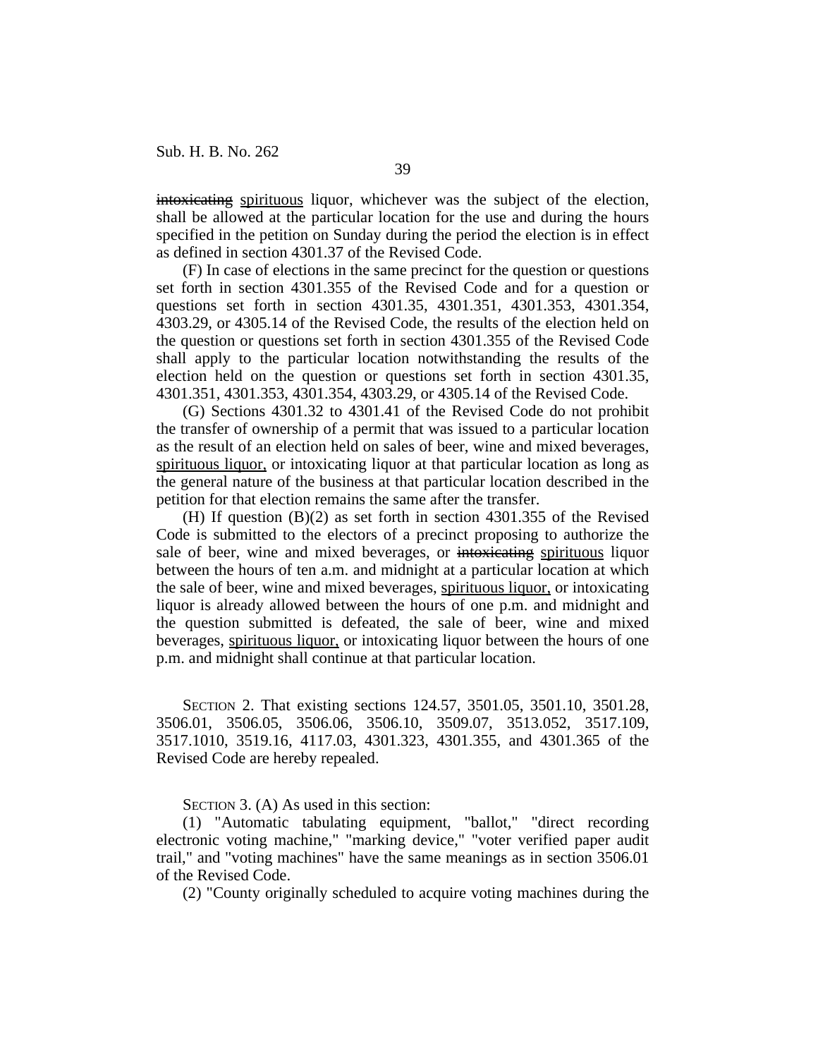~~intoxicating~~ <u>spirituous</u> liquor, whichever was the subject of the election, shall be allowed at the particular location for the use and during the hours specified in the petition on Sunday during the period the election is in effect as defined in section 4301.37 of the Revised Code.

(F) In case of elections in the same precinct for the question or questions set forth in section 4301.355 of the Revised Code and for a question or questions set forth in section 4301.35, 4301.351, 4301.353, 4301.354, 4303.29, or 4305.14 of the Revised Code, the results of the election held on the question or questions set forth in section 4301.355 of the Revised Code shall apply to the particular location notwithstanding the results of the election held on the question or questions set forth in section 4301.35, 4301.351, 4301.353, 4301.354, 4303.29, or 4305.14 of the Revised Code.

(G) Sections 4301.32 to 4301.41 of the Revised Code do not prohibit the transfer of ownership of a permit that was issued to a particular location as the result of an election held on sales of beer, wine and mixed beverages, <u>spirituous liquor,</u> or intoxicating liquor at that particular location as long as the general nature of the business at that particular location described in the petition for that election remains the same after the transfer.

(H) If question (B)(2) as set forth in section 4301.355 of the Revised Code is submitted to the electors of a precinct proposing to authorize the sale of beer, wine and mixed beverages, or ~~intoxicating~~ <u>spirituous</u> liquor between the hours of ten a.m. and midnight at a particular location at which the sale of beer, wine and mixed beverages, <u>spirituous liquor,</u> or intoxicating liquor is already allowed between the hours of one p.m. and midnight and the question submitted is defeated, the sale of beer, wine and mixed beverages, <u>spirituous liquor,</u> or intoxicating liquor between the hours of one p.m. and midnight shall continue at that particular location.

SECTION 2. That existing sections 124.57, 3501.05, 3501.10, 3501.28, 3506.01, 3506.05, 3506.06, 3506.10, 3509.07, 3513.052, 3517.109, 3517.1010, 3519.16, 4117.03, 4301.323, 4301.355, and 4301.365 of the Revised Code are hereby repealed.

SECTION 3. (A) As used in this section:

(1) "Automatic tabulating equipment, "ballot," "direct recording electronic voting machine," "marking device," "voter verified paper audit trail," and "voting machines" have the same meanings as in section 3506.01 of the Revised Code.

(2) "County originally scheduled to acquire voting machines during the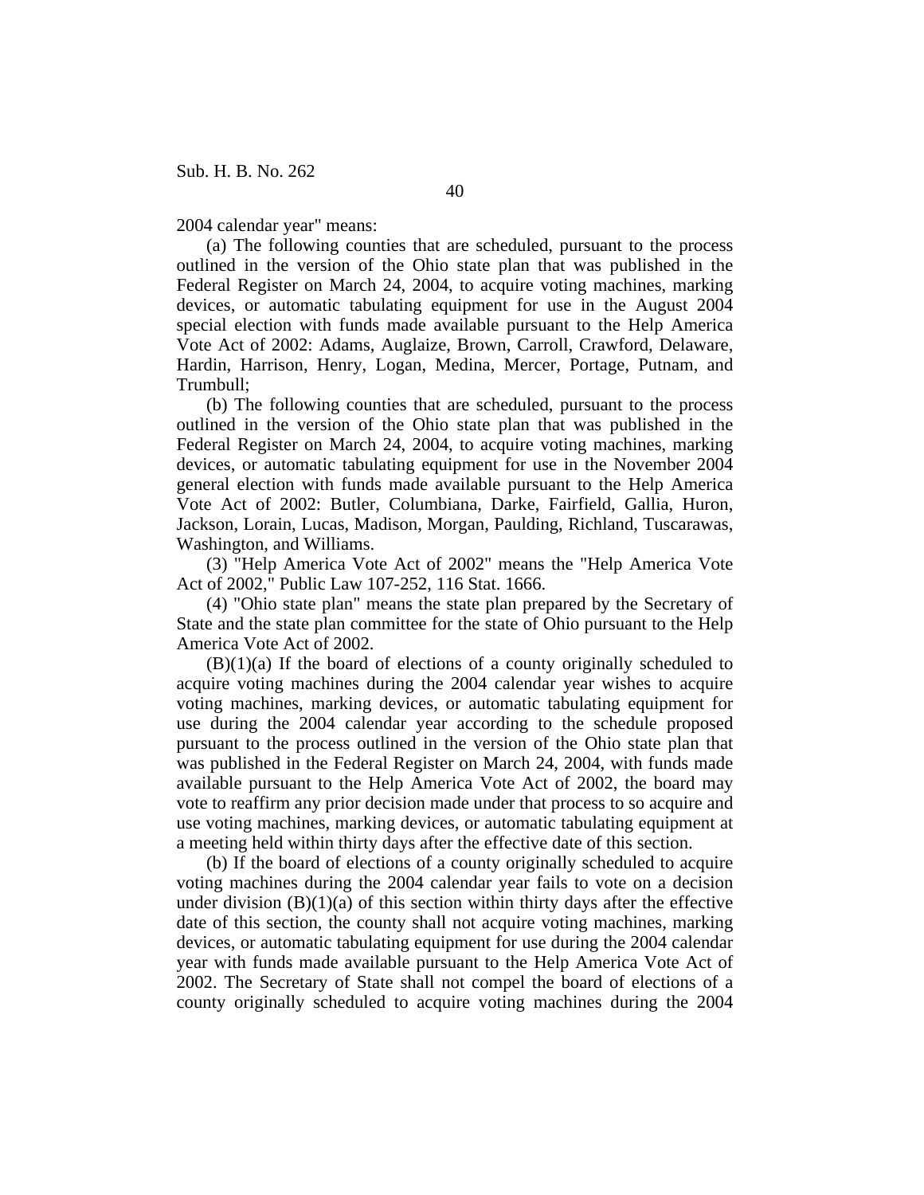2004 calendar year" means:

(a) The following counties that are scheduled, pursuant to the process outlined in the version of the Ohio state plan that was published in the Federal Register on March 24, 2004, to acquire voting machines, marking devices, or automatic tabulating equipment for use in the August 2004 special election with funds made available pursuant to the Help America Vote Act of 2002: Adams, Auglaize, Brown, Carroll, Crawford, Delaware, Hardin, Harrison, Henry, Logan, Medina, Mercer, Portage, Putnam, and Trumbull;

(b) The following counties that are scheduled, pursuant to the process outlined in the version of the Ohio state plan that was published in the Federal Register on March 24, 2004, to acquire voting machines, marking devices, or automatic tabulating equipment for use in the November 2004 general election with funds made available pursuant to the Help America Vote Act of 2002: Butler, Columbiana, Darke, Fairfield, Gallia, Huron, Jackson, Lorain, Lucas, Madison, Morgan, Paulding, Richland, Tuscarawas, Washington, and Williams.

(3) "Help America Vote Act of 2002" means the "Help America Vote Act of 2002," Public Law 107-252, 116 Stat. 1666.

(4) "Ohio state plan" means the state plan prepared by the Secretary of State and the state plan committee for the state of Ohio pursuant to the Help America Vote Act of 2002.

(B)(1)(a) If the board of elections of a county originally scheduled to acquire voting machines during the 2004 calendar year wishes to acquire voting machines, marking devices, or automatic tabulating equipment for use during the 2004 calendar year according to the schedule proposed pursuant to the process outlined in the version of the Ohio state plan that was published in the Federal Register on March 24, 2004, with funds made available pursuant to the Help America Vote Act of 2002, the board may vote to reaffirm any prior decision made under that process to so acquire and use voting machines, marking devices, or automatic tabulating equipment at a meeting held within thirty days after the effective date of this section.

(b) If the board of elections of a county originally scheduled to acquire voting machines during the 2004 calendar year fails to vote on a decision under division (B)(1)(a) of this section within thirty days after the effective date of this section, the county shall not acquire voting machines, marking devices, or automatic tabulating equipment for use during the 2004 calendar year with funds made available pursuant to the Help America Vote Act of 2002. The Secretary of State shall not compel the board of elections of a county originally scheduled to acquire voting machines during the 2004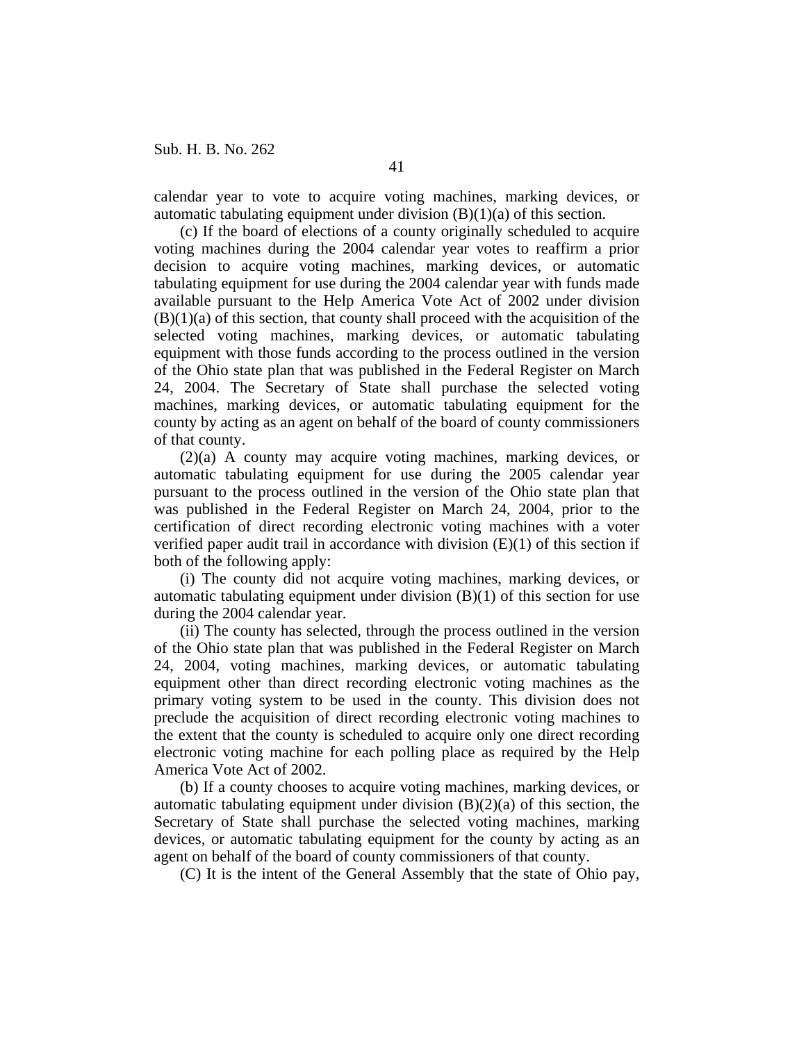calendar year to vote to acquire voting machines, marking devices, or automatic tabulating equipment under division (B)(1)(a) of this section.

(c) If the board of elections of a county originally scheduled to acquire voting machines during the 2004 calendar year votes to reaffirm a prior decision to acquire voting machines, marking devices, or automatic tabulating equipment for use during the 2004 calendar year with funds made available pursuant to the Help America Vote Act of 2002 under division (B)(1)(a) of this section, that county shall proceed with the acquisition of the selected voting machines, marking devices, or automatic tabulating equipment with those funds according to the process outlined in the version of the Ohio state plan that was published in the Federal Register on March 24, 2004. The Secretary of State shall purchase the selected voting machines, marking devices, or automatic tabulating equipment for the county by acting as an agent on behalf of the board of county commissioners of that county.

(2)(a) A county may acquire voting machines, marking devices, or automatic tabulating equipment for use during the 2005 calendar year pursuant to the process outlined in the version of the Ohio state plan that was published in the Federal Register on March 24, 2004, prior to the certification of direct recording electronic voting machines with a voter verified paper audit trail in accordance with division (E)(1) of this section if both of the following apply:

(i) The county did not acquire voting machines, marking devices, or automatic tabulating equipment under division (B)(1) of this section for use during the 2004 calendar year.

(ii) The county has selected, through the process outlined in the version of the Ohio state plan that was published in the Federal Register on March 24, 2004, voting machines, marking devices, or automatic tabulating equipment other than direct recording electronic voting machines as the primary voting system to be used in the county. This division does not preclude the acquisition of direct recording electronic voting machines to the extent that the county is scheduled to acquire only one direct recording electronic voting machine for each polling place as required by the Help America Vote Act of 2002.

(b) If a county chooses to acquire voting machines, marking devices, or automatic tabulating equipment under division (B)(2)(a) of this section, the Secretary of State shall purchase the selected voting machines, marking devices, or automatic tabulating equipment for the county by acting as an agent on behalf of the board of county commissioners of that county.

(C) It is the intent of the General Assembly that the state of Ohio pay,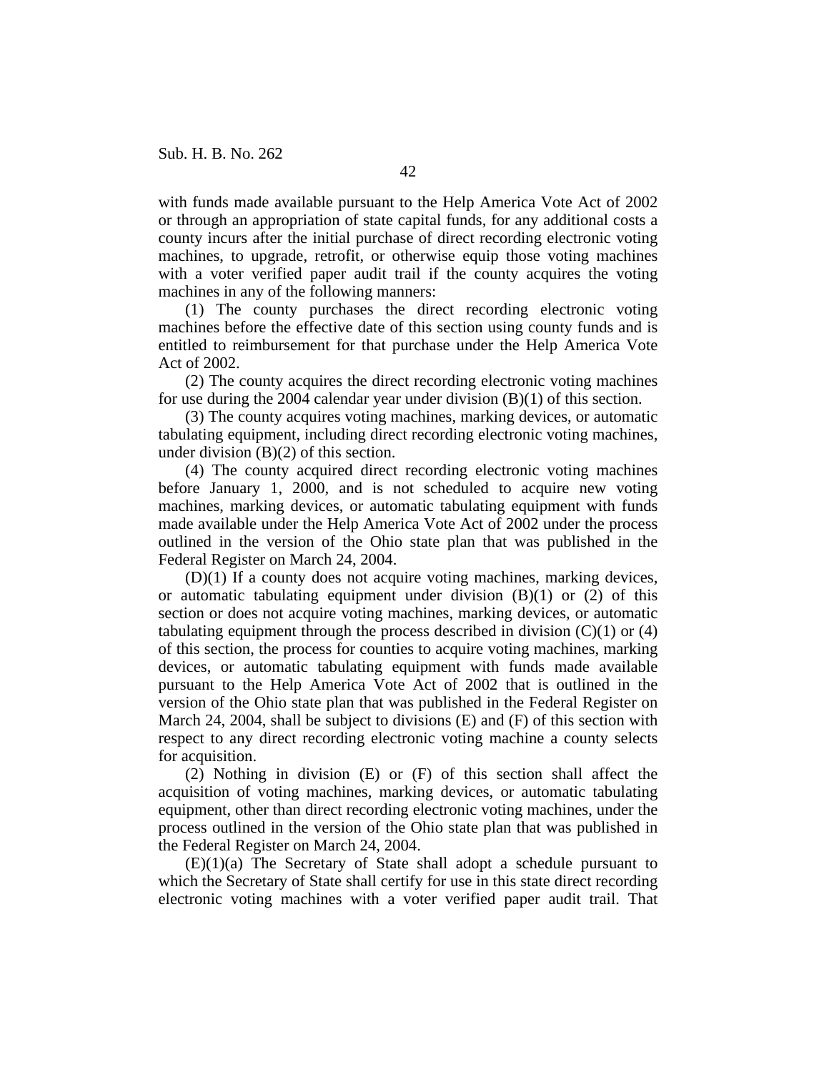with funds made available pursuant to the Help America Vote Act of 2002 or through an appropriation of state capital funds, for any additional costs a county incurs after the initial purchase of direct recording electronic voting machines, to upgrade, retrofit, or otherwise equip those voting machines with a voter verified paper audit trail if the county acquires the voting machines in any of the following manners:

(1) The county purchases the direct recording electronic voting machines before the effective date of this section using county funds and is entitled to reimbursement for that purchase under the Help America Vote Act of 2002.

(2) The county acquires the direct recording electronic voting machines for use during the 2004 calendar year under division (B)(1) of this section.

(3) The county acquires voting machines, marking devices, or automatic tabulating equipment, including direct recording electronic voting machines, under division (B)(2) of this section.

(4) The county acquired direct recording electronic voting machines before January 1, 2000, and is not scheduled to acquire new voting machines, marking devices, or automatic tabulating equipment with funds made available under the Help America Vote Act of 2002 under the process outlined in the version of the Ohio state plan that was published in the Federal Register on March 24, 2004.

(D)(1) If a county does not acquire voting machines, marking devices, or automatic tabulating equipment under division (B)(1) or (2) of this section or does not acquire voting machines, marking devices, or automatic tabulating equipment through the process described in division (C)(1) or (4) of this section, the process for counties to acquire voting machines, marking devices, or automatic tabulating equipment with funds made available pursuant to the Help America Vote Act of 2002 that is outlined in the version of the Ohio state plan that was published in the Federal Register on March 24, 2004, shall be subject to divisions (E) and (F) of this section with respect to any direct recording electronic voting machine a county selects for acquisition.

(2) Nothing in division (E) or (F) of this section shall affect the acquisition of voting machines, marking devices, or automatic tabulating equipment, other than direct recording electronic voting machines, under the process outlined in the version of the Ohio state plan that was published in the Federal Register on March 24, 2004.

(E)(1)(a) The Secretary of State shall adopt a schedule pursuant to which the Secretary of State shall certify for use in this state direct recording electronic voting machines with a voter verified paper audit trail. That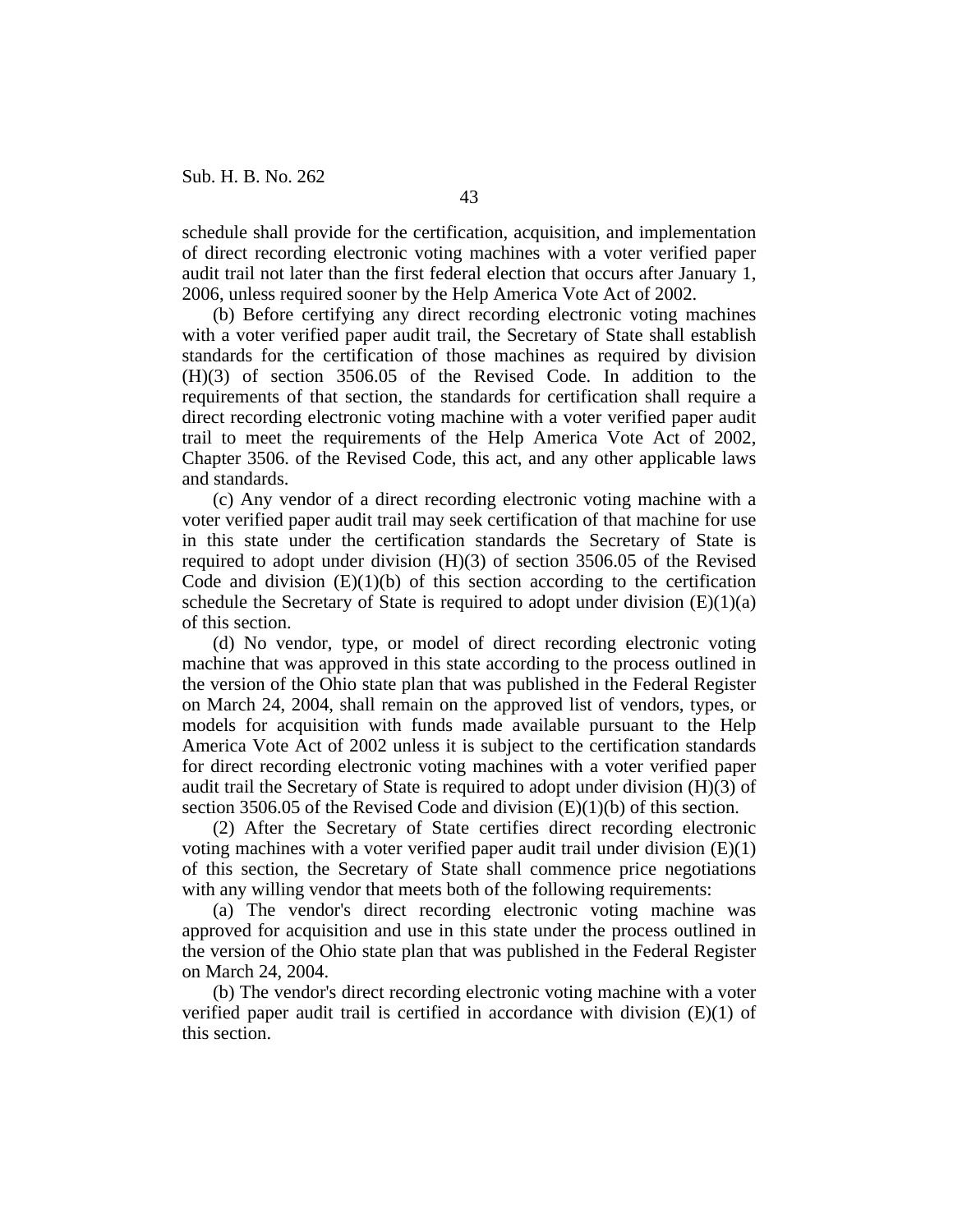schedule shall provide for the certification, acquisition, and implementation of direct recording electronic voting machines with a voter verified paper audit trail not later than the first federal election that occurs after January 1, 2006, unless required sooner by the Help America Vote Act of 2002.

(b) Before certifying any direct recording electronic voting machines with a voter verified paper audit trail, the Secretary of State shall establish standards for the certification of those machines as required by division (H)(3) of section 3506.05 of the Revised Code. In addition to the requirements of that section, the standards for certification shall require a direct recording electronic voting machine with a voter verified paper audit trail to meet the requirements of the Help America Vote Act of 2002, Chapter 3506. of the Revised Code, this act, and any other applicable laws and standards.

(c) Any vendor of a direct recording electronic voting machine with a voter verified paper audit trail may seek certification of that machine for use in this state under the certification standards the Secretary of State is required to adopt under division (H)(3) of section 3506.05 of the Revised Code and division (E)(1)(b) of this section according to the certification schedule the Secretary of State is required to adopt under division (E)(1)(a) of this section.

(d) No vendor, type, or model of direct recording electronic voting machine that was approved in this state according to the process outlined in the version of the Ohio state plan that was published in the Federal Register on March 24, 2004, shall remain on the approved list of vendors, types, or models for acquisition with funds made available pursuant to the Help America Vote Act of 2002 unless it is subject to the certification standards for direct recording electronic voting machines with a voter verified paper audit trail the Secretary of State is required to adopt under division (H)(3) of section 3506.05 of the Revised Code and division (E)(1)(b) of this section.

(2) After the Secretary of State certifies direct recording electronic voting machines with a voter verified paper audit trail under division (E)(1) of this section, the Secretary of State shall commence price negotiations with any willing vendor that meets both of the following requirements:

(a) The vendor's direct recording electronic voting machine was approved for acquisition and use in this state under the process outlined in the version of the Ohio state plan that was published in the Federal Register on March 24, 2004.

(b) The vendor's direct recording electronic voting machine with a voter verified paper audit trail is certified in accordance with division (E)(1) of this section.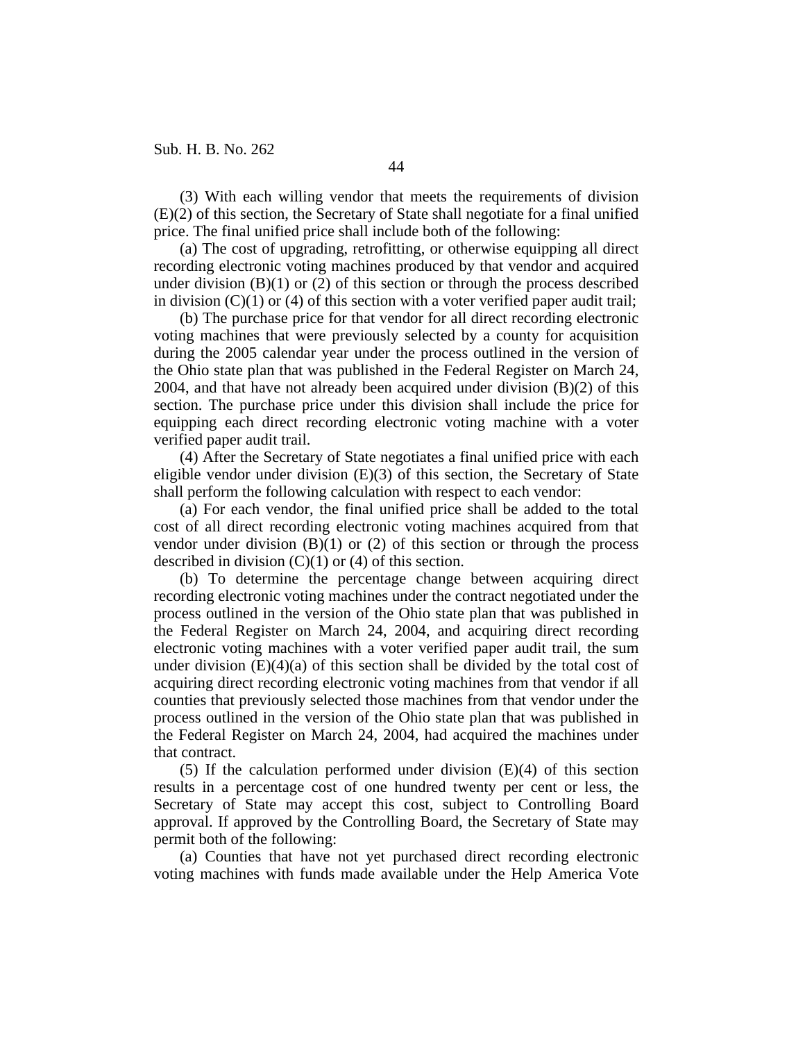(3) With each willing vendor that meets the requirements of division (E)(2) of this section, the Secretary of State shall negotiate for a final unified price. The final unified price shall include both of the following:

(a) The cost of upgrading, retrofitting, or otherwise equipping all direct recording electronic voting machines produced by that vendor and acquired under division (B)(1) or (2) of this section or through the process described in division (C)(1) or (4) of this section with a voter verified paper audit trail;

(b) The purchase price for that vendor for all direct recording electronic voting machines that were previously selected by a county for acquisition during the 2005 calendar year under the process outlined in the version of the Ohio state plan that was published in the Federal Register on March 24, 2004, and that have not already been acquired under division (B)(2) of this section. The purchase price under this division shall include the price for equipping each direct recording electronic voting machine with a voter verified paper audit trail.

(4) After the Secretary of State negotiates a final unified price with each eligible vendor under division (E)(3) of this section, the Secretary of State shall perform the following calculation with respect to each vendor:

(a) For each vendor, the final unified price shall be added to the total cost of all direct recording electronic voting machines acquired from that vendor under division (B)(1) or (2) of this section or through the process described in division (C)(1) or (4) of this section.

(b) To determine the percentage change between acquiring direct recording electronic voting machines under the contract negotiated under the process outlined in the version of the Ohio state plan that was published in the Federal Register on March 24, 2004, and acquiring direct recording electronic voting machines with a voter verified paper audit trail, the sum under division (E)(4)(a) of this section shall be divided by the total cost of acquiring direct recording electronic voting machines from that vendor if all counties that previously selected those machines from that vendor under the process outlined in the version of the Ohio state plan that was published in the Federal Register on March 24, 2004, had acquired the machines under that contract.

(5) If the calculation performed under division (E)(4) of this section results in a percentage cost of one hundred twenty per cent or less, the Secretary of State may accept this cost, subject to Controlling Board approval. If approved by the Controlling Board, the Secretary of State may permit both of the following:

(a) Counties that have not yet purchased direct recording electronic voting machines with funds made available under the Help America Vote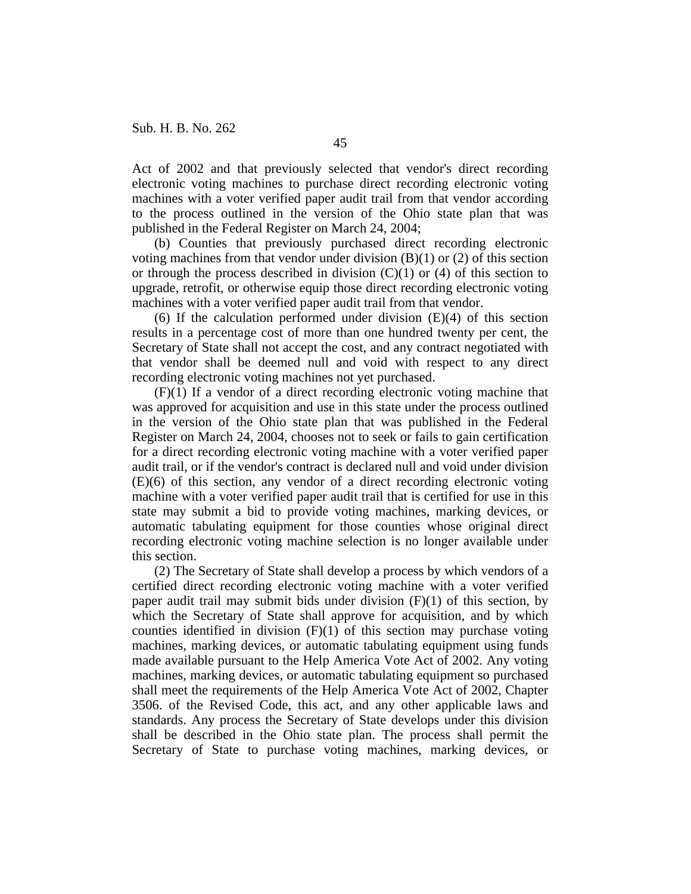Act of 2002 and that previously selected that vendor's direct recording electronic voting machines to purchase direct recording electronic voting machines with a voter verified paper audit trail from that vendor according to the process outlined in the version of the Ohio state plan that was published in the Federal Register on March 24, 2004;

(b) Counties that previously purchased direct recording electronic voting machines from that vendor under division (B)(1) or (2) of this section or through the process described in division (C)(1) or (4) of this section to upgrade, retrofit, or otherwise equip those direct recording electronic voting machines with a voter verified paper audit trail from that vendor.

(6) If the calculation performed under division (E)(4) of this section results in a percentage cost of more than one hundred twenty per cent, the Secretary of State shall not accept the cost, and any contract negotiated with that vendor shall be deemed null and void with respect to any direct recording electronic voting machines not yet purchased.

(F)(1) If a vendor of a direct recording electronic voting machine that was approved for acquisition and use in this state under the process outlined in the version of the Ohio state plan that was published in the Federal Register on March 24, 2004, chooses not to seek or fails to gain certification for a direct recording electronic voting machine with a voter verified paper audit trail, or if the vendor's contract is declared null and void under division (E)(6) of this section, any vendor of a direct recording electronic voting machine with a voter verified paper audit trail that is certified for use in this state may submit a bid to provide voting machines, marking devices, or automatic tabulating equipment for those counties whose original direct recording electronic voting machine selection is no longer available under this section.

(2) The Secretary of State shall develop a process by which vendors of a certified direct recording electronic voting machine with a voter verified paper audit trail may submit bids under division (F)(1) of this section, by which the Secretary of State shall approve for acquisition, and by which counties identified in division (F)(1) of this section may purchase voting machines, marking devices, or automatic tabulating equipment using funds made available pursuant to the Help America Vote Act of 2002. Any voting machines, marking devices, or automatic tabulating equipment so purchased shall meet the requirements of the Help America Vote Act of 2002, Chapter 3506. of the Revised Code, this act, and any other applicable laws and standards. Any process the Secretary of State develops under this division shall be described in the Ohio state plan. The process shall permit the Secretary of State to purchase voting machines, marking devices, or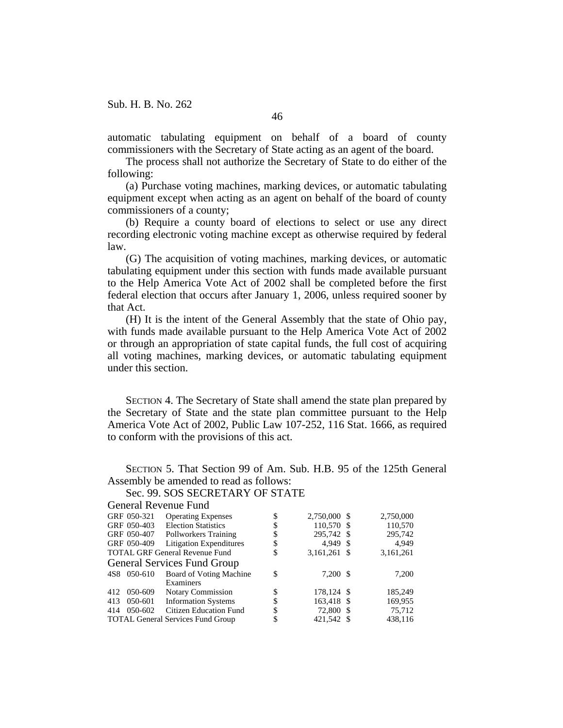automatic tabulating equipment on behalf of a board of county commissioners with the Secretary of State acting as an agent of the board.

The process shall not authorize the Secretary of State to do either of the following:

(a) Purchase voting machines, marking devices, or automatic tabulating equipment except when acting as an agent on behalf of the board of county commissioners of a county;

(b) Require a county board of elections to select or use any direct recording electronic voting machine except as otherwise required by federal law.

(G) The acquisition of voting machines, marking devices, or automatic tabulating equipment under this section with funds made available pursuant to the Help America Vote Act of 2002 shall be completed before the first federal election that occurs after January 1, 2006, unless required sooner by that Act.

(H) It is the intent of the General Assembly that the state of Ohio pay, with funds made available pursuant to the Help America Vote Act of 2002 or through an appropriation of state capital funds, the full cost of acquiring all voting machines, marking devices, or automatic tabulating equipment under this section.

SECTION 4. The Secretary of State shall amend the state plan prepared by the Secretary of State and the state plan committee pursuant to the Help America Vote Act of 2002, Public Law 107-252, 116 Stat. 1666, as required to conform with the provisions of this act.

SECTION 5. That Section 99 of Am. Sub. H.B. 95 of the 125th General Assembly be amended to read as follows:

Sec. 99. SOS SECRETARY OF STATE

| | | | | | |
|---|---|---|---|---|---|
| **General Revenue Fund** | | | | | |
| GRF 050-321 | Operating Expenses | $ | 2,750,000 | $ | 2,750,000 |
| GRF 050-403 | Election Statistics | $ | 110,570 | $ | 110,570 |
| GRF 050-407 | Pollworkers Training | $ | 295,742 | $ | 295,742 |
| GRF 050-409 | Litigation Expenditures | $ | 4,949 | $ | 4,949 |
| TOTAL GRF General Revenue Fund | | $ | 3,161,261 | $ | 3,161,261 |
| **General Services Fund Group** | | | | | |
| 4S8 050-610 | Board of Voting Machine Examiners | $ | 7,200 | $ | 7,200 |
| 412 050-609 | Notary Commission | $ | 178,124 | $ | 185,249 |
| 413 050-601 | Information Systems | $ | 163,418 | $ | 169,955 |
| 414 050-602 | Citizen Education Fund | $ | 72,800 | $ | 75,712 |
| TOTAL General Services Fund Group | | $ | 421,542 | $ | 438,116 |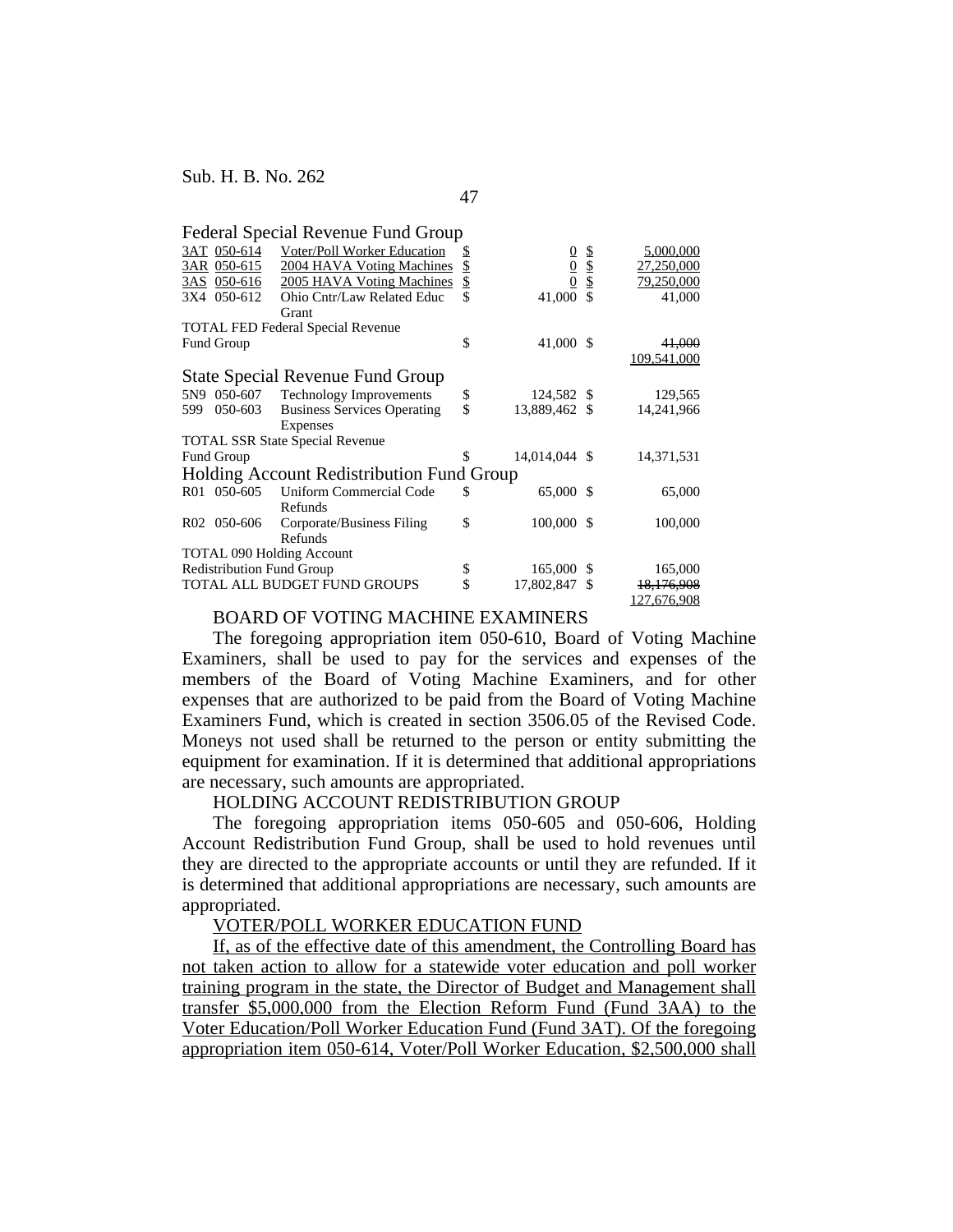Sub. H. B. No. 262

### Federal Special Revenue Fund Group

| | | | | | | |
|---|---|---|---|---|---|---|
| 3AT | 050-614 | Voter/Poll Worker Education | $ | 0 | $ | 5,000,000 |
| 3AR | 050-615 | 2004 HAVA Voting Machines | $ | 0 | $ | 27,250,000 |
| 3AS | 050-616 | 2005 HAVA Voting Machines | $ | 0 | $ | 79,250,000 |
| 3X4 | 050-612 | Ohio Cntr/Law Related Educ Grant | $ | 41,000 | $ | 41,000 |
| TOTAL FED Federal Special Revenue Fund Group | | | $ | 41,000 | $ | ~~41,000~~ 109,541,000 |

### State Special Revenue Fund Group

| | | | | | | |
|---|---|---|---|---|---|---|
| 5N9 | 050-607 | Technology Improvements | $ | 124,582 | $ | 129,565 |
| 599 | 050-603 | Business Services Operating Expenses | $ | 13,889,462 | $ | 14,241,966 |
| TOTAL SSR State Special Revenue Fund Group | | | $ | 14,014,044 | $ | 14,371,531 |

### Holding Account Redistribution Fund Group

| | | | | | | |
|---|---|---|---|---|---|---|
| R01 | 050-605 | Uniform Commercial Code Refunds | $ | 65,000 | $ | 65,000 |
| R02 | 050-606 | Corporate/Business Filing Refunds | $ | 100,000 | $ | 100,000 |
| TOTAL 090 Holding Account Redistribution Fund Group | | | $ | 165,000 | $ | 165,000 |
| TOTAL ALL BUDGET FUND GROUPS | | | $ | 17,802,847 | $ | ~~18,176,908~~ 127,676,908 |

BOARD OF VOTING MACHINE EXAMINERS

The foregoing appropriation item 050-610, Board of Voting Machine Examiners, shall be used to pay for the services and expenses of the members of the Board of Voting Machine Examiners, and for other expenses that are authorized to be paid from the Board of Voting Machine Examiners Fund, which is created in section 3506.05 of the Revised Code. Moneys not used shall be returned to the person or entity submitting the equipment for examination. If it is determined that additional appropriations are necessary, such amounts are appropriated.

HOLDING ACCOUNT REDISTRIBUTION GROUP

The foregoing appropriation items 050-605 and 050-606, Holding Account Redistribution Fund Group, shall be used to hold revenues until they are directed to the appropriate accounts or until they are refunded. If it is determined that additional appropriations are necessary, such amounts are appropriated.

VOTER/POLL WORKER EDUCATION FUND

If, as of the effective date of this amendment, the Controlling Board has not taken action to allow for a statewide voter education and poll worker training program in the state, the Director of Budget and Management shall transfer $5,000,000 from the Election Reform Fund (Fund 3AA) to the Voter Education/Poll Worker Education Fund (Fund 3AT). Of the foregoing appropriation item 050-614, Voter/Poll Worker Education, $2,500,000 shall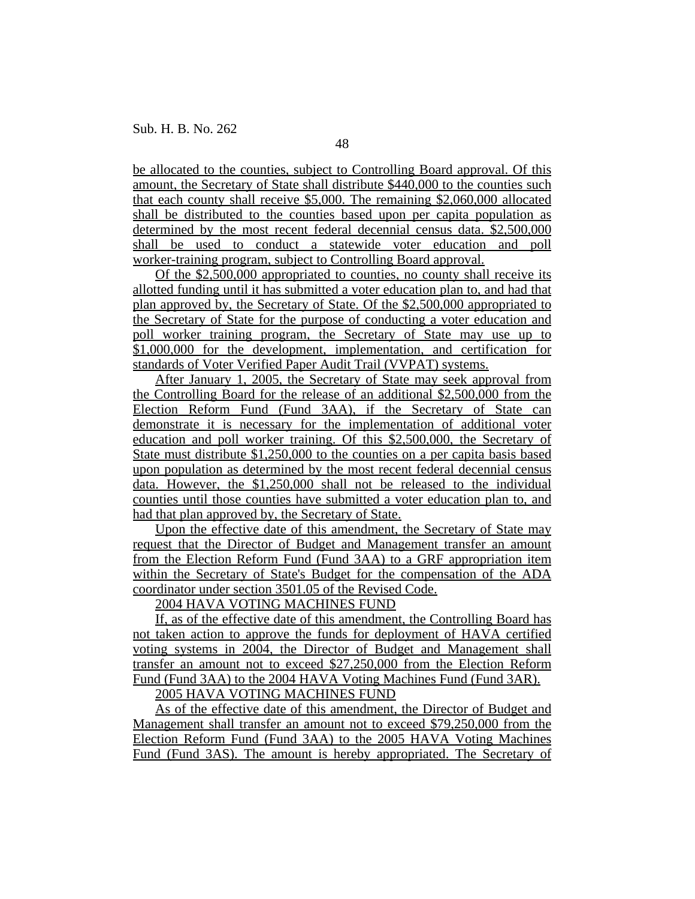be allocated to the counties, subject to Controlling Board approval. Of this amount, the Secretary of State shall distribute $440,000 to the counties such that each county shall receive $5,000. The remaining $2,060,000 allocated shall be distributed to the counties based upon per capita population as determined by the most recent federal decennial census data. $2,500,000 shall be used to conduct a statewide voter education and poll worker-training program, subject to Controlling Board approval.

Of the $2,500,000 appropriated to counties, no county shall receive its allotted funding until it has submitted a voter education plan to, and had that plan approved by, the Secretary of State. Of the $2,500,000 appropriated to the Secretary of State for the purpose of conducting a voter education and poll worker training program, the Secretary of State may use up to $1,000,000 for the development, implementation, and certification for standards of Voter Verified Paper Audit Trail (VVPAT) systems.

After January 1, 2005, the Secretary of State may seek approval from the Controlling Board for the release of an additional $2,500,000 from the Election Reform Fund (Fund 3AA), if the Secretary of State can demonstrate it is necessary for the implementation of additional voter education and poll worker training. Of this $2,500,000, the Secretary of State must distribute $1,250,000 to the counties on a per capita basis based upon population as determined by the most recent federal decennial census data. However, the $1,250,000 shall not be released to the individual counties until those counties have submitted a voter education plan to, and had that plan approved by, the Secretary of State.

Upon the effective date of this amendment, the Secretary of State may request that the Director of Budget and Management transfer an amount from the Election Reform Fund (Fund 3AA) to a GRF appropriation item within the Secretary of State's Budget for the compensation of the ADA coordinator under section 3501.05 of the Revised Code.

2004 HAVA VOTING MACHINES FUND

If, as of the effective date of this amendment, the Controlling Board has not taken action to approve the funds for deployment of HAVA certified voting systems in 2004, the Director of Budget and Management shall transfer an amount not to exceed $27,250,000 from the Election Reform Fund (Fund 3AA) to the 2004 HAVA Voting Machines Fund (Fund 3AR).

2005 HAVA VOTING MACHINES FUND

As of the effective date of this amendment, the Director of Budget and Management shall transfer an amount not to exceed $79,250,000 from the Election Reform Fund (Fund 3AA) to the 2005 HAVA Voting Machines Fund (Fund 3AS). The amount is hereby appropriated. The Secretary of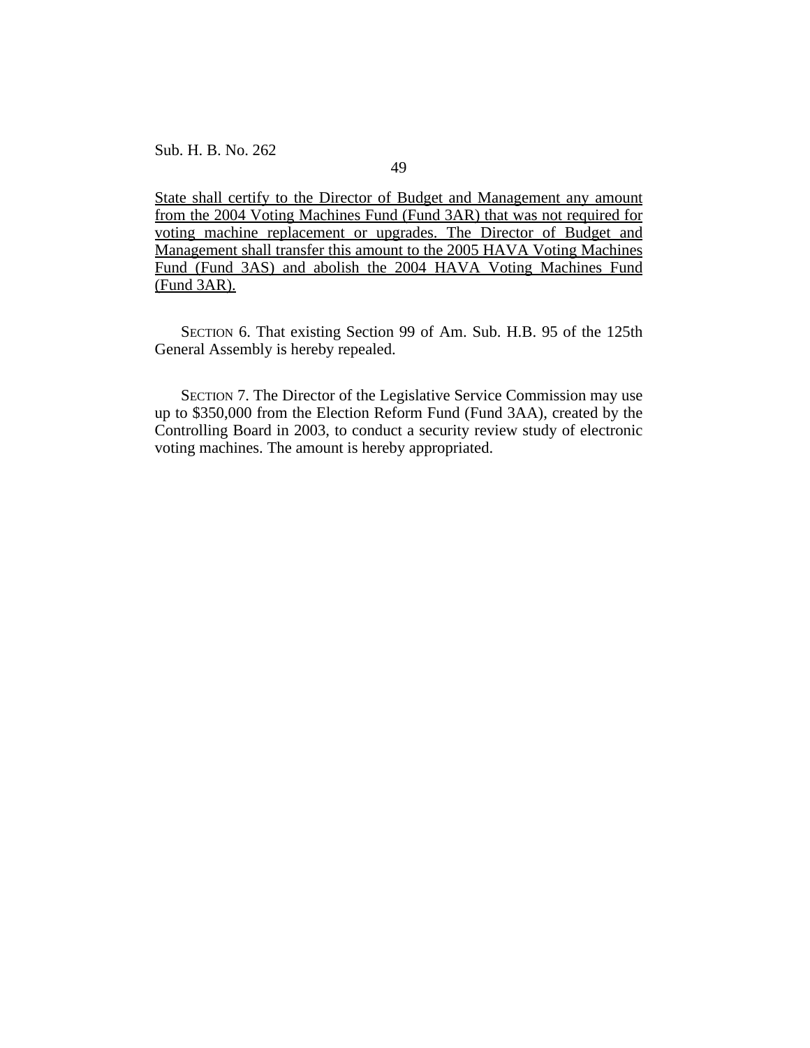State shall certify to the Director of Budget and Management any amount from the 2004 Voting Machines Fund (Fund 3AR) that was not required for voting machine replacement or upgrades. The Director of Budget and Management shall transfer this amount to the 2005 HAVA Voting Machines Fund (Fund 3AS) and abolish the 2004 HAVA Voting Machines Fund (Fund 3AR).

SECTION 6. That existing Section 99 of Am. Sub. H.B. 95 of the 125th General Assembly is hereby repealed.

SECTION 7. The Director of the Legislative Service Commission may use up to $350,000 from the Election Reform Fund (Fund 3AA), created by the Controlling Board in 2003, to conduct a security review study of electronic voting machines. The amount is hereby appropriated.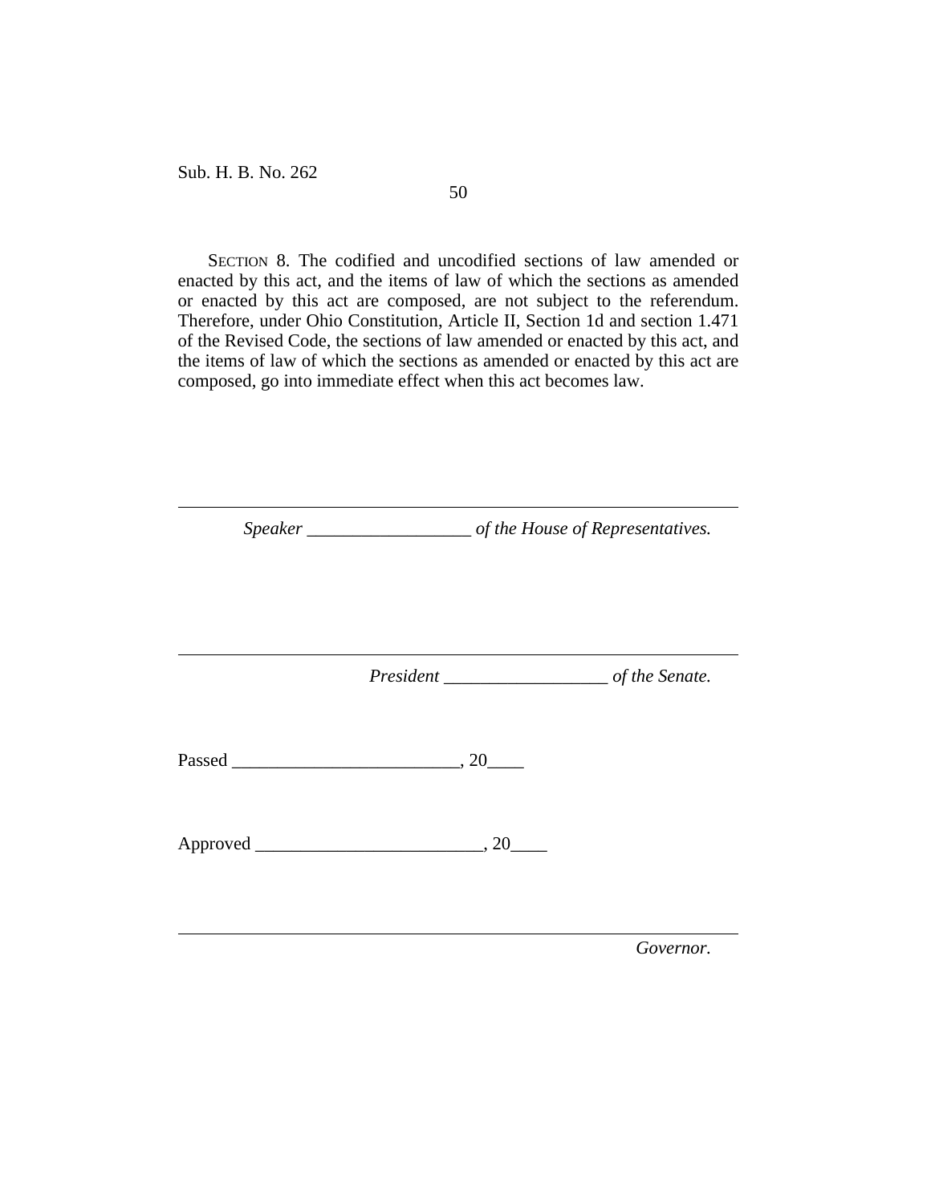SECTION 8. The codified and uncodified sections of law amended or enacted by this act, and the items of law of which the sections as amended or enacted by this act are composed, are not subject to the referendum. Therefore, under Ohio Constitution, Article II, Section 1d and section 1.471 of the Revised Code, the sections of law amended or enacted by this act, and the items of law of which the sections as amended or enacted by this act are composed, go into immediate effect when this act becomes law.

---

*Speaker* __________________ *of the House of Representatives.*

---

*President* __________________ *of the Senate.*

Passed ________________________, 20____

Approved ________________________, 20____

---

*Governor.*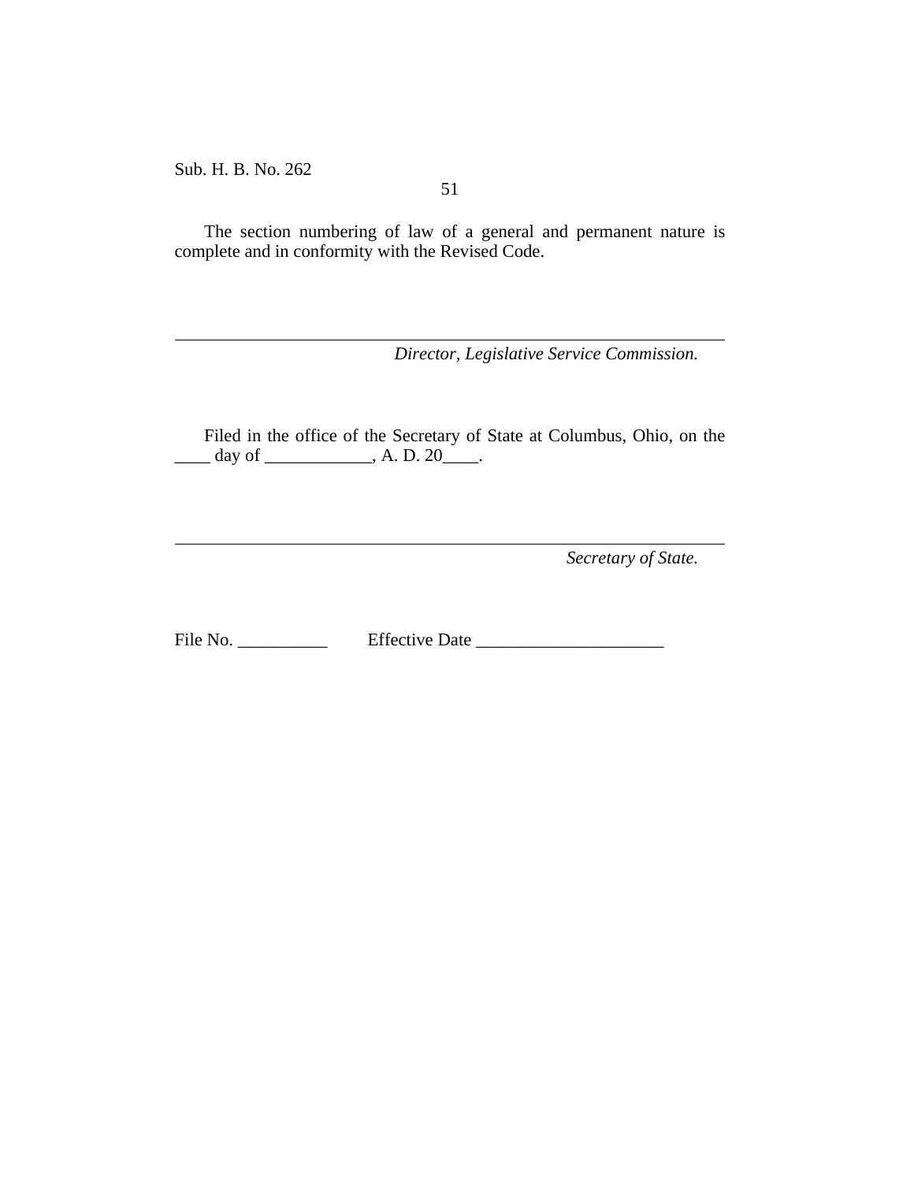The section numbering of law of a general and permanent nature is complete and in conformity with the Revised Code.

\_\_\_\_\_\_\_\_\_\_\_\_\_\_\_\_\_\_\_\_\_\_\_\_\_\_\_\_\_\_\_\_\_\_\_\_\_\_\_\_\_\_\_\_\_\_\_\_\_\_\_\_\_\_\_\_\_\_\_\_

*Director, Legislative Service Commission.*

Filed in the office of the Secretary of State at Columbus, Ohio, on the ____ day of ____________, A. D. 20____.

\_\_\_\_\_\_\_\_\_\_\_\_\_\_\_\_\_\_\_\_\_\_\_\_\_\_\_\_\_\_\_\_\_\_\_\_\_\_\_\_\_\_\_\_\_\_\_\_\_\_\_\_\_\_\_\_\_\_\_\_

*Secretary of State.*

File No. __________ Effective Date _____________________